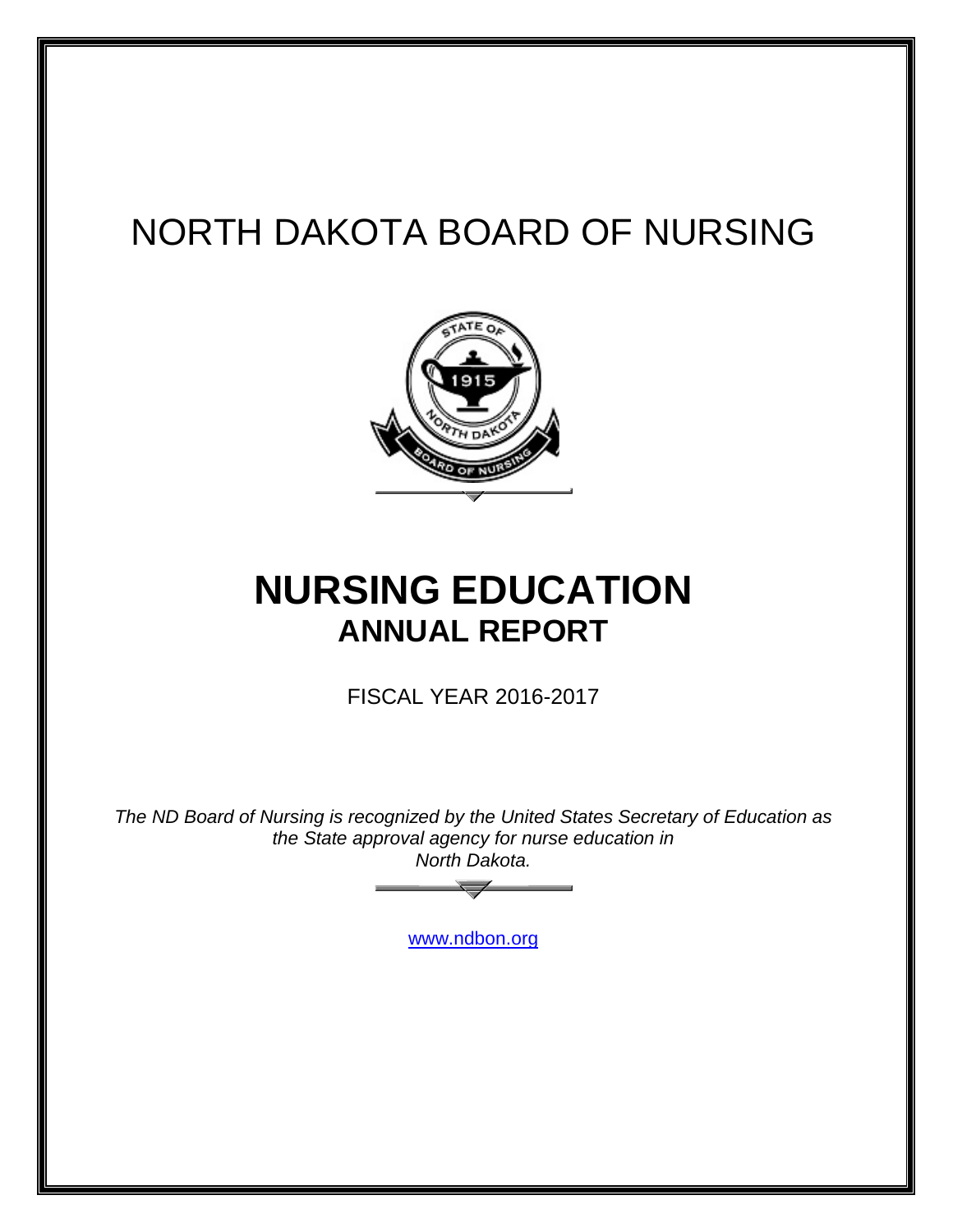# NORTH DAKOTA BOARD OF NURSING

# NURSING EDUCATION

## ANNUAL REPORT

FISCAL YEAR 2016-2017

*The ND Board of Nursing is recognized by the United States Secretary of Education as the State approval agency for nurse education in North Dakota.*

www.ndbon.org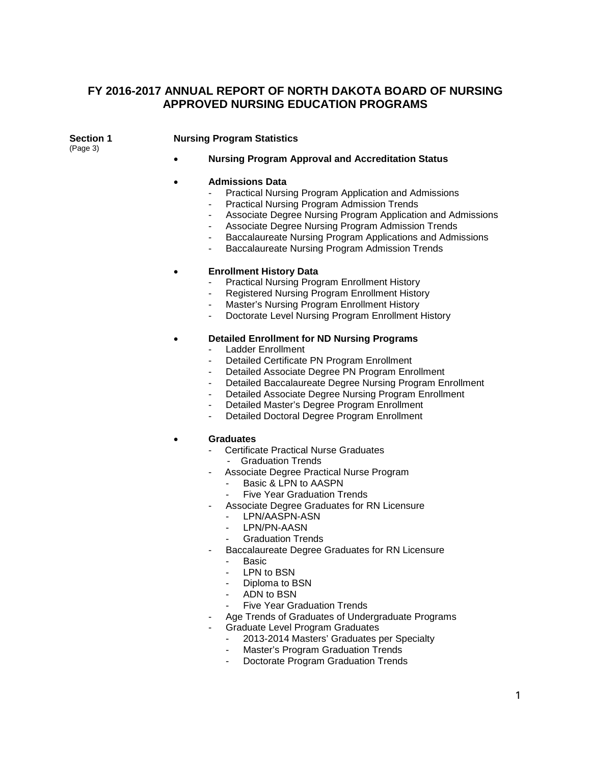## FY 2016-2017 ANNUAL REPORT OF NORTH DAKOTA BOARD OF NURSING APPROVED NURSING EDUCATION PROGRAMS

**Section 1** (Page 3)

**Nursing Program Statistics**

- **Nursing Program Approval and Accreditation Status**

- **Admissions Data**
  - Practical Nursing Program Application and Admissions
  - Practical Nursing Program Admission Trends
  - Associate Degree Nursing Program Application and Admissions
  - Associate Degree Nursing Program Admission Trends
  - Baccalaureate Nursing Program Applications and Admissions
  - Baccalaureate Nursing Program Admission Trends

- **Enrollment History Data**
  - Practical Nursing Program Enrollment History
  - Registered Nursing Program Enrollment History
  - Master's Nursing Program Enrollment History
  - Doctorate Level Nursing Program Enrollment History

- **Detailed Enrollment for ND Nursing Programs**
  - Ladder Enrollment
  - Detailed Certificate PN Program Enrollment
  - Detailed Associate Degree PN Program Enrollment
  - Detailed Baccalaureate Degree Nursing Program Enrollment
  - Detailed Associate Degree Nursing Program Enrollment
  - Detailed Master's Degree Program Enrollment
  - Detailed Doctoral Degree Program Enrollment

- **Graduates**
  - Certificate Practical Nurse Graduates
    - Graduation Trends
  - Associate Degree Practical Nurse Program
    - Basic & LPN to AASPN
    - Five Year Graduation Trends
  - Associate Degree Graduates for RN Licensure
    - LPN/AASPN-ASN
    - LPN/PN-AASN
    - Graduation Trends
  - Baccalaureate Degree Graduates for RN Licensure
    - Basic
    - LPN to BSN
    - Diploma to BSN
    - ADN to BSN
    - Five Year Graduation Trends
  - Age Trends of Graduates of Undergraduate Programs
  - Graduate Level Program Graduates
    - 2013-2014 Masters' Graduates per Specialty
    - Master's Program Graduation Trends
    - Doctorate Program Graduation Trends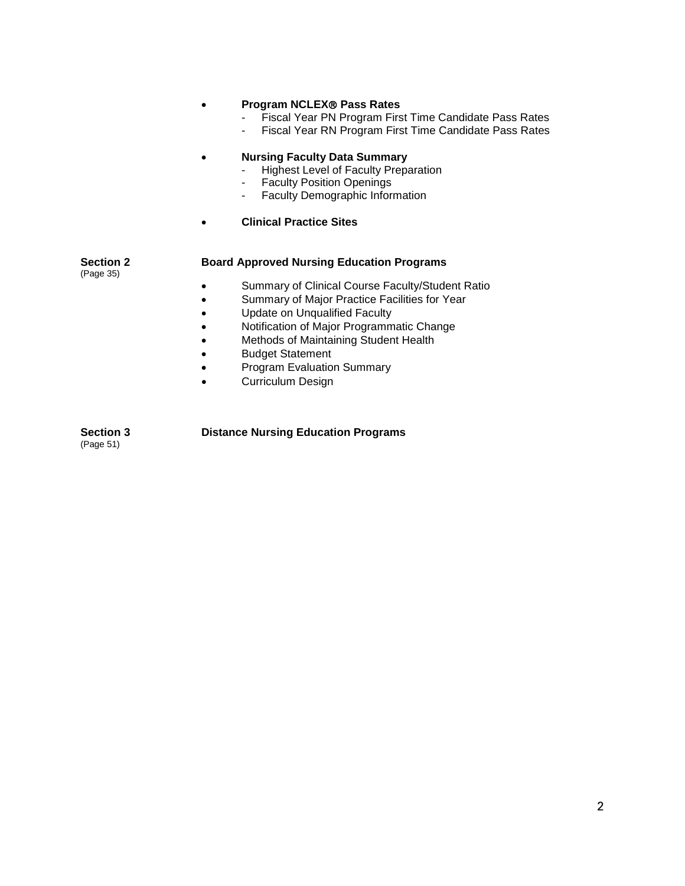- **Program NCLEX® Pass Rates**
  - Fiscal Year PN Program First Time Candidate Pass Rates
  - Fiscal Year RN Program First Time Candidate Pass Rates

- **Nursing Faculty Data Summary**
  - Highest Level of Faculty Preparation
  - Faculty Position Openings
  - Faculty Demographic Information

- **Clinical Practice Sites**

**Section 2** (Page 35) **Board Approved Nursing Education Programs**

- Summary of Clinical Course Faculty/Student Ratio
- Summary of Major Practice Facilities for Year
- Update on Unqualified Faculty
- Notification of Major Programmatic Change
- Methods of Maintaining Student Health
- Budget Statement
- Program Evaluation Summary
- Curriculum Design

**Section 3** (Page 51) **Distance Nursing Education Programs**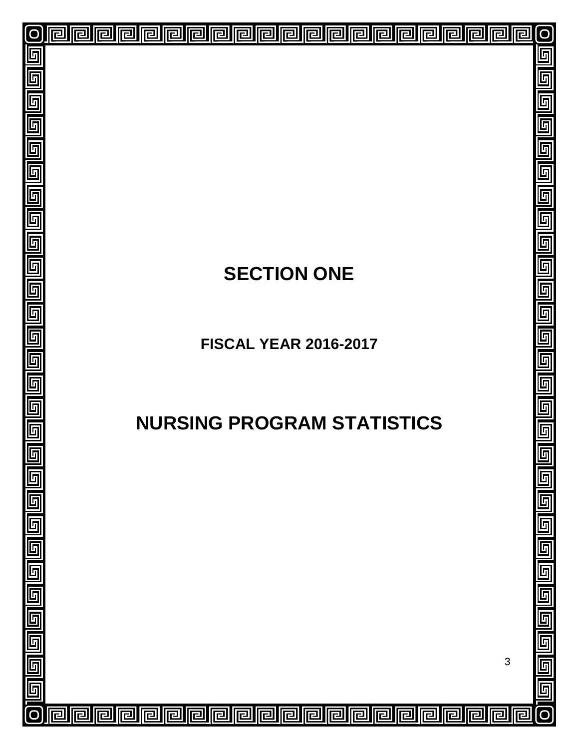# SECTION ONE

## FISCAL YEAR 2016-2017

# NURSING PROGRAM STATISTICS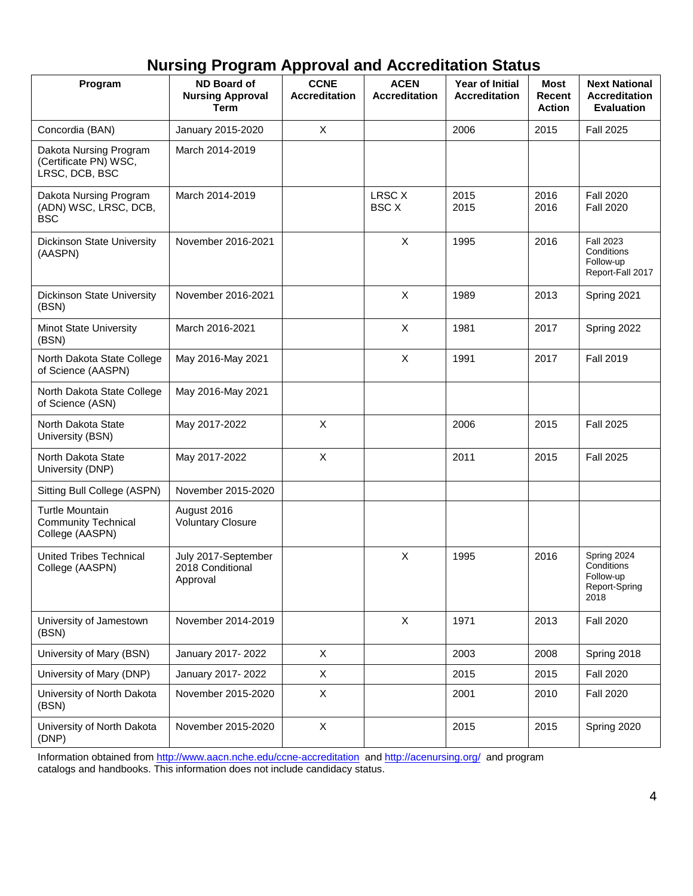# Nursing Program Approval and Accreditation Status

| Program | ND Board of Nursing Approval Term | CCNE Accreditation | ACEN Accreditation | Year of Initial Accreditation | Most Recent Action | Next National Accreditation Evaluation |
|---|---|---|---|---|---|---|
| Concordia (BAN) | January 2015-2020 | X | | 2006 | 2015 | Fall 2025 |
| Dakota Nursing Program (Certificate PN) WSC, LRSC, DCB, BSC | March 2014-2019 | | | | | |
| Dakota Nursing Program (ADN) WSC, LRSC, DCB, BSC | March 2014-2019 | | LRSC X<br>BSC X | 2015<br>2015 | 2016<br>2016 | Fall 2020<br>Fall 2020 |
| Dickinson State University (AASPN) | November 2016-2021 | | X | 1995 | 2016 | Fall 2023 Conditions Follow-up Report-Fall 2017 |
| Dickinson State University (BSN) | November 2016-2021 | | X | 1989 | 2013 | Spring 2021 |
| Minot State University (BSN) | March 2016-2021 | | X | 1981 | 2017 | Spring 2022 |
| North Dakota State College of Science (AASPN) | May 2016-May 2021 | | X | 1991 | 2017 | Fall 2019 |
| North Dakota State College of Science (ASN) | May 2016-May 2021 | | | | | |
| North Dakota State University (BSN) | May 2017-2022 | X | | 2006 | 2015 | Fall 2025 |
| North Dakota State University (DNP) | May 2017-2022 | X | | 2011 | 2015 | Fall 2025 |
| Sitting Bull College (ASPN) | November 2015-2020 | | | | | |
| Turtle Mountain Community Technical College (AASPN) | August 2016 Voluntary Closure | | | | | |
| United Tribes Technical College (AASPN) | July 2017-September 2018 Conditional Approval | | X | 1995 | 2016 | Spring 2024 Conditions Follow-up Report-Spring 2018 |
| University of Jamestown (BSN) | November 2014-2019 | | X | 1971 | 2013 | Fall 2020 |
| University of Mary (BSN) | January 2017- 2022 | X | | 2003 | 2008 | Spring 2018 |
| University of Mary (DNP) | January 2017- 2022 | X | | 2015 | 2015 | Fall 2020 |
| University of North Dakota (BSN) | November 2015-2020 | X | | 2001 | 2010 | Fall 2020 |
| University of North Dakota (DNP) | November 2015-2020 | X | | 2015 | 2015 | Spring 2020 |

Information obtained from http://www.aacn.nche.edu/ccne-accreditation and http://acenursing.org/ and program catalogs and handbooks. This information does not include candidacy status.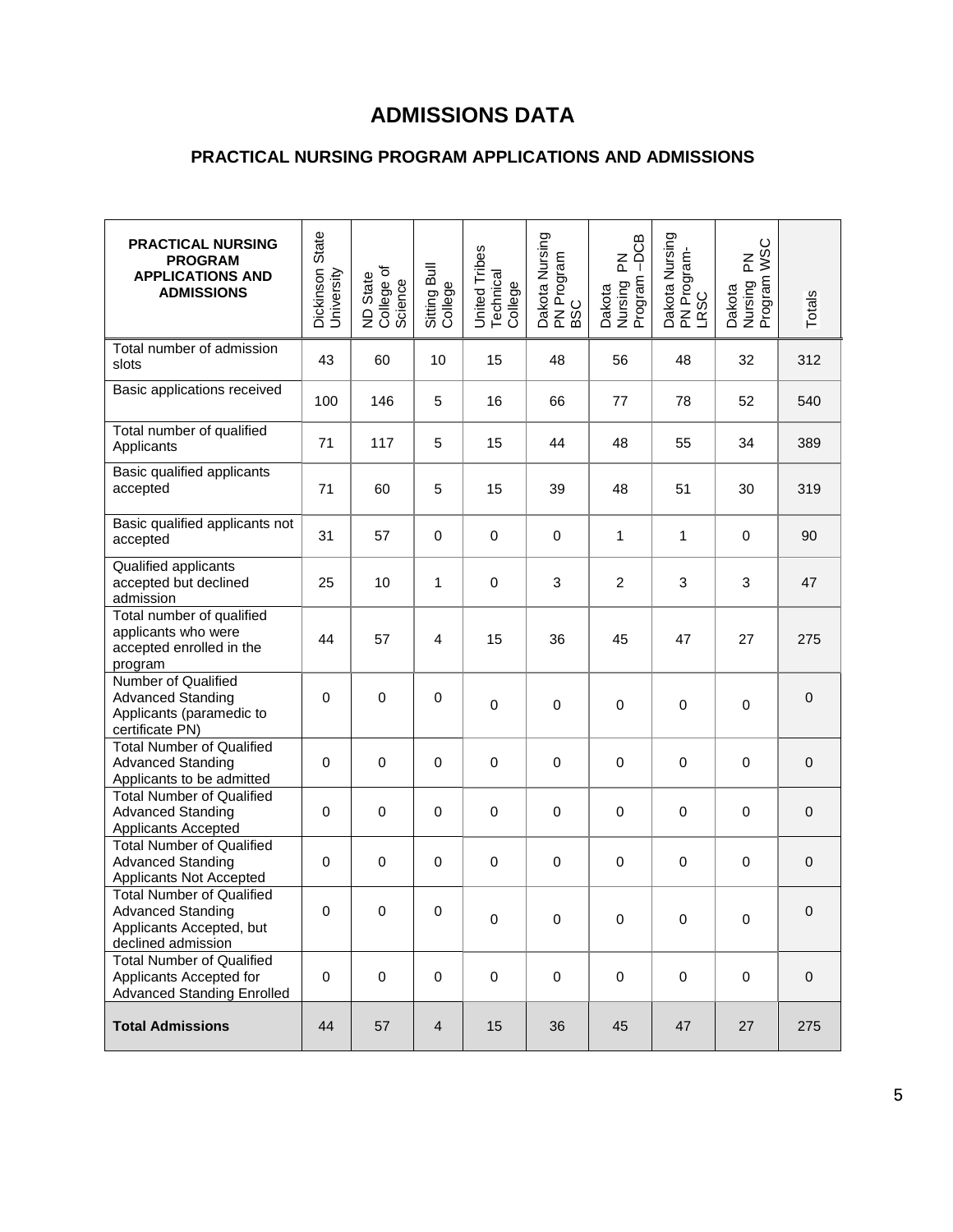# ADMISSIONS DATA

## PRACTICAL NURSING PROGRAM APPLICATIONS AND ADMISSIONS

| PRACTICAL NURSING PROGRAM APPLICATIONS AND ADMISSIONS | Dickinson State University | ND State College of Science | Sitting Bull College | United Tribes Technical College | Dakota Nursing PN Program BSC | Dakota Nursing PN Program –DCB | Dakota Nursing PN Program-LRSC | Dakota Nursing PN Program WSC | Totals |
|---|---|---|---|---|---|---|---|---|---|
| Total number of admission slots | 43 | 60 | 10 | 15 | 48 | 56 | 48 | 32 | 312 |
| Basic applications received | 100 | 146 | 5 | 16 | 66 | 77 | 78 | 52 | 540 |
| Total number of qualified Applicants | 71 | 117 | 5 | 15 | 44 | 48 | 55 | 34 | 389 |
| Basic qualified applicants accepted | 71 | 60 | 5 | 15 | 39 | 48 | 51 | 30 | 319 |
| Basic qualified applicants not accepted | 31 | 57 | 0 | 0 | 0 | 1 | 1 | 0 | 90 |
| Qualified applicants accepted but declined admission | 25 | 10 | 1 | 0 | 3 | 2 | 3 | 3 | 47 |
| Total number of qualified applicants who were accepted enrolled in the program | 44 | 57 | 4 | 15 | 36 | 45 | 47 | 27 | 275 |
| Number of Qualified Advanced Standing Applicants (paramedic to certificate PN) | 0 | 0 | 0 | 0 | 0 | 0 | 0 | 0 | 0 |
| Total Number of Qualified Advanced Standing Applicants to be admitted | 0 | 0 | 0 | 0 | 0 | 0 | 0 | 0 | 0 |
| Total Number of Qualified Advanced Standing Applicants Accepted | 0 | 0 | 0 | 0 | 0 | 0 | 0 | 0 | 0 |
| Total Number of Qualified Advanced Standing Applicants Not Accepted | 0 | 0 | 0 | 0 | 0 | 0 | 0 | 0 | 0 |
| Total Number of Qualified Advanced Standing Applicants Accepted, but declined admission | 0 | 0 | 0 | 0 | 0 | 0 | 0 | 0 | 0 |
| Total Number of Qualified Applicants Accepted for Advanced Standing Enrolled | 0 | 0 | 0 | 0 | 0 | 0 | 0 | 0 | 0 |
| **Total Admissions** | 44 | 57 | 4 | 15 | 36 | 45 | 47 | 27 | 275 |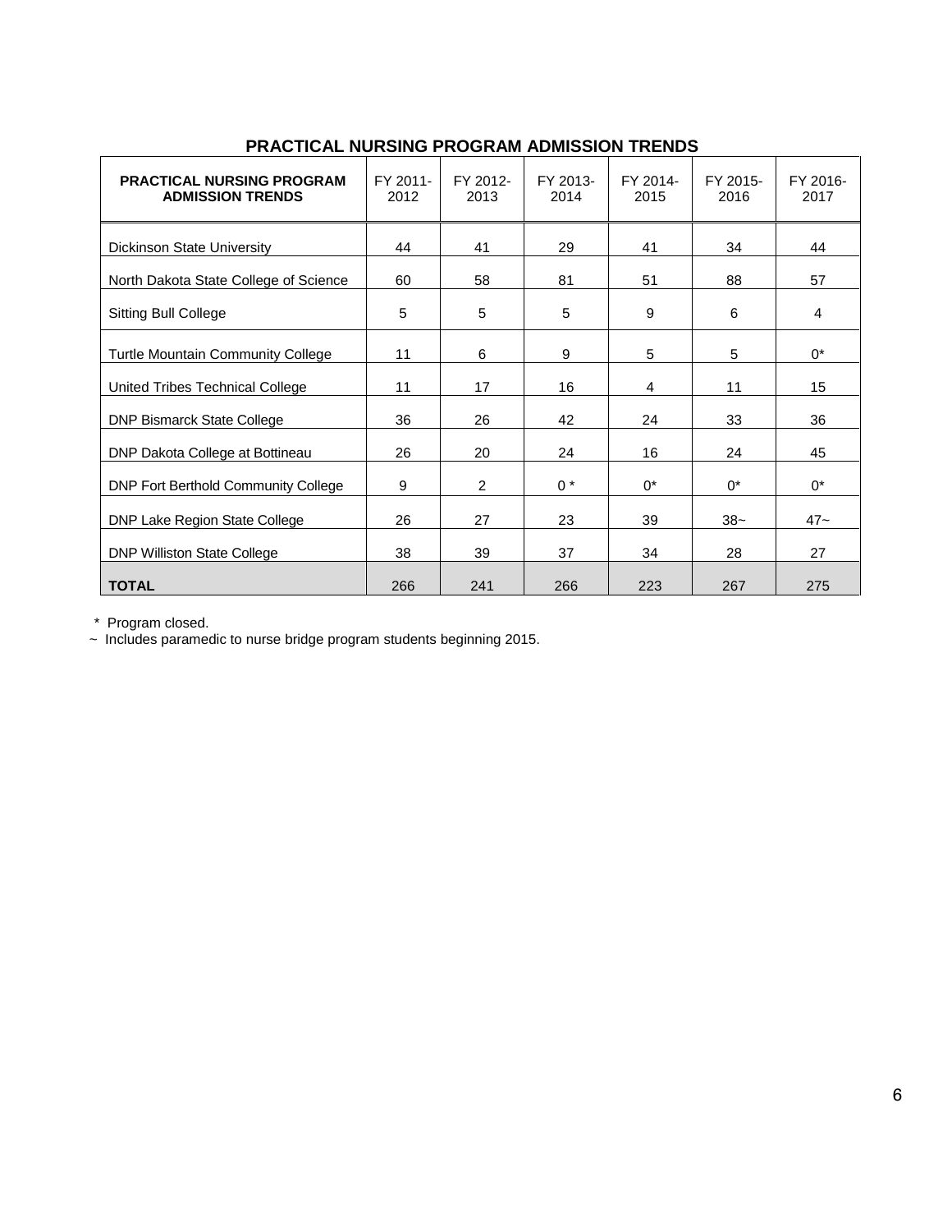## PRACTICAL NURSING PROGRAM ADMISSION TRENDS

| **PRACTICAL NURSING PROGRAM ADMISSION TRENDS** | FY 2011-2012 | FY 2012-2013 | FY 2013-2014 | FY 2014-2015 | FY 2015-2016 | FY 2016-2017 |
|---|---|---|---|---|---|---|
| Dickinson State University | 44 | 41 | 29 | 41 | 34 | 44 |
| North Dakota State College of Science | 60 | 58 | 81 | 51 | 88 | 57 |
| Sitting Bull College | 5 | 5 | 5 | 9 | 6 | 4 |
| Turtle Mountain Community College | 11 | 6 | 9 | 5 | 5 | 0* |
| United Tribes Technical College | 11 | 17 | 16 | 4 | 11 | 15 |
| DNP Bismarck State College | 36 | 26 | 42 | 24 | 33 | 36 |
| DNP Dakota College at Bottineau | 26 | 20 | 24 | 16 | 24 | 45 |
| DNP Fort Berthold Community College | 9 | 2 | 0 * | 0* | 0* | 0* |
| DNP Lake Region State College | 26 | 27 | 23 | 39 | 38~ | 47~ |
| DNP Williston State College | 38 | 39 | 37 | 34 | 28 | 27 |
| **TOTAL** | 266 | 241 | 266 | 223 | 267 | 275 |

\* Program closed.

~ Includes paramedic to nurse bridge program students beginning 2015.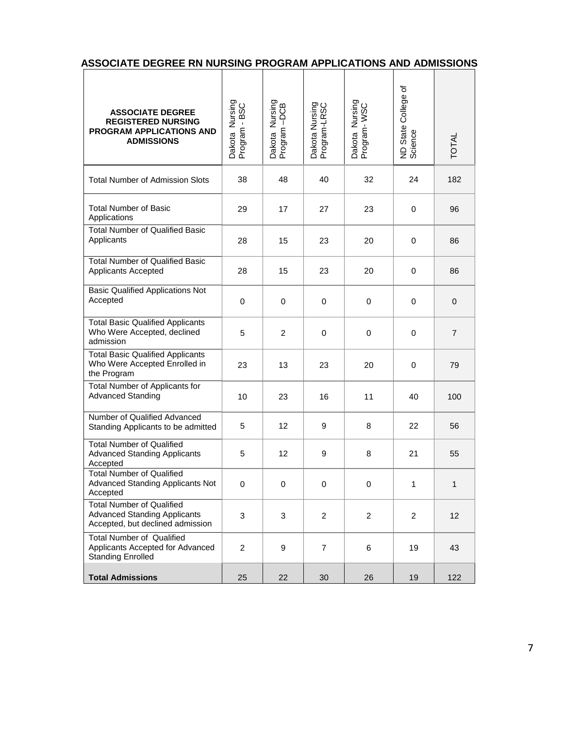## ASSOCIATE DEGREE RN NURSING PROGRAM APPLICATIONS AND ADMISSIONS

| ASSOCIATE DEGREE REGISTERED NURSING PROGRAM APPLICATIONS AND ADMISSIONS | Dakota Nursing Program - BSC | Dakota Nursing Program –DCB | Dakota Nursing Program-LRSC | Dakota Nursing Program- WSC | ND State College of Science | TOTAL |
|---|---|---|---|---|---|---|
| Total Number of Admission Slots | 38 | 48 | 40 | 32 | 24 | 182 |
| Total Number of Basic Applications | 29 | 17 | 27 | 23 | 0 | 96 |
| Total Number of Qualified Basic Applicants | 28 | 15 | 23 | 20 | 0 | 86 |
| Total Number of Qualified Basic Applicants Accepted | 28 | 15 | 23 | 20 | 0 | 86 |
| Basic Qualified Applications Not Accepted | 0 | 0 | 0 | 0 | 0 | 0 |
| Total Basic Qualified Applicants Who Were Accepted, declined admission | 5 | 2 | 0 | 0 | 0 | 7 |
| Total Basic Qualified Applicants Who Were Accepted Enrolled in the Program | 23 | 13 | 23 | 20 | 0 | 79 |
| Total Number of Applicants for Advanced Standing | 10 | 23 | 16 | 11 | 40 | 100 |
| Number of Qualified Advanced Standing Applicants to be admitted | 5 | 12 | 9 | 8 | 22 | 56 |
| Total Number of Qualified Advanced Standing Applicants Accepted | 5 | 12 | 9 | 8 | 21 | 55 |
| Total Number of Qualified Advanced Standing Applicants Not Accepted | 0 | 0 | 0 | 0 | 1 | 1 |
| Total Number of Qualified Advanced Standing Applicants Accepted, but declined admission | 3 | 3 | 2 | 2 | 2 | 12 |
| Total Number of Qualified Applicants Accepted for Advanced Standing Enrolled | 2 | 9 | 7 | 6 | 19 | 43 |
| **Total Admissions** | 25 | 22 | 30 | 26 | 19 | 122 |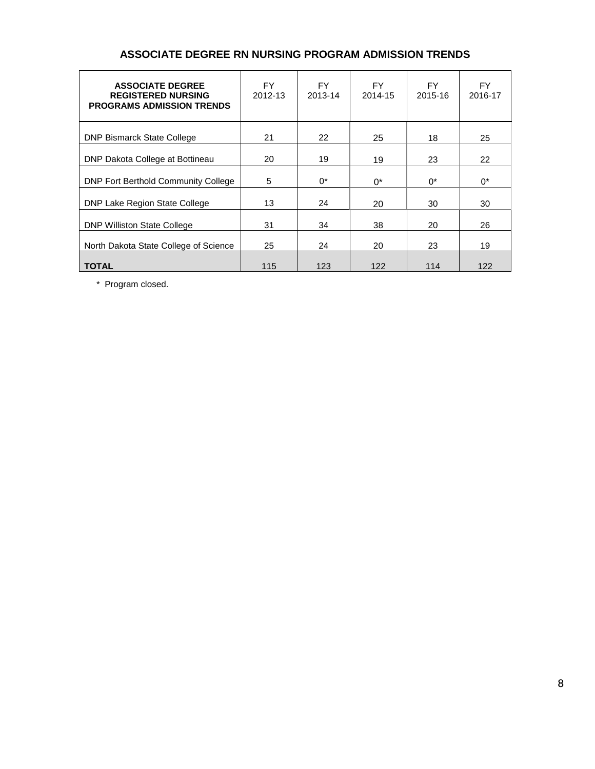## ASSOCIATE DEGREE RN NURSING PROGRAM ADMISSION TRENDS

| **ASSOCIATE DEGREE REGISTERED NURSING PROGRAMS ADMISSION TRENDS** | FY 2012-13 | FY 2013-14 | FY 2014-15 | FY 2015-16 | FY 2016-17 |
|---|---|---|---|---|---|
| DNP Bismarck State College | 21 | 22 | 25 | 18 | 25 |
| DNP Dakota College at Bottineau | 20 | 19 | 19 | 23 | 22 |
| DNP Fort Berthold Community College | 5 | 0* | 0* | 0* | 0* |
| DNP Lake Region State College | 13 | 24 | 20 | 30 | 30 |
| DNP Williston State College | 31 | 34 | 38 | 20 | 26 |
| North Dakota State College of Science | 25 | 24 | 20 | 23 | 19 |
| **TOTAL** | 115 | 123 | 122 | 114 | 122 |

\* Program closed.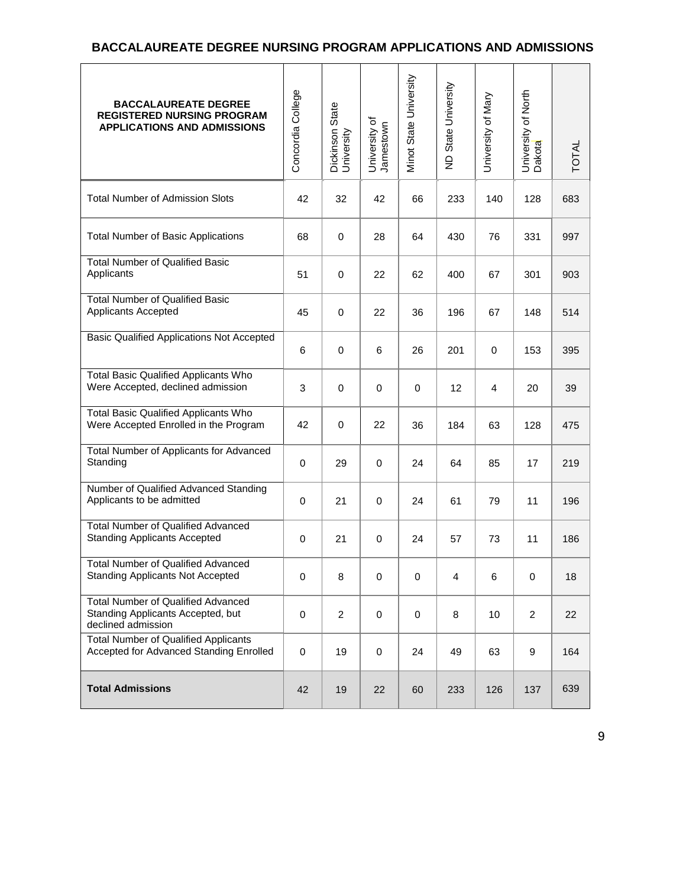## BACCALAUREATE DEGREE NURSING PROGRAM APPLICATIONS AND ADMISSIONS

| BACCALAUREATE DEGREE REGISTERED NURSING PROGRAM APPLICATIONS AND ADMISSIONS | Concordia College | Dickinson State University | University of Jamestown | Minot State University | ND State University | University of Mary | University of North Dakota | TOTAL |
|---|---|---|---|---|---|---|---|---|
| Total Number of Admission Slots | 42 | 32 | 42 | 66 | 233 | 140 | 128 | 683 |
| Total Number of Basic Applications | 68 | 0 | 28 | 64 | 430 | 76 | 331 | 997 |
| Total Number of Qualified Basic Applicants | 51 | 0 | 22 | 62 | 400 | 67 | 301 | 903 |
| Total Number of Qualified Basic Applicants Accepted | 45 | 0 | 22 | 36 | 196 | 67 | 148 | 514 |
| Basic Qualified Applications Not Accepted | 6 | 0 | 6 | 26 | 201 | 0 | 153 | 395 |
| Total Basic Qualified Applicants Who Were Accepted, declined admission | 3 | 0 | 0 | 0 | 12 | 4 | 20 | 39 |
| Total Basic Qualified Applicants Who Were Accepted Enrolled in the Program | 42 | 0 | 22 | 36 | 184 | 63 | 128 | 475 |
| Total Number of Applicants for Advanced Standing | 0 | 29 | 0 | 24 | 64 | 85 | 17 | 219 |
| Number of Qualified Advanced Standing Applicants to be admitted | 0 | 21 | 0 | 24 | 61 | 79 | 11 | 196 |
| Total Number of Qualified Advanced Standing Applicants Accepted | 0 | 21 | 0 | 24 | 57 | 73 | 11 | 186 |
| Total Number of Qualified Advanced Standing Applicants Not Accepted | 0 | 8 | 0 | 0 | 4 | 6 | 0 | 18 |
| Total Number of Qualified Advanced Standing Applicants Accepted, but declined admission | 0 | 2 | 0 | 0 | 8 | 10 | 2 | 22 |
| Total Number of Qualified Applicants Accepted for Advanced Standing Enrolled | 0 | 19 | 0 | 24 | 49 | 63 | 9 | 164 |
| **Total Admissions** | 42 | 19 | 22 | 60 | 233 | 126 | 137 | 639 |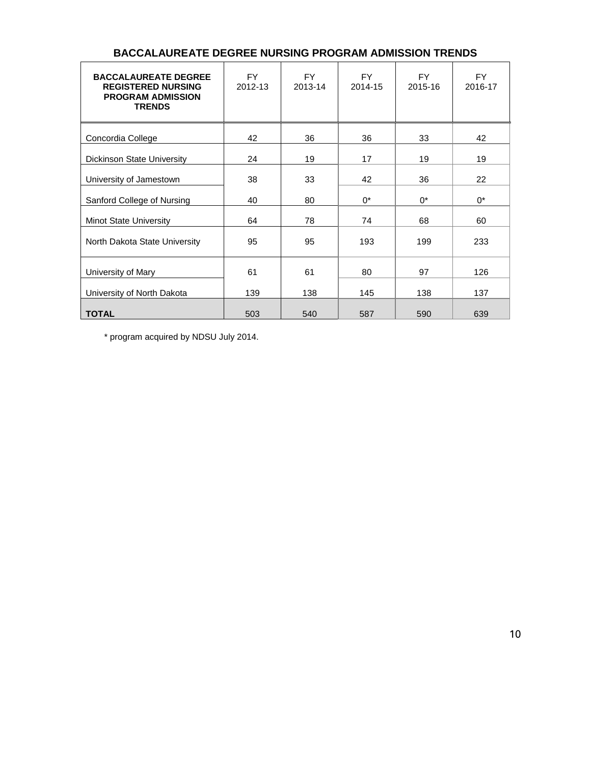## BACCALAUREATE DEGREE NURSING PROGRAM ADMISSION TRENDS

| BACCALAUREATE DEGREE REGISTERED NURSING PROGRAM ADMISSION TRENDS | FY 2012-13 | FY 2013-14 | FY 2014-15 | FY 2015-16 | FY 2016-17 |
|---|---|---|---|---|---|
| Concordia College | 42 | 36 | 36 | 33 | 42 |
| Dickinson State University | 24 | 19 | 17 | 19 | 19 |
| University of Jamestown | 38 | 33 | 42 | 36 | 22 |
| Sanford College of Nursing | 40 | 80 | 0* | 0* | 0* |
| Minot State University | 64 | 78 | 74 | 68 | 60 |
| North Dakota State University | 95 | 95 | 193 | 199 | 233 |
| University of Mary | 61 | 61 | 80 | 97 | 126 |
| University of North Dakota | 139 | 138 | 145 | 138 | 137 |
| **TOTAL** | 503 | 540 | 587 | 590 | 639 |

* program acquired by NDSU July 2014.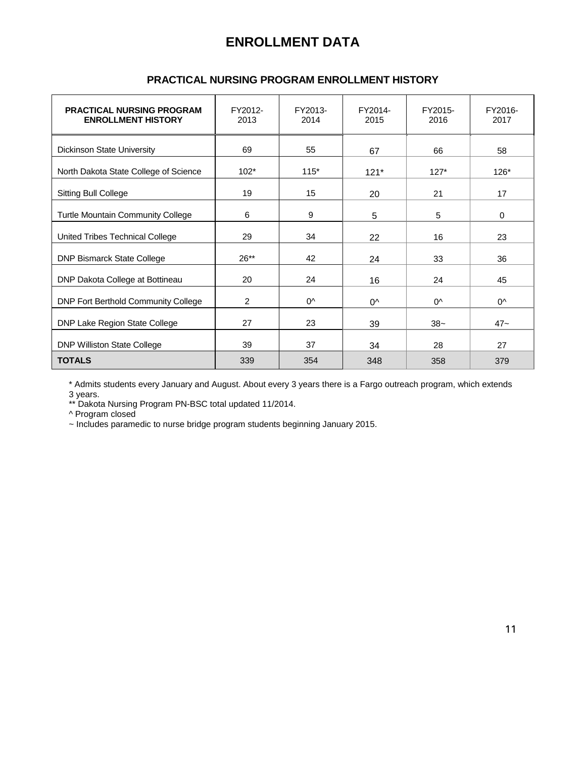# ENROLLMENT DATA

## PRACTICAL NURSING PROGRAM ENROLLMENT HISTORY

| PRACTICAL NURSING PROGRAM ENROLLMENT HISTORY | FY2012-2013 | FY2013-2014 | FY2014-2015 | FY2015-2016 | FY2016-2017 |
|---|---|---|---|---|---|
| Dickinson State University | 69 | 55 | 67 | 66 | 58 |
| North Dakota State College of Science | 102* | 115* | 121* | 127* | 126* |
| Sitting Bull College | 19 | 15 | 20 | 21 | 17 |
| Turtle Mountain Community College | 6 | 9 | 5 | 5 | 0 |
| United Tribes Technical College | 29 | 34 | 22 | 16 | 23 |
| DNP Bismarck State College | 26** | 42 | 24 | 33 | 36 |
| DNP Dakota College at Bottineau | 20 | 24 | 16 | 24 | 45 |
| DNP Fort Berthold Community College | 2 | 0^ | 0^ | 0^ | 0^ |
| DNP Lake Region State College | 27 | 23 | 39 | 38~ | 47~ |
| DNP Williston State College | 39 | 37 | 34 | 28 | 27 |
| **TOTALS** | 339 | 354 | 348 | 358 | 379 |

* Admits students every January and August. About every 3 years there is a Fargo outreach program, which extends 3 years.

** Dakota Nursing Program PN-BSC total updated 11/2014.

^ Program closed

~ Includes paramedic to nurse bridge program students beginning January 2015.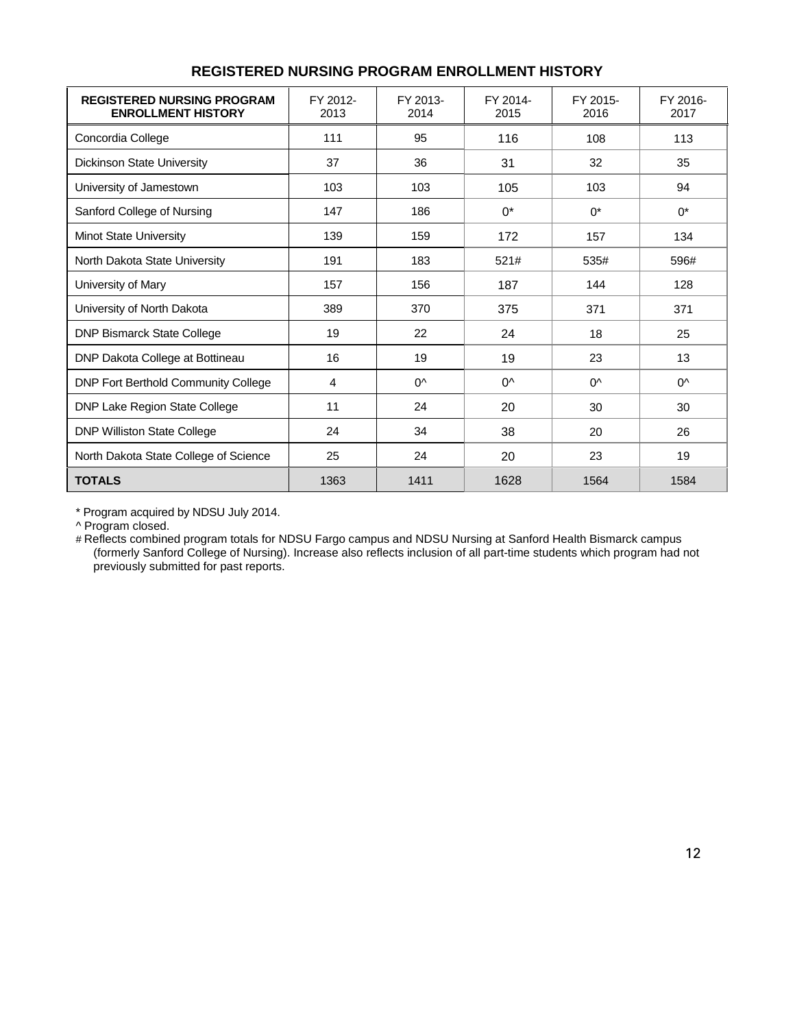## REGISTERED NURSING PROGRAM ENROLLMENT HISTORY

| REGISTERED NURSING PROGRAM ENROLLMENT HISTORY | FY 2012-2013 | FY 2013-2014 | FY 2014-2015 | FY 2015-2016 | FY 2016-2017 |
|---|---|---|---|---|---|
| Concordia College | 111 | 95 | 116 | 108 | 113 |
| Dickinson State University | 37 | 36 | 31 | 32 | 35 |
| University of Jamestown | 103 | 103 | 105 | 103 | 94 |
| Sanford College of Nursing | 147 | 186 | 0* | 0* | 0* |
| Minot State University | 139 | 159 | 172 | 157 | 134 |
| North Dakota State University | 191 | 183 | 521# | 535# | 596# |
| University of Mary | 157 | 156 | 187 | 144 | 128 |
| University of North Dakota | 389 | 370 | 375 | 371 | 371 |
| DNP Bismarck State College | 19 | 22 | 24 | 18 | 25 |
| DNP Dakota College at Bottineau | 16 | 19 | 19 | 23 | 13 |
| DNP Fort Berthold Community College | 4 | 0^ | 0^ | 0^ | 0^ |
| DNP Lake Region State College | 11 | 24 | 20 | 30 | 30 |
| DNP Williston State College | 24 | 34 | 38 | 20 | 26 |
| North Dakota State College of Science | 25 | 24 | 20 | 23 | 19 |
| **TOTALS** | 1363 | 1411 | 1628 | 1564 | 1584 |

* Program acquired by NDSU July 2014.

^ Program closed.

# Reflects combined program totals for NDSU Fargo campus and NDSU Nursing at Sanford Health Bismarck campus (formerly Sanford College of Nursing). Increase also reflects inclusion of all part-time students which program had not previously submitted for past reports.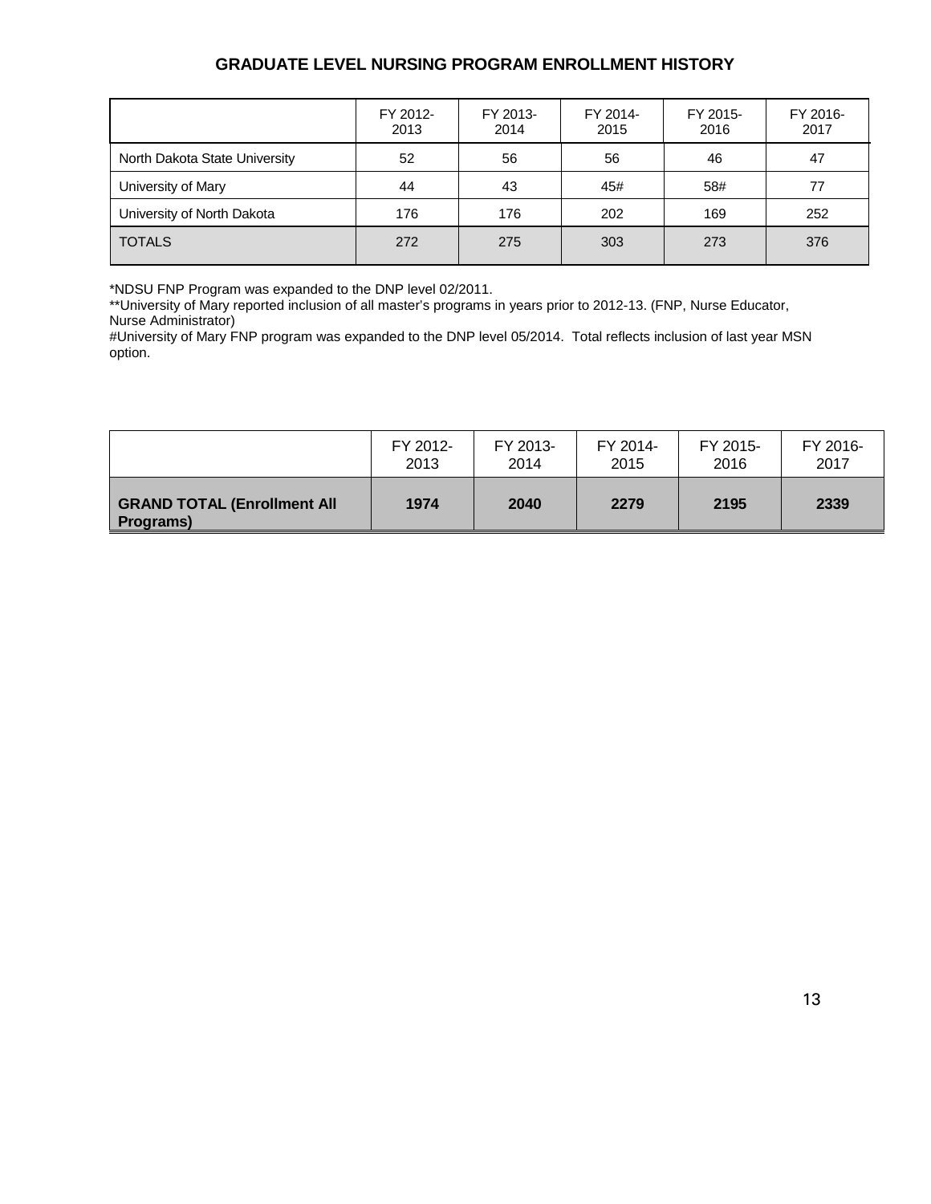## GRADUATE LEVEL NURSING PROGRAM ENROLLMENT HISTORY

| | FY 2012-2013 | FY 2013-2014 | FY 2014-2015 | FY 2015-2016 | FY 2016-2017 |
|---|---|---|---|---|---|
| North Dakota State University | 52 | 56 | 56 | 46 | 47 |
| University of Mary | 44 | 43 | 45# | 58# | 77 |
| University of North Dakota | 176 | 176 | 202 | 169 | 252 |
| TOTALS | 272 | 275 | 303 | 273 | 376 |

*NDSU FNP Program was expanded to the DNP level 02/2011.

**University of Mary reported inclusion of all master's programs in years prior to 2012-13. (FNP, Nurse Educator, Nurse Administrator)

#University of Mary FNP program was expanded to the DNP level 05/2014. Total reflects inclusion of last year MSN option.

| | FY 2012-2013 | FY 2013-2014 | FY 2014-2015 | FY 2015-2016 | FY 2016-2017 |
|---|---|---|---|---|---|
| **GRAND TOTAL (Enrollment All Programs)** | **1974** | **2040** | **2279** | **2195** | **2339** |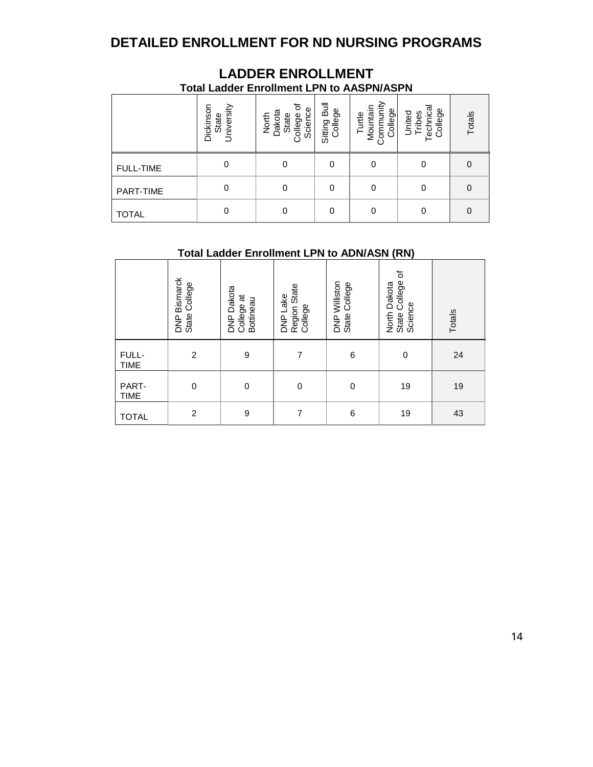# DETAILED ENROLLMENT FOR ND NURSING PROGRAMS

## LADDER ENROLLMENT

### Total Ladder Enrollment LPN to AASPN/ASPN

| | Dickinson State University | North Dakota State College of Science | Sitting Bull College | Turtle Mountain Community College | United Tribes Technical College | Totals |
|---|---|---|---|---|---|---|
| FULL-TIME | 0 | 0 | 0 | 0 | 0 | 0 |
| PART-TIME | 0 | 0 | 0 | 0 | 0 | 0 |
| TOTAL | 0 | 0 | 0 | 0 | 0 | 0 |

### Total Ladder Enrollment LPN to ADN/ASN (RN)

| | DNP Bismarck State College | DNP Dakota College at Bottineau | DNP Lake Region State College | DNP Williston State College | North Dakota State College of Science | Totals |
|---|---|---|---|---|---|---|
| FULL-TIME | 2 | 9 | 7 | 6 | 0 | 24 |
| PART-TIME | 0 | 0 | 0 | 0 | 19 | 19 |
| TOTAL | 2 | 9 | 7 | 6 | 19 | 43 |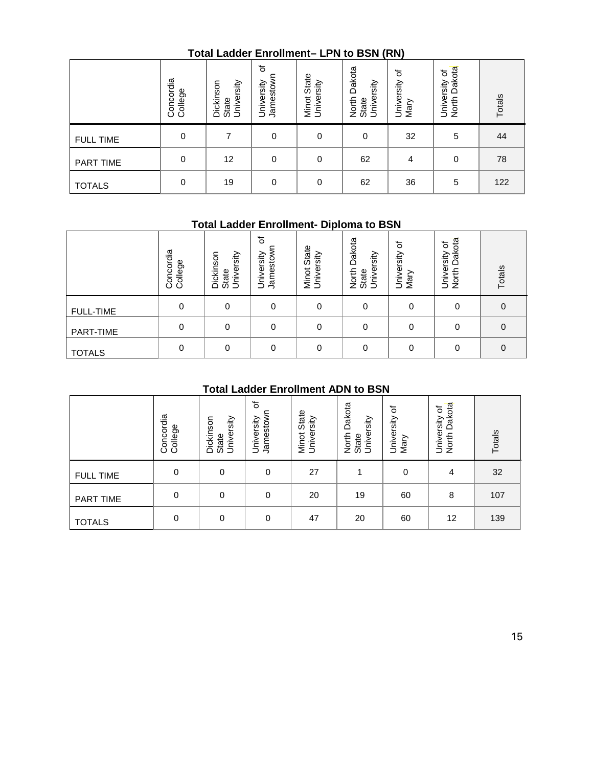### Total Ladder Enrollment– LPN to BSN (RN)

| | Concordia College | Dickinson State University | University of Jamestown | Minot State University | North Dakota State University | University of Mary | University of North Dakota | Totals |
|---|---|---|---|---|---|---|---|---|
| FULL TIME | 0 | 7 | 0 | 0 | 0 | 32 | 5 | 44 |
| PART TIME | 0 | 12 | 0 | 0 | 62 | 4 | 0 | 78 |
| TOTALS | 0 | 19 | 0 | 0 | 62 | 36 | 5 | 122 |

### Total Ladder Enrollment- Diploma to BSN

| | Concordia College | Dickinson State University | University of Jamestown | Minot State University | North Dakota State University | University of Mary | University of North Dakota | Totals |
|---|---|---|---|---|---|---|---|---|
| FULL-TIME | 0 | 0 | 0 | 0 | 0 | 0 | 0 | 0 |
| PART-TIME | 0 | 0 | 0 | 0 | 0 | 0 | 0 | 0 |
| TOTALS | 0 | 0 | 0 | 0 | 0 | 0 | 0 | 0 |

### Total Ladder Enrollment ADN to BSN

| | Concordia College | Dickinson State University | University of Jamestown | Minot State University | North Dakota State University | University of Mary | University of North Dakota | Totals |
|---|---|---|---|---|---|---|---|---|
| FULL TIME | 0 | 0 | 0 | 27 | 1 | 0 | 4 | 32 |
| PART TIME | 0 | 0 | 0 | 20 | 19 | 60 | 8 | 107 |
| TOTALS | 0 | 0 | 0 | 47 | 20 | 60 | 12 | 139 |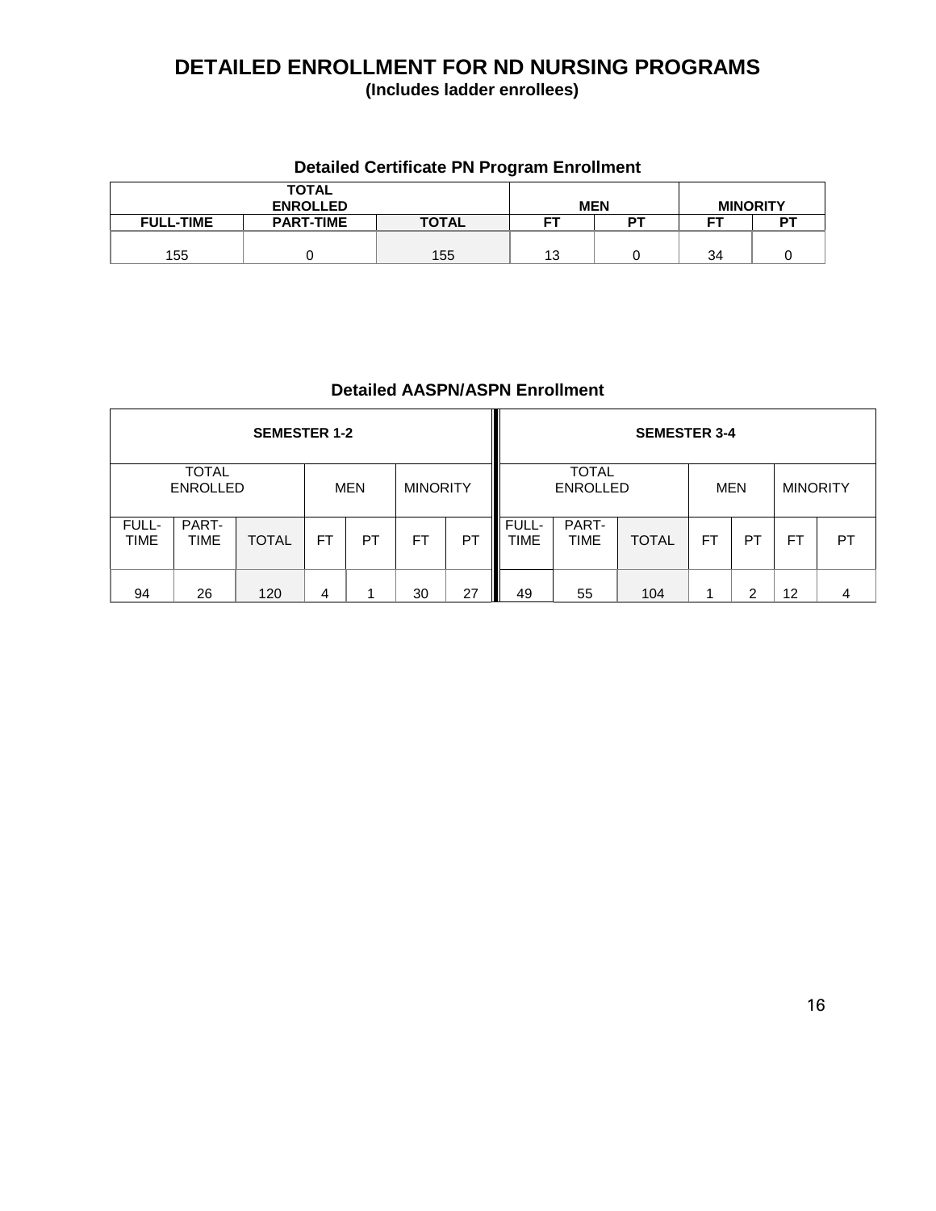# DETAILED ENROLLMENT FOR ND NURSING PROGRAMS

**(Includes ladder enrollees)**

### Detailed Certificate PN Program Enrollment

| TOTAL ENROLLED | | | MEN | | MINORITY | |
|---|---|---|---|---|---|---|
| FULL-TIME | PART-TIME | TOTAL | FT | PT | FT | PT |
| 155 | 0 | 155 | 13 | 0 | 34 | 0 |

### Detailed AASPN/ASPN Enrollment

| SEMESTER 1-2 | | | | | | | SEMESTER 3-4 | | | | | | |
|---|---|---|---|---|---|---|---|---|---|---|---|---|---|
| TOTAL ENROLLED | | | MEN | | MINORITY | | TOTAL ENROLLED | | | MEN | | MINORITY | |
| FULL-TIME | PART-TIME | TOTAL | FT | PT | FT | PT | FULL-TIME | PART-TIME | TOTAL | FT | PT | FT | PT |
| 94 | 26 | 120 | 4 | 1 | 30 | 27 | 49 | 55 | 104 | 1 | 2 | 12 | 4 |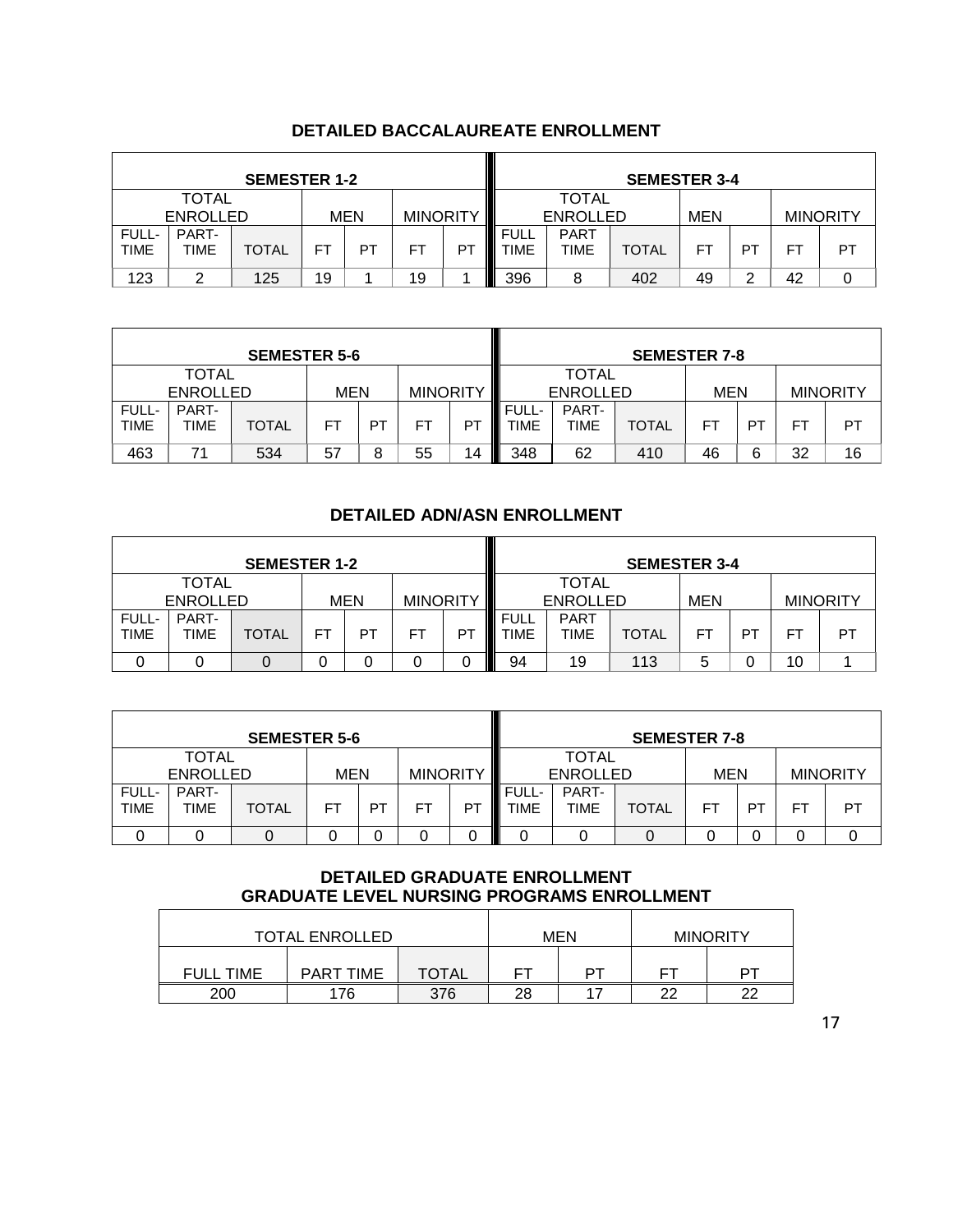## DETAILED BACCALAUREATE ENROLLMENT

| SEMESTER 1-2 | | | | | | | SEMESTER 3-4 | | | | | | |
|---|---|---|---|---|---|---|---|---|---|---|---|---|---|
| TOTAL ENROLLED | | | MEN | | MINORITY | | TOTAL ENROLLED | | | MEN | | MINORITY | |
| FULL-TIME | PART-TIME | TOTAL | FT | PT | FT | PT | FULL TIME | PART TIME | TOTAL | FT | PT | FT | PT |
| 123 | 2 | 125 | 19 | 1 | 19 | 1 | 396 | 8 | 402 | 49 | 2 | 42 | 0 |

| SEMESTER 5-6 | | | | | | | SEMESTER 7-8 | | | | | | |
|---|---|---|---|---|---|---|---|---|---|---|---|---|---|
| TOTAL ENROLLED | | | MEN | | MINORITY | | TOTAL ENROLLED | | | MEN | | MINORITY | |
| FULL-TIME | PART-TIME | TOTAL | FT | PT | FT | PT | FULL-TIME | PART-TIME | TOTAL | FT | PT | FT | PT |
| 463 | 71 | 534 | 57 | 8 | 55 | 14 | 348 | 62 | 410 | 46 | 6 | 32 | 16 |

## DETAILED ADN/ASN ENROLLMENT

| SEMESTER 1-2 | | | | | | | SEMESTER 3-4 | | | | | | |
|---|---|---|---|---|---|---|---|---|---|---|---|---|---|
| TOTAL ENROLLED | | | MEN | | MINORITY | | TOTAL ENROLLED | | | MEN | | MINORITY | |
| FULL-TIME | PART-TIME | TOTAL | FT | PT | FT | PT | FULL TIME | PART TIME | TOTAL | FT | PT | FT | PT |
| 0 | 0 | 0 | 0 | 0 | 0 | 0 | 94 | 19 | 113 | 5 | 0 | 10 | 1 |

| SEMESTER 5-6 | | | | | | | SEMESTER 7-8 | | | | | | |
|---|---|---|---|---|---|---|---|---|---|---|---|---|---|
| TOTAL ENROLLED | | | MEN | | MINORITY | | TOTAL ENROLLED | | | MEN | | MINORITY | |
| FULL-TIME | PART-TIME | TOTAL | FT | PT | FT | PT | FULL-TIME | PART-TIME | TOTAL | FT | PT | FT | PT |
| 0 | 0 | 0 | 0 | 0 | 0 | 0 | 0 | 0 | 0 | 0 | 0 | 0 | 0 |

## DETAILED GRADUATE ENROLLMENT
## GRADUATE LEVEL NURSING PROGRAMS ENROLLMENT

| TOTAL ENROLLED | | | MEN | | MINORITY | |
|---|---|---|---|---|---|---|
| FULL TIME | PART TIME | TOTAL | FT | PT | FT | PT |
| 200 | 176 | 376 | 28 | 17 | 22 | 22 |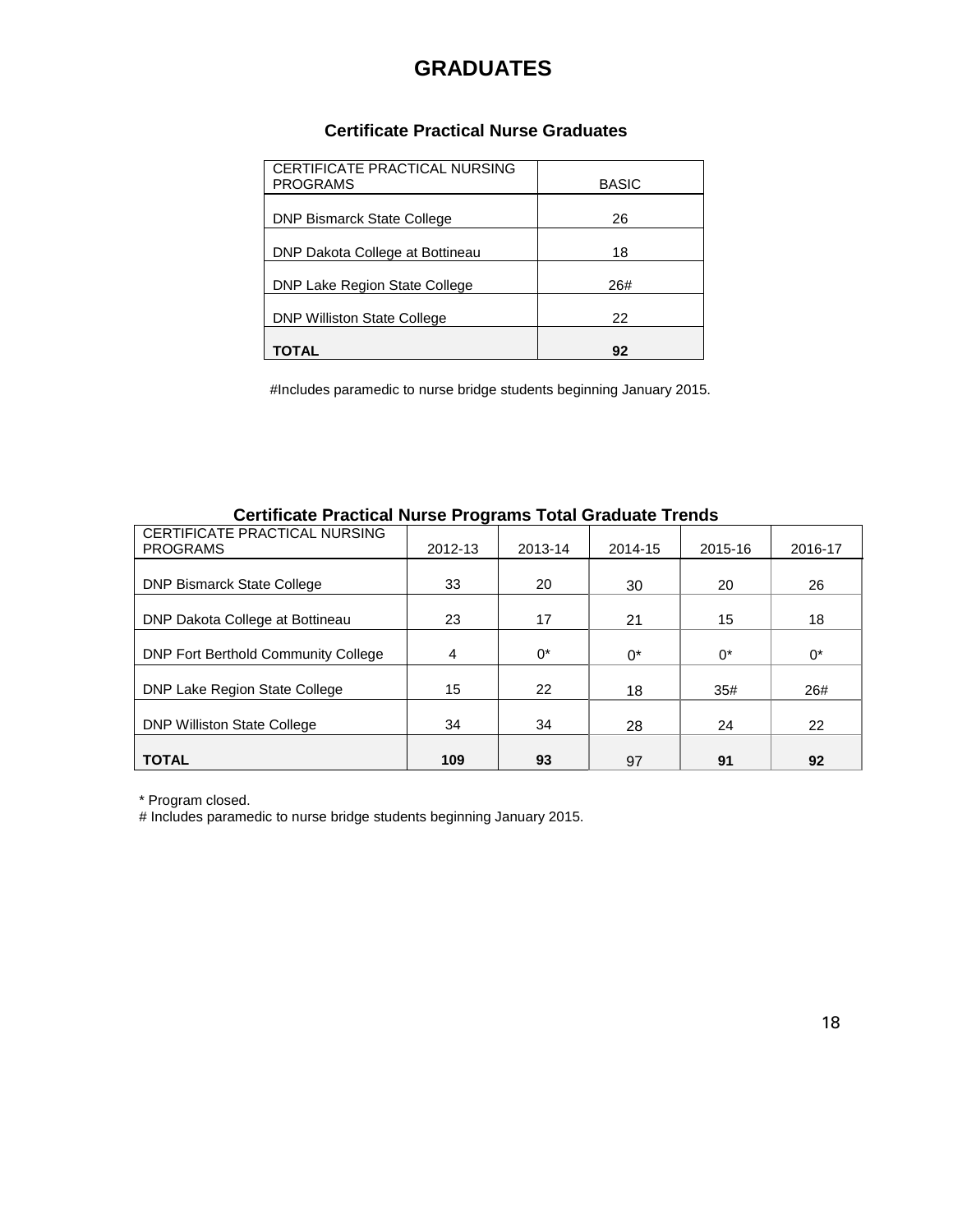# GRADUATES

### Certificate Practical Nurse Graduates

| CERTIFICATE PRACTICAL NURSING PROGRAMS | BASIC |
|---|---|
| DNP Bismarck State College | 26 |
| DNP Dakota College at Bottineau | 18 |
| DNP Lake Region State College | 26# |
| DNP Williston State College | 22 |
| **TOTAL** | **92** |

#Includes paramedic to nurse bridge students beginning January 2015.

### Certificate Practical Nurse Programs Total Graduate Trends

| CERTIFICATE PRACTICAL NURSING PROGRAMS | 2012-13 | 2013-14 | 2014-15 | 2015-16 | 2016-17 |
|---|---|---|---|---|---|
| DNP Bismarck State College | 33 | 20 | 30 | 20 | 26 |
| DNP Dakota College at Bottineau | 23 | 17 | 21 | 15 | 18 |
| DNP Fort Berthold Community College | 4 | 0* | 0* | 0* | 0* |
| DNP Lake Region State College | 15 | 22 | 18 | 35# | 26# |
| DNP Williston State College | 34 | 34 | 28 | 24 | 22 |
| **TOTAL** | **109** | **93** | 97 | **91** | **92** |

* Program closed.
# Includes paramedic to nurse bridge students beginning January 2015.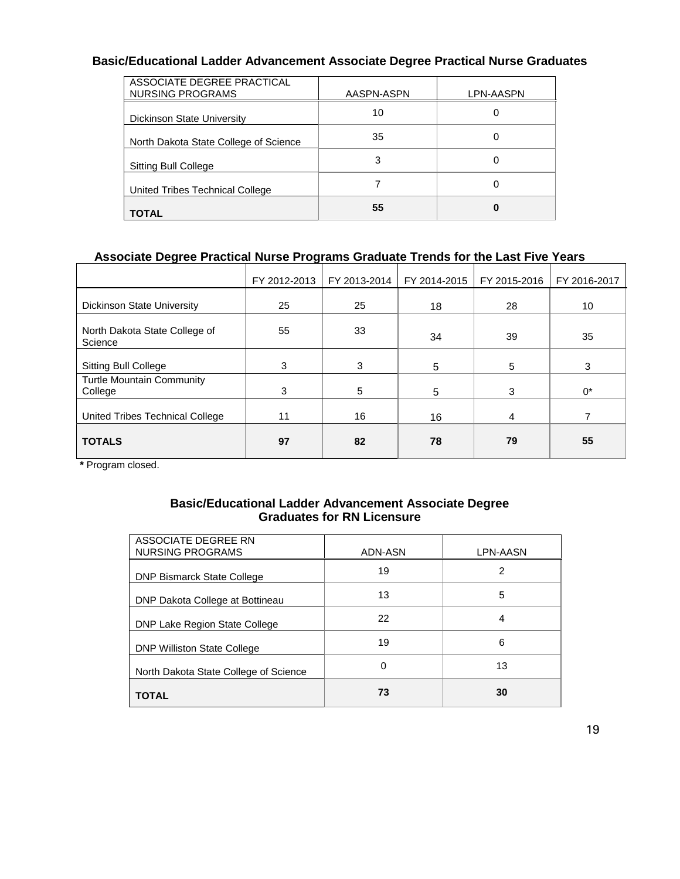### Basic/Educational Ladder Advancement Associate Degree Practical Nurse Graduates

| ASSOCIATE DEGREE PRACTICAL NURSING PROGRAMS | AASPN-ASPN | LPN-AASPN |
|---|---|---|
| Dickinson State University | 10 | 0 |
| North Dakota State College of Science | 35 | 0 |
| Sitting Bull College | 3 | 0 |
| United Tribes Technical College | 7 | 0 |
| **TOTAL** | **55** | **0** |

### Associate Degree Practical Nurse Programs Graduate Trends for the Last Five Years

| | FY 2012-2013 | FY 2013-2014 | FY 2014-2015 | FY 2015-2016 | FY 2016-2017 |
|---|---|---|---|---|---|
| Dickinson State University | 25 | 25 | 18 | 28 | 10 |
| North Dakota State College of Science | 55 | 33 | 34 | 39 | 35 |
| Sitting Bull College | 3 | 3 | 5 | 5 | 3 |
| Turtle Mountain Community College | 3 | 5 | 5 | 3 | 0* |
| United Tribes Technical College | 11 | 16 | 16 | 4 | 7 |
| **TOTALS** | **97** | **82** | **78** | **79** | **55** |

**\*** Program closed.

### Basic/Educational Ladder Advancement Associate Degree Graduates for RN Licensure

| ASSOCIATE DEGREE RN NURSING PROGRAMS | ADN-ASN | LPN-AASN |
|---|---|---|
| DNP Bismarck State College | 19 | 2 |
| DNP Dakota College at Bottineau | 13 | 5 |
| DNP Lake Region State College | 22 | 4 |
| DNP Williston State College | 19 | 6 |
| North Dakota State College of Science | 0 | 13 |
| **TOTAL** | **73** | **30** |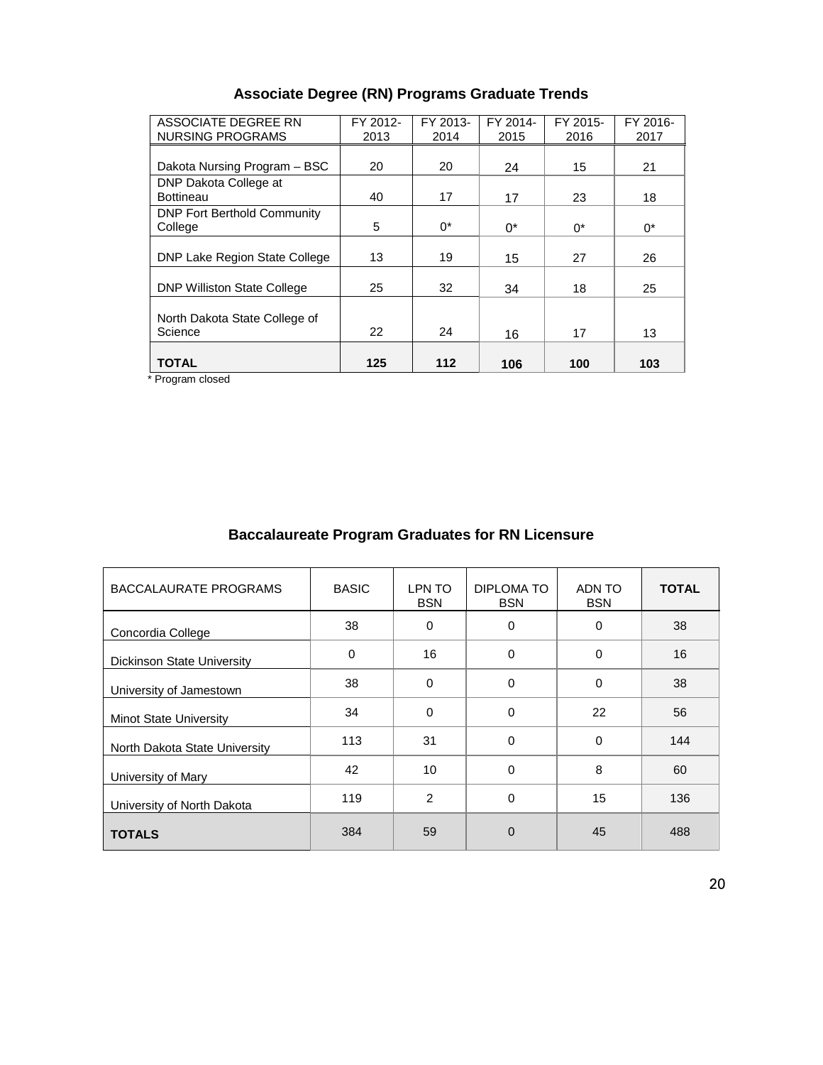## Associate Degree (RN) Programs Graduate Trends

| ASSOCIATE DEGREE RN NURSING PROGRAMS | FY 2012-2013 | FY 2013-2014 | FY 2014-2015 | FY 2015-2016 | FY 2016-2017 |
|---|---|---|---|---|---|
| Dakota Nursing Program – BSC | 20 | 20 | 24 | 15 | 21 |
| DNP Dakota College at Bottineau | 40 | 17 | 17 | 23 | 18 |
| DNP Fort Berthold Community College | 5 | 0* | 0* | 0* | 0* |
| DNP Lake Region State College | 13 | 19 | 15 | 27 | 26 |
| DNP Williston State College | 25 | 32 | 34 | 18 | 25 |
| North Dakota State College of Science | 22 | 24 | 16 | 17 | 13 |
| **TOTAL** | **125** | **112** | **106** | **100** | **103** |

\* Program closed

## Baccalaureate Program Graduates for RN Licensure

| BACCALAURATE PROGRAMS | BASIC | LPN TO BSN | DIPLOMA TO BSN | ADN TO BSN | **TOTAL** |
|---|---|---|---|---|---|
| Concordia College | 38 | 0 | 0 | 0 | 38 |
| Dickinson State University | 0 | 16 | 0 | 0 | 16 |
| University of Jamestown | 38 | 0 | 0 | 0 | 38 |
| Minot State University | 34 | 0 | 0 | 22 | 56 |
| North Dakota State University | 113 | 31 | 0 | 0 | 144 |
| University of Mary | 42 | 10 | 0 | 8 | 60 |
| University of North Dakota | 119 | 2 | 0 | 15 | 136 |
| **TOTALS** | 384 | 59 | 0 | 45 | 488 |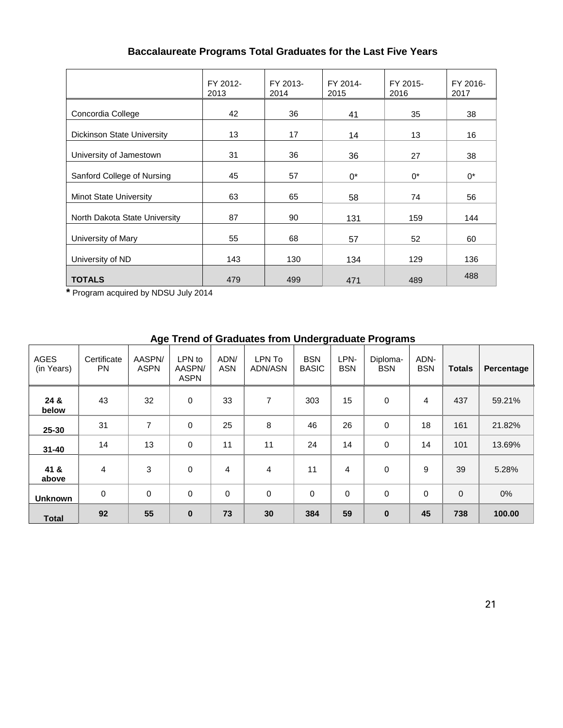## Baccalaureate Programs Total Graduates for the Last Five Years

| | FY 2012-2013 | FY 2013-2014 | FY 2014-2015 | FY 2015-2016 | FY 2016-2017 |
|---|---|---|---|---|---|
| Concordia College | 42 | 36 | 41 | 35 | 38 |
| Dickinson State University | 13 | 17 | 14 | 13 | 16 |
| University of Jamestown | 31 | 36 | 36 | 27 | 38 |
| Sanford College of Nursing | 45 | 57 | 0* | 0* | 0* |
| Minot State University | 63 | 65 | 58 | 74 | 56 |
| North Dakota State University | 87 | 90 | 131 | 159 | 144 |
| University of Mary | 55 | 68 | 57 | 52 | 60 |
| University of ND | 143 | 130 | 134 | 129 | 136 |
| **TOTALS** | 479 | 499 | 471 | 489 | 488 |

**\*** Program acquired by NDSU July 2014

## Age Trend of Graduates from Undergraduate Programs

| AGES (in Years) | Certificate PN | AASPN/ ASPN | LPN to AASPN/ ASPN | ADN/ ASN | LPN To ADN/ASN | BSN BASIC | LPN-BSN | Diploma-BSN | ADN-BSN | **Totals** | **Percentage** |
|---|---|---|---|---|---|---|---|---|---|---|---|
| **24 & below** | 43 | 32 | 0 | 33 | 7 | 303 | 15 | 0 | 4 | 437 | 59.21% |
| **25-30** | 31 | 7 | 0 | 25 | 8 | 46 | 26 | 0 | 18 | 161 | 21.82% |
| **31-40** | 14 | 13 | 0 | 11 | 11 | 24 | 14 | 0 | 14 | 101 | 13.69% |
| **41 & above** | 4 | 3 | 0 | 4 | 4 | 11 | 4 | 0 | 9 | 39 | 5.28% |
| **Unknown** | 0 | 0 | 0 | 0 | 0 | 0 | 0 | 0 | 0 | 0 | 0% |
| **Total** | **92** | **55** | **0** | **73** | **30** | **384** | **59** | **0** | **45** | **738** | **100.00** |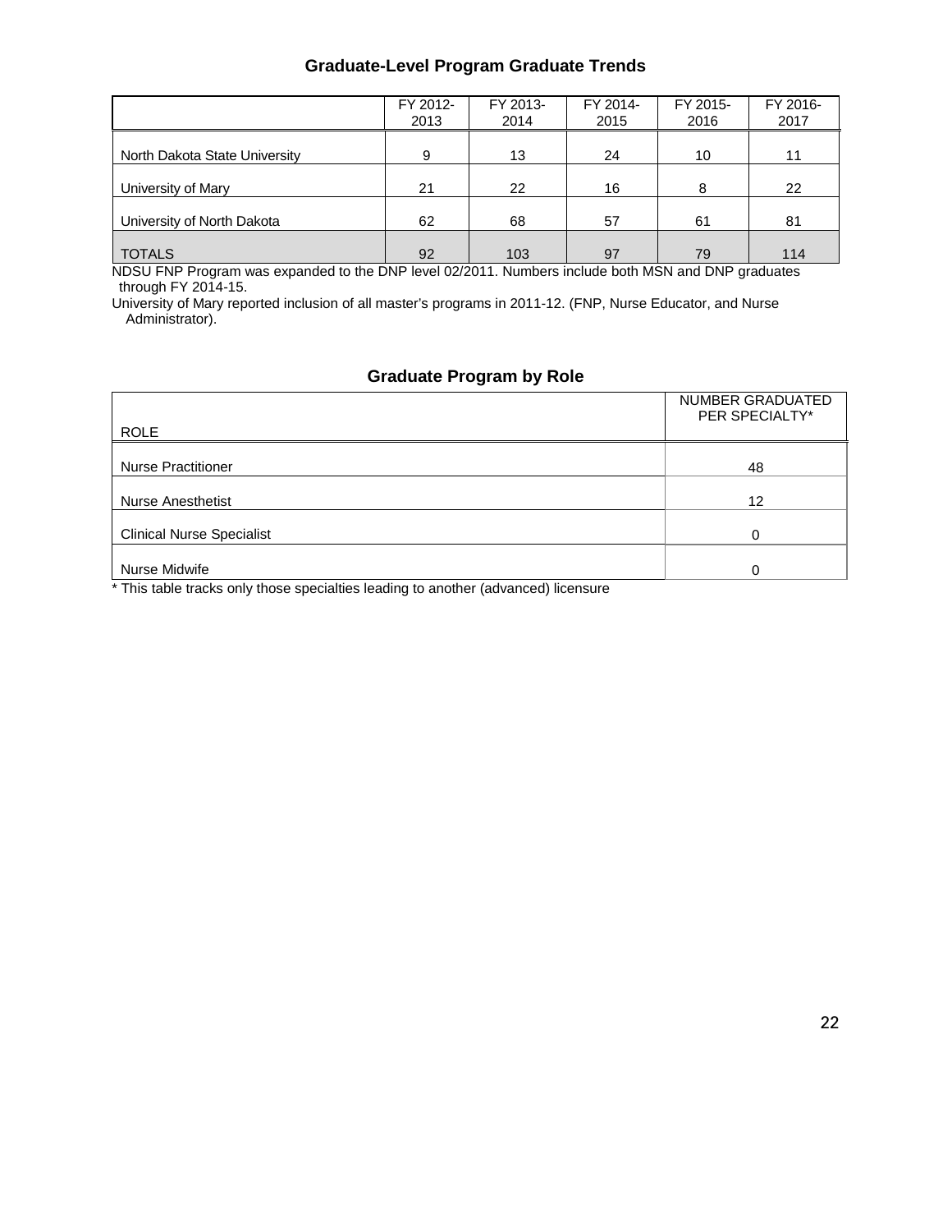## Graduate-Level Program Graduate Trends

| | FY 2012-2013 | FY 2013-2014 | FY 2014-2015 | FY 2015-2016 | FY 2016-2017 |
|---|---|---|---|---|---|
| North Dakota State University | 9 | 13 | 24 | 10 | 11 |
| University of Mary | 21 | 22 | 16 | 8 | 22 |
| University of North Dakota | 62 | 68 | 57 | 61 | 81 |
| TOTALS | 92 | 103 | 97 | 79 | 114 |

NDSU FNP Program was expanded to the DNP level 02/2011. Numbers include both MSN and DNP graduates through FY 2014-15.

University of Mary reported inclusion of all master's programs in 2011-12. (FNP, Nurse Educator, and Nurse Administrator).

## Graduate Program by Role

| ROLE | NUMBER GRADUATED PER SPECIALTY* |
|---|---|
| Nurse Practitioner | 48 |
| Nurse Anesthetist | 12 |
| Clinical Nurse Specialist | 0 |
| Nurse Midwife | 0 |

* This table tracks only those specialties leading to another (advanced) licensure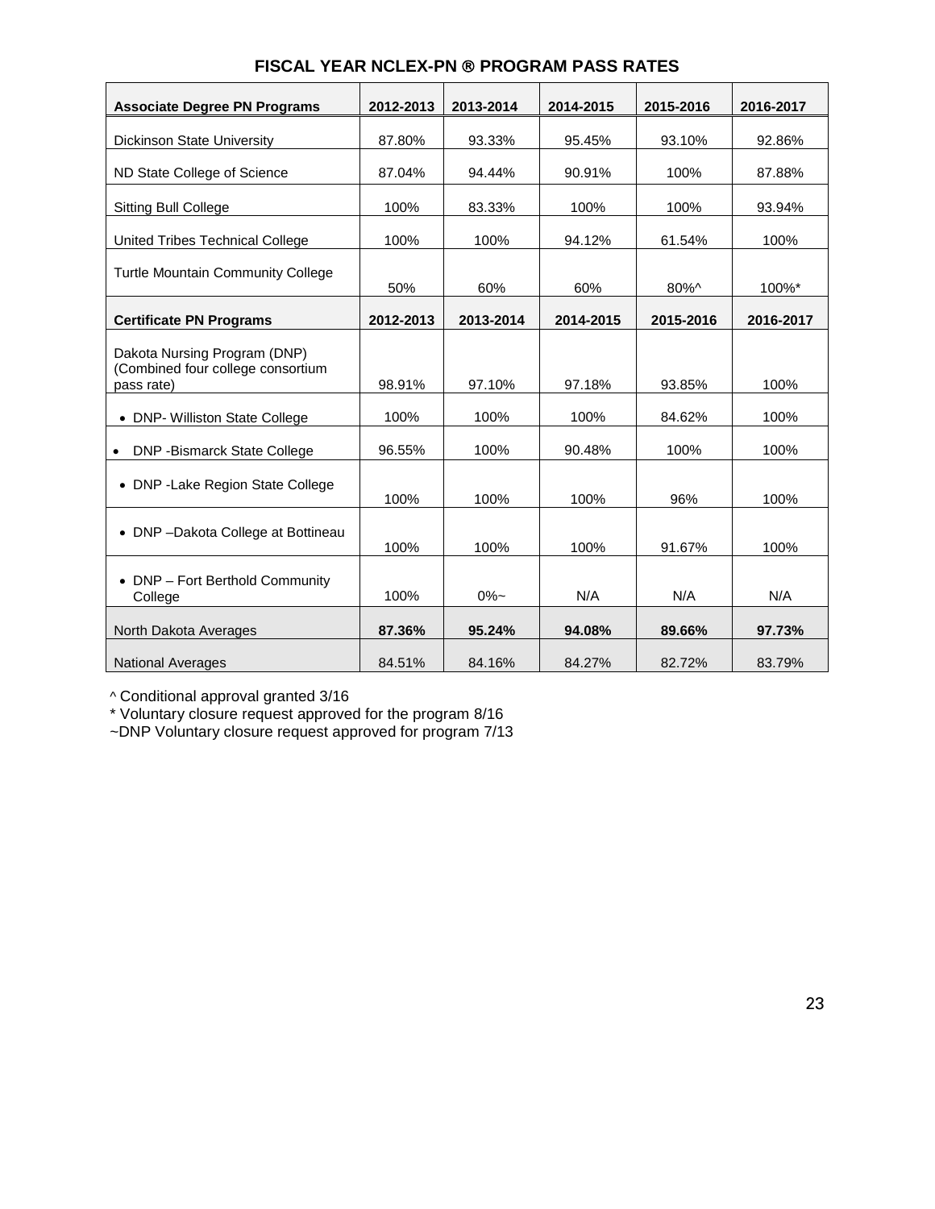## FISCAL YEAR NCLEX-PN ® PROGRAM PASS RATES

| **Associate Degree PN Programs** | **2012-2013** | **2013-2014** | **2014-2015** | **2015-2016** | **2016-2017** |
|---|---|---|---|---|---|
| Dickinson State University | 87.80% | 93.33% | 95.45% | 93.10% | 92.86% |
| ND State College of Science | 87.04% | 94.44% | 90.91% | 100% | 87.88% |
| Sitting Bull College | 100% | 83.33% | 100% | 100% | 93.94% |
| United Tribes Technical College | 100% | 100% | 94.12% | 61.54% | 100% |
| Turtle Mountain Community College | 50% | 60% | 60% | 80%^ | 100%* |
| **Certificate PN Programs** | **2012-2013** | **2013-2014** | **2014-2015** | **2015-2016** | **2016-2017** |
| Dakota Nursing Program (DNP) (Combined four college consortium pass rate) | 98.91% | 97.10% | 97.18% | 93.85% | 100% |
| • DNP- Williston State College | 100% | 100% | 100% | 84.62% | 100% |
| • DNP -Bismarck State College | 96.55% | 100% | 90.48% | 100% | 100% |
| • DNP -Lake Region State College | 100% | 100% | 100% | 96% | 100% |
| • DNP –Dakota College at Bottineau | 100% | 100% | 100% | 91.67% | 100% |
| • DNP – Fort Berthold Community College | 100% | 0%~ | N/A | N/A | N/A |
| North Dakota Averages | **87.36%** | **95.24%** | **94.08%** | **89.66%** | **97.73%** |
| National Averages | 84.51% | 84.16% | 84.27% | 82.72% | 83.79% |

^ Conditional approval granted 3/16

* Voluntary closure request approved for the program 8/16

~DNP Voluntary closure request approved for program 7/13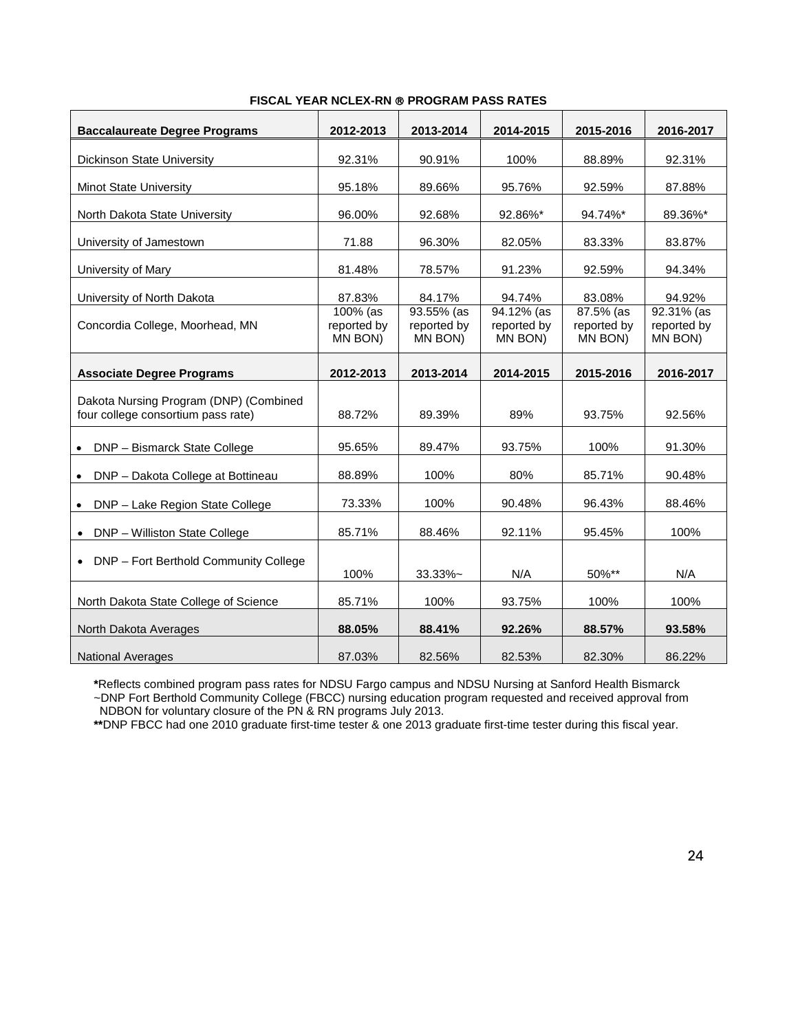**FISCAL YEAR NCLEX-RN ® PROGRAM PASS RATES**

| **Baccalaureate Degree Programs** | **2012-2013** | **2013-2014** | **2014-2015** | **2015-2016** | **2016-2017** |
|---|---|---|---|---|---|
| Dickinson State University | 92.31% | 90.91% | 100% | 88.89% | 92.31% |
| Minot State University | 95.18% | 89.66% | 95.76% | 92.59% | 87.88% |
| North Dakota State University | 96.00% | 92.68% | 92.86%* | 94.74%* | 89.36%* |
| University of Jamestown | 71.88 | 96.30% | 82.05% | 83.33% | 83.87% |
| University of Mary | 81.48% | 78.57% | 91.23% | 92.59% | 94.34% |
| University of North Dakota | 87.83% | 84.17% | 94.74% | 83.08% | 94.92% |
| Concordia College, Moorhead, MN | 100% (as reported by MN BON) | 93.55% (as reported by MN BON) | 94.12% (as reported by MN BON) | 87.5% (as reported by MN BON) | 92.31% (as reported by MN BON) |
| **Associate Degree Programs** | **2012-2013** | **2013-2014** | **2014-2015** | **2015-2016** | **2016-2017** |
| Dakota Nursing Program (DNP) (Combined four college consortium pass rate) | 88.72% | 89.39% | 89% | 93.75% | 92.56% |
| • DNP – Bismarck State College | 95.65% | 89.47% | 93.75% | 100% | 91.30% |
| • DNP – Dakota College at Bottineau | 88.89% | 100% | 80% | 85.71% | 90.48% |
| • DNP – Lake Region State College | 73.33% | 100% | 90.48% | 96.43% | 88.46% |
| • DNP – Williston State College | 85.71% | 88.46% | 92.11% | 95.45% | 100% |
| • DNP – Fort Berthold Community College | 100% | 33.33%~ | N/A | 50%** | N/A |
| North Dakota State College of Science | 85.71% | 100% | 93.75% | 100% | 100% |
| North Dakota Averages | **88.05%** | **88.41%** | **92.26%** | **88.57%** | **93.58%** |
| National Averages | 87.03% | 82.56% | 82.53% | 82.30% | 86.22% |

**\***Reflects combined program pass rates for NDSU Fargo campus and NDSU Nursing at Sanford Health Bismarck

~DNP Fort Berthold Community College (FBCC) nursing education program requested and received approval from NDBON for voluntary closure of the PN & RN programs July 2013.

**\*\***DNP FBCC had one 2010 graduate first-time tester & one 2013 graduate first-time tester during this fiscal year.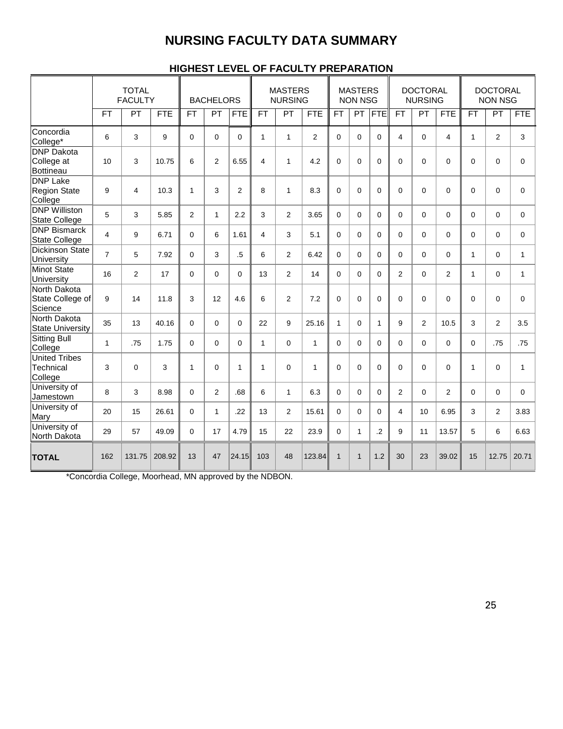# NURSING FACULTY DATA SUMMARY

## HIGHEST LEVEL OF FACULTY PREPARATION

| | TOTAL FACULTY | | | BACHELORS | | | MASTERS NURSING | | | MASTERS NON NSG | | | DOCTORAL NURSING | | | DOCTORAL NON NSG | | |
|---|---|---|---|---|---|---|---|---|---|---|---|---|---|---|---|---|---|---|
| | FT | PT | FTE | FT | PT | FTE | FT | PT | FTE | FT | PT | FTE | FT | PT | FTE | FT | PT | FTE |
| Concordia College* | 6 | 3 | 9 | 0 | 0 | 0 | 1 | 1 | 2 | 0 | 0 | 0 | 4 | 0 | 4 | 1 | 2 | 3 |
| DNP Dakota College at Bottineau | 10 | 3 | 10.75 | 6 | 2 | 6.55 | 4 | 1 | 4.2 | 0 | 0 | 0 | 0 | 0 | 0 | 0 | 0 | 0 |
| DNP Lake Region State College | 9 | 4 | 10.3 | 1 | 3 | 2 | 8 | 1 | 8.3 | 0 | 0 | 0 | 0 | 0 | 0 | 0 | 0 | 0 |
| DNP Williston State College | 5 | 3 | 5.85 | 2 | 1 | 2.2 | 3 | 2 | 3.65 | 0 | 0 | 0 | 0 | 0 | 0 | 0 | 0 | 0 |
| DNP Bismarck State College | 4 | 9 | 6.71 | 0 | 6 | 1.61 | 4 | 3 | 5.1 | 0 | 0 | 0 | 0 | 0 | 0 | 0 | 0 | 0 |
| Dickinson State University | 7 | 5 | 7.92 | 0 | 3 | .5 | 6 | 2 | 6.42 | 0 | 0 | 0 | 0 | 0 | 0 | 1 | 0 | 1 |
| Minot State University | 16 | 2 | 17 | 0 | 0 | 0 | 13 | 2 | 14 | 0 | 0 | 0 | 2 | 0 | 2 | 1 | 0 | 1 |
| North Dakota State College of Science | 9 | 14 | 11.8 | 3 | 12 | 4.6 | 6 | 2 | 7.2 | 0 | 0 | 0 | 0 | 0 | 0 | 0 | 0 | 0 |
| North Dakota State University | 35 | 13 | 40.16 | 0 | 0 | 0 | 22 | 9 | 25.16 | 1 | 0 | 1 | 9 | 2 | 10.5 | 3 | 2 | 3.5 |
| Sitting Bull College | 1 | .75 | 1.75 | 0 | 0 | 0 | 1 | 0 | 1 | 0 | 0 | 0 | 0 | 0 | 0 | 0 | .75 | .75 |
| United Tribes Technical College | 3 | 0 | 3 | 1 | 0 | 1 | 1 | 0 | 1 | 0 | 0 | 0 | 0 | 0 | 0 | 1 | 0 | 1 |
| University of Jamestown | 8 | 3 | 8.98 | 0 | 2 | .68 | 6 | 1 | 6.3 | 0 | 0 | 0 | 2 | 0 | 2 | 0 | 0 | 0 |
| University of Mary | 20 | 15 | 26.61 | 0 | 1 | .22 | 13 | 2 | 15.61 | 0 | 0 | 0 | 4 | 10 | 6.95 | 3 | 2 | 3.83 |
| University of North Dakota | 29 | 57 | 49.09 | 0 | 17 | 4.79 | 15 | 22 | 23.9 | 0 | 1 | .2 | 9 | 11 | 13.57 | 5 | 6 | 6.63 |
| **TOTAL** | 162 | 131.75 | 208.92 | 13 | 47 | 24.15 | 103 | 48 | 123.84 | 1 | 1 | 1.2 | 30 | 23 | 39.02 | 15 | 12.75 | 20.71 |

*Concordia College, Moorhead, MN approved by the NDBON.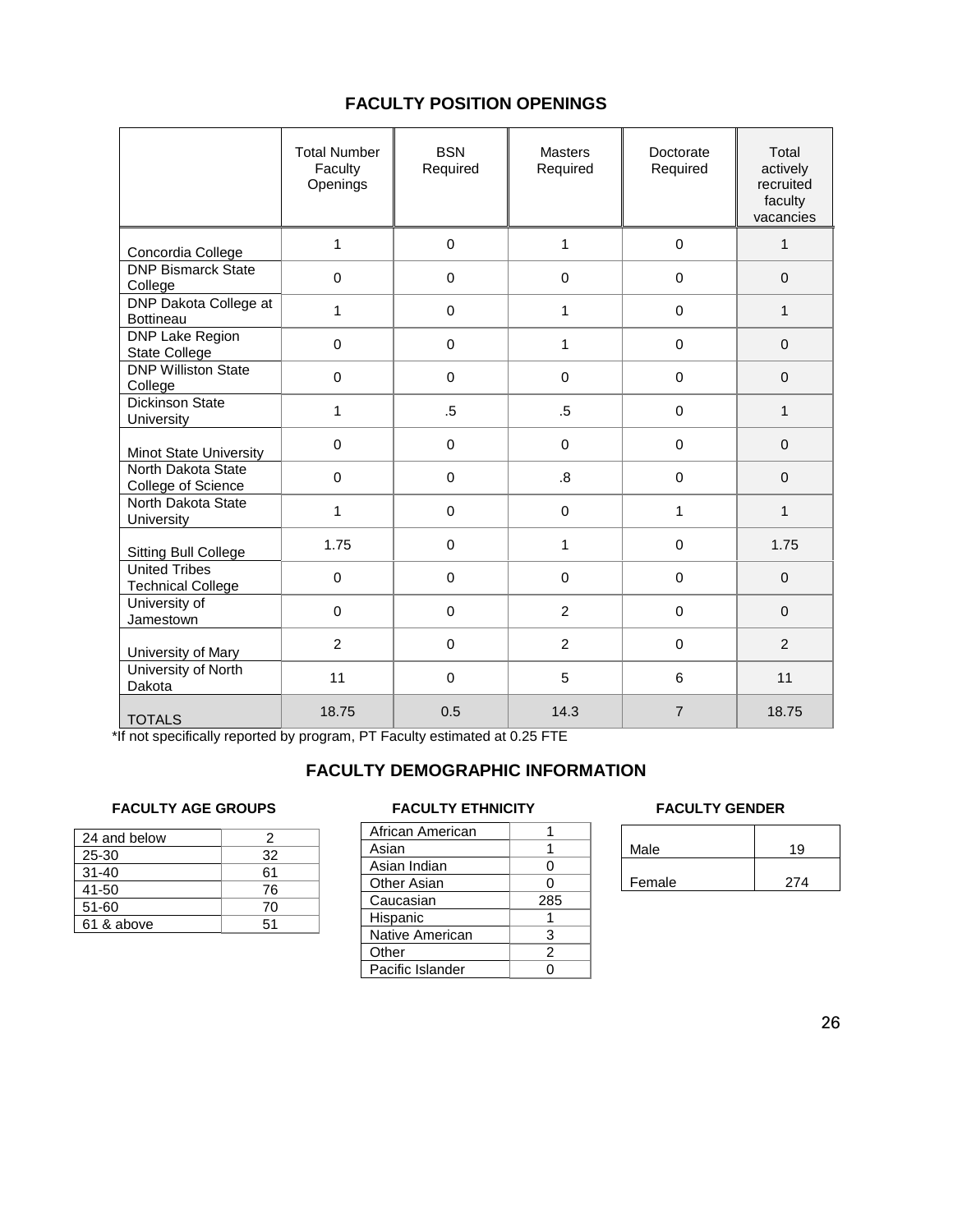## FACULTY POSITION OPENINGS

| | Total Number Faculty Openings | BSN Required | Masters Required | Doctorate Required | Total actively recruited faculty vacancies |
|---|---|---|---|---|---|
| Concordia College | 1 | 0 | 1 | 0 | 1 |
| DNP Bismarck State College | 0 | 0 | 0 | 0 | 0 |
| DNP Dakota College at Bottineau | 1 | 0 | 1 | 0 | 1 |
| DNP Lake Region State College | 0 | 0 | 1 | 0 | 0 |
| DNP Williston State College | 0 | 0 | 0 | 0 | 0 |
| Dickinson State University | 1 | .5 | .5 | 0 | 1 |
| Minot State University | 0 | 0 | 0 | 0 | 0 |
| North Dakota State College of Science | 0 | 0 | .8 | 0 | 0 |
| North Dakota State University | 1 | 0 | 0 | 1 | 1 |
| Sitting Bull College | 1.75 | 0 | 1 | 0 | 1.75 |
| United Tribes Technical College | 0 | 0 | 0 | 0 | 0 |
| University of Jamestown | 0 | 0 | 2 | 0 | 0 |
| University of Mary | 2 | 0 | 2 | 0 | 2 |
| University of North Dakota | 11 | 0 | 5 | 6 | 11 |
| TOTALS | 18.75 | 0.5 | 14.3 | 7 | 18.75 |

*If not specifically reported by program, PT Faculty estimated at 0.25 FTE

## FACULTY DEMOGRAPHIC INFORMATION

### FACULTY AGE GROUPS

| Age Group | Count |
|---|---|
| 24 and below | 2 |
| 25-30 | 32 |
| 31-40 | 61 |
| 41-50 | 76 |
| 51-60 | 70 |
| 61 & above | 51 |

### FACULTY ETHNICITY

| Ethnicity | Count |
|---|---|
| African American | 1 |
| Asian | 1 |
| Asian Indian | 0 |
| Other Asian | 0 |
| Caucasian | 285 |
| Hispanic | 1 |
| Native American | 3 |
| Other | 2 |
| Pacific Islander | 0 |

### FACULTY GENDER

| Gender | Count |
|---|---|
| Male | 19 |
| Female | 274 |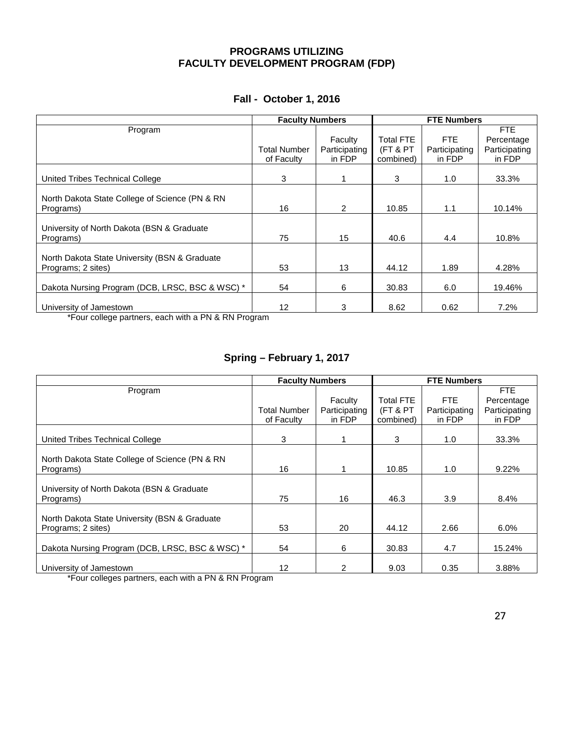# PROGRAMS UTILIZING FACULTY DEVELOPMENT PROGRAM (FDP)

## Fall - October 1, 2016

| | Faculty Numbers | | FTE Numbers | | |
|---|---|---|---|---|---|
| Program | Total Number of Faculty | Faculty Participating in FDP | Total FTE (FT & PT combined) | FTE Participating in FDP | FTE Percentage Participating in FDP |
| United Tribes Technical College | 3 | 1 | 3 | 1.0 | 33.3% |
| North Dakota State College of Science (PN & RN Programs) | 16 | 2 | 10.85 | 1.1 | 10.14% |
| University of North Dakota (BSN & Graduate Programs) | 75 | 15 | 40.6 | 4.4 | 10.8% |
| North Dakota State University (BSN & Graduate Programs; 2 sites) | 53 | 13 | 44.12 | 1.89 | 4.28% |
| Dakota Nursing Program (DCB, LRSC, BSC & WSC) * | 54 | 6 | 30.83 | 6.0 | 19.46% |
| University of Jamestown | 12 | 3 | 8.62 | 0.62 | 7.2% |

*Four college partners, each with a PN & RN Program

## Spring – February 1, 2017

| | Faculty Numbers | | FTE Numbers | | |
|---|---|---|---|---|---|
| Program | Total Number of Faculty | Faculty Participating in FDP | Total FTE (FT & PT combined) | FTE Participating in FDP | FTE Percentage Participating in FDP |
| United Tribes Technical College | 3 | 1 | 3 | 1.0 | 33.3% |
| North Dakota State College of Science (PN & RN Programs) | 16 | 1 | 10.85 | 1.0 | 9.22% |
| University of North Dakota (BSN & Graduate Programs) | 75 | 16 | 46.3 | 3.9 | 8.4% |
| North Dakota State University (BSN & Graduate Programs; 2 sites) | 53 | 20 | 44.12 | 2.66 | 6.0% |
| Dakota Nursing Program (DCB, LRSC, BSC & WSC) * | 54 | 6 | 30.83 | 4.7 | 15.24% |
| University of Jamestown | 12 | 2 | 9.03 | 0.35 | 3.88% |

*Four colleges partners, each with a PN & RN Program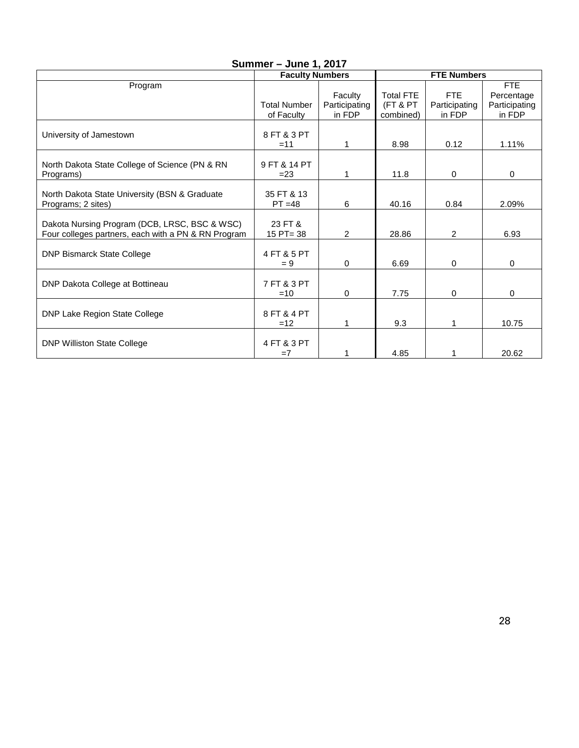**Summer – June 1, 2017**

| | Faculty Numbers | | FTE Numbers | | |
|---|---|---|---|---|---|
| Program | Total Number of Faculty | Faculty Participating in FDP | Total FTE (FT & PT combined) | FTE Participating in FDP | FTE Percentage Participating in FDP |
| University of Jamestown | 8 FT & 3 PT =11 | 1 | 8.98 | 0.12 | 1.11% |
| North Dakota State College of Science (PN & RN Programs) | 9 FT & 14 PT =23 | 1 | 11.8 | 0 | 0 |
| North Dakota State University (BSN & Graduate Programs; 2 sites) | 35 FT & 13 PT =48 | 6 | 40.16 | 0.84 | 2.09% |
| Dakota Nursing Program (DCB, LRSC, BSC & WSC) Four colleges partners, each with a PN & RN Program | 23 FT & 15 PT= 38 | 2 | 28.86 | 2 | 6.93 |
| DNP Bismarck State College | 4 FT & 5 PT = 9 | 0 | 6.69 | 0 | 0 |
| DNP Dakota College at Bottineau | 7 FT & 3 PT =10 | 0 | 7.75 | 0 | 0 |
| DNP Lake Region State College | 8 FT & 4 PT =12 | 1 | 9.3 | 1 | 10.75 |
| DNP Williston State College | 4 FT & 3 PT =7 | 1 | 4.85 | 1 | 20.62 |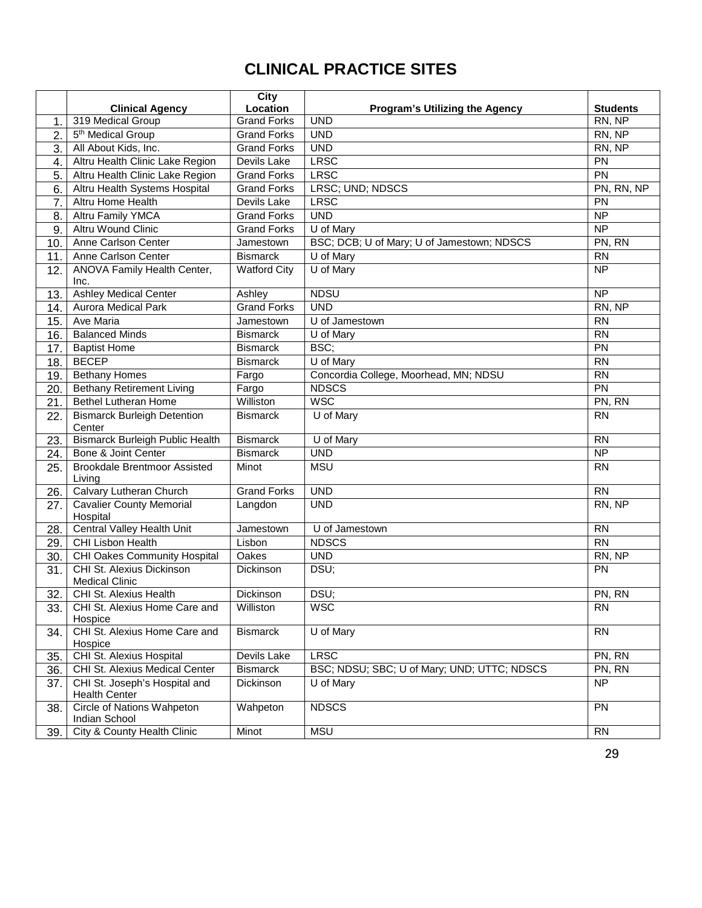# CLINICAL PRACTICE SITES

| | Clinical Agency | City Location | Program's Utilizing the Agency | Students |
|---|---|---|---|---|
| 1. | 319 Medical Group | Grand Forks | UND | RN, NP |
| 2. | 5th Medical Group | Grand Forks | UND | RN, NP |
| 3. | All About Kids, Inc. | Grand Forks | UND | RN, NP |
| 4. | Altru Health Clinic Lake Region | Devils Lake | LRSC | PN |
| 5. | Altru Health Clinic Lake Region | Grand Forks | LRSC | PN |
| 6. | Altru Health Systems Hospital | Grand Forks | LRSC; UND; NDSCS | PN, RN, NP |
| 7. | Altru Home Health | Devils Lake | LRSC | PN |
| 8. | Altru Family YMCA | Grand Forks | UND | NP |
| 9. | Altru Wound Clinic | Grand Forks | U of Mary | NP |
| 10. | Anne Carlson Center | Jamestown | BSC; DCB; U of Mary; U of Jamestown; NDSCS | PN, RN |
| 11. | Anne Carlson Center | Bismarck | U of Mary | RN |
| 12. | ANOVA Family Health Center, Inc. | Watford City | U of Mary | NP |
| 13. | Ashley Medical Center | Ashley | NDSU | NP |
| 14. | Aurora Medical Park | Grand Forks | UND | RN, NP |
| 15. | Ave Maria | Jamestown | U of Jamestown | RN |
| 16. | Balanced Minds | Bismarck | U of Mary | RN |
| 17. | Baptist Home | Bismarck | BSC; | PN |
| 18. | BECEP | Bismarck | U of Mary | RN |
| 19. | Bethany Homes | Fargo | Concordia College, Moorhead, MN; NDSU | RN |
| 20. | Bethany Retirement Living | Fargo | NDSCS | PN |
| 21. | Bethel Lutheran Home | Williston | WSC | PN, RN |
| 22. | Bismarck Burleigh Detention Center | Bismarck | U of Mary | RN |
| 23. | Bismarck Burleigh Public Health | Bismarck | U of Mary | RN |
| 24. | Bone & Joint Center | Bismarck | UND | NP |
| 25. | Brookdale Brentmoor Assisted Living | Minot | MSU | RN |
| 26. | Calvary Lutheran Church | Grand Forks | UND | RN |
| 27. | Cavalier County Memorial Hospital | Langdon | UND | RN, NP |
| 28. | Central Valley Health Unit | Jamestown | U of Jamestown | RN |
| 29. | CHI Lisbon Health | Lisbon | NDSCS | RN |
| 30. | CHI Oakes Community Hospital | Oakes | UND | RN, NP |
| 31. | CHI St. Alexius Dickinson Medical Clinic | Dickinson | DSU; | PN |
| 32. | CHI St. Alexius Health | Dickinson | DSU; | PN, RN |
| 33. | CHI St. Alexius Home Care and Hospice | Williston | WSC | RN |
| 34. | CHI St. Alexius Home Care and Hospice | Bismarck | U of Mary | RN |
| 35. | CHI St. Alexius Hospital | Devils Lake | LRSC | PN, RN |
| 36. | CHI St. Alexius Medical Center | Bismarck | BSC; NDSU; SBC; U of Mary; UND; UTTC; NDSCS | PN, RN |
| 37. | CHI St. Joseph's Hospital and Health Center | Dickinson | U of Mary | NP |
| 38. | Circle of Nations Wahpeton Indian School | Wahpeton | NDSCS | PN |
| 39. | City & County Health Clinic | Minot | MSU | RN |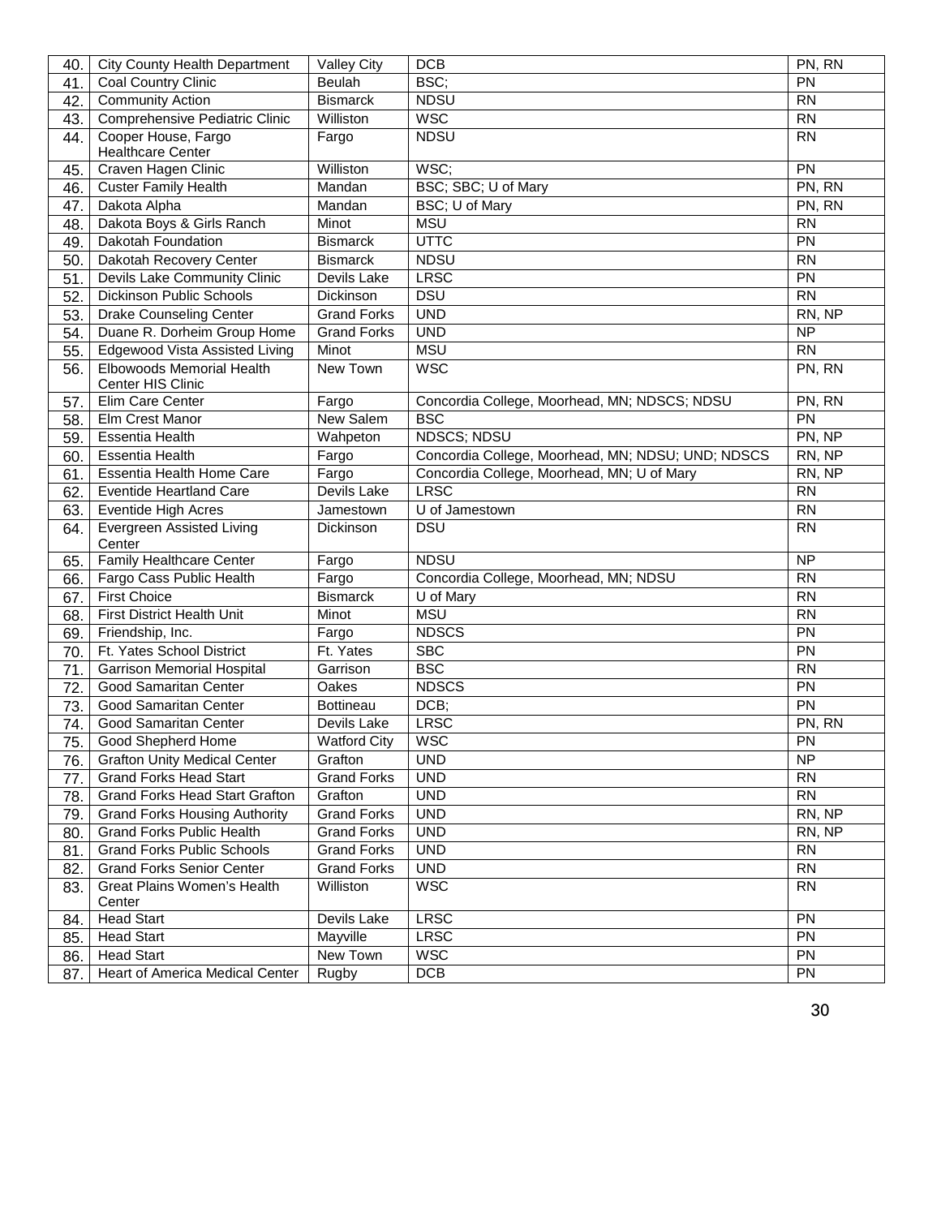| 40. | City County Health Department | Valley City | DCB | PN, RN |
|---|---|---|---|---|
| 41. | Coal Country Clinic | Beulah | BSC; | PN |
| 42. | Community Action | Bismarck | NDSU | RN |
| 43. | Comprehensive Pediatric Clinic | Williston | WSC | RN |
| 44. | Cooper House, Fargo Healthcare Center | Fargo | NDSU | RN |
| 45. | Craven Hagen Clinic | Williston | WSC; | PN |
| 46. | Custer Family Health | Mandan | BSC; SBC; U of Mary | PN, RN |
| 47. | Dakota Alpha | Mandan | BSC; U of Mary | PN, RN |
| 48. | Dakota Boys & Girls Ranch | Minot | MSU | RN |
| 49. | Dakotah Foundation | Bismarck | UTTC | PN |
| 50. | Dakotah Recovery Center | Bismarck | NDSU | RN |
| 51. | Devils Lake Community Clinic | Devils Lake | LRSC | PN |
| 52. | Dickinson Public Schools | Dickinson | DSU | RN |
| 53. | Drake Counseling Center | Grand Forks | UND | RN, NP |
| 54. | Duane R. Dorheim Group Home | Grand Forks | UND | NP |
| 55. | Edgewood Vista Assisted Living | Minot | MSU | RN |
| 56. | Elbowoods Memorial Health Center HIS Clinic | New Town | WSC | PN, RN |
| 57. | Elim Care Center | Fargo | Concordia College, Moorhead, MN; NDSCS; NDSU | PN, RN |
| 58. | Elm Crest Manor | New Salem | BSC | PN |
| 59. | Essentia Health | Wahpeton | NDSCS; NDSU | PN, NP |
| 60. | Essentia Health | Fargo | Concordia College, Moorhead, MN; NDSU; UND; NDSCS | RN, NP |
| 61. | Essentia Health Home Care | Fargo | Concordia College, Moorhead, MN; U of Mary | RN, NP |
| 62. | Eventide Heartland Care | Devils Lake | LRSC | RN |
| 63. | Eventide High Acres | Jamestown | U of Jamestown | RN |
| 64. | Evergreen Assisted Living Center | Dickinson | DSU | RN |
| 65. | Family Healthcare Center | Fargo | NDSU | NP |
| 66. | Fargo Cass Public Health | Fargo | Concordia College, Moorhead, MN; NDSU | RN |
| 67. | First Choice | Bismarck | U of Mary | RN |
| 68. | First District Health Unit | Minot | MSU | RN |
| 69. | Friendship, Inc. | Fargo | NDSCS | PN |
| 70. | Ft. Yates School District | Ft. Yates | SBC | PN |
| 71. | Garrison Memorial Hospital | Garrison | BSC | RN |
| 72. | Good Samaritan Center | Oakes | NDSCS | PN |
| 73. | Good Samaritan Center | Bottineau | DCB; | PN |
| 74. | Good Samaritan Center | Devils Lake | LRSC | PN, RN |
| 75. | Good Shepherd Home | Watford City | WSC | PN |
| 76. | Grafton Unity Medical Center | Grafton | UND | NP |
| 77. | Grand Forks Head Start | Grand Forks | UND | RN |
| 78. | Grand Forks Head Start Grafton | Grafton | UND | RN |
| 79. | Grand Forks Housing Authority | Grand Forks | UND | RN, NP |
| 80. | Grand Forks Public Health | Grand Forks | UND | RN, NP |
| 81. | Grand Forks Public Schools | Grand Forks | UND | RN |
| 82. | Grand Forks Senior Center | Grand Forks | UND | RN |
| 83. | Great Plains Women's Health Center | Williston | WSC | RN |
| 84. | Head Start | Devils Lake | LRSC | PN |
| 85. | Head Start | Mayville | LRSC | PN |
| 86. | Head Start | New Town | WSC | PN |
| 87. | Heart of America Medical Center | Rugby | DCB | PN |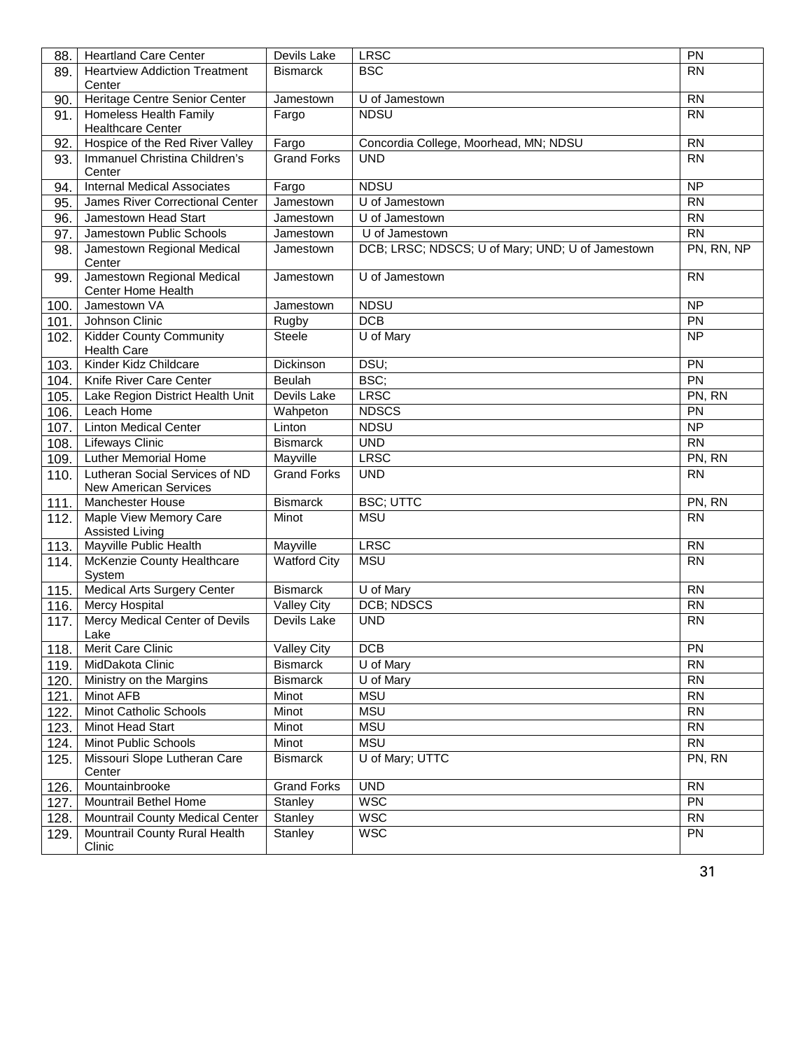| | | | | |
|---|---|---|---|---|
| 88. | Heartland Care Center | Devils Lake | LRSC | PN |
| 89. | Heartview Addiction Treatment Center | Bismarck | BSC | RN |
| 90. | Heritage Centre Senior Center | Jamestown | U of Jamestown | RN |
| 91. | Homeless Health Family Healthcare Center | Fargo | NDSU | RN |
| 92. | Hospice of the Red River Valley | Fargo | Concordia College, Moorhead, MN; NDSU | RN |
| 93. | Immanuel Christina Children's Center | Grand Forks | UND | RN |
| 94. | Internal Medical Associates | Fargo | NDSU | NP |
| 95. | James River Correctional Center | Jamestown | U of Jamestown | RN |
| 96. | Jamestown Head Start | Jamestown | U of Jamestown | RN |
| 97. | Jamestown Public Schools | Jamestown | U of Jamestown | RN |
| 98. | Jamestown Regional Medical Center | Jamestown | DCB; LRSC; NDSCS; U of Mary; UND; U of Jamestown | PN, RN, NP |
| 99. | Jamestown Regional Medical Center Home Health | Jamestown | U of Jamestown | RN |
| 100. | Jamestown VA | Jamestown | NDSU | NP |
| 101. | Johnson Clinic | Rugby | DCB | PN |
| 102. | Kidder County Community Health Care | Steele | U of Mary | NP |
| 103. | Kinder Kidz Childcare | Dickinson | DSU; | PN |
| 104. | Knife River Care Center | Beulah | BSC; | PN |
| 105. | Lake Region District Health Unit | Devils Lake | LRSC | PN, RN |
| 106. | Leach Home | Wahpeton | NDSCS | PN |
| 107. | Linton Medical Center | Linton | NDSU | NP |
| 108. | Lifeways Clinic | Bismarck | UND | RN |
| 109. | Luther Memorial Home | Mayville | LRSC | PN, RN |
| 110. | Lutheran Social Services of ND New American Services | Grand Forks | UND | RN |
| 111. | Manchester House | Bismarck | BSC; UTTC | PN, RN |
| 112. | Maple View Memory Care Assisted Living | Minot | MSU | RN |
| 113. | Mayville Public Health | Mayville | LRSC | RN |
| 114. | McKenzie County Healthcare System | Watford City | MSU | RN |
| 115. | Medical Arts Surgery Center | Bismarck | U of Mary | RN |
| 116. | Mercy Hospital | Valley City | DCB; NDSCS | RN |
| 117. | Mercy Medical Center of Devils Lake | Devils Lake | UND | RN |
| 118. | Merit Care Clinic | Valley City | DCB | PN |
| 119. | MidDakota Clinic | Bismarck | U of Mary | RN |
| 120. | Ministry on the Margins | Bismarck | U of Mary | RN |
| 121. | Minot AFB | Minot | MSU | RN |
| 122. | Minot Catholic Schools | Minot | MSU | RN |
| 123. | Minot Head Start | Minot | MSU | RN |
| 124. | Minot Public Schools | Minot | MSU | RN |
| 125. | Missouri Slope Lutheran Care Center | Bismarck | U of Mary; UTTC | PN, RN |
| 126. | Mountainbrooke | Grand Forks | UND | RN |
| 127. | Mountrail Bethel Home | Stanley | WSC | PN |
| 128. | Mountrail County Medical Center | Stanley | WSC | RN |
| 129. | Mountrail County Rural Health Clinic | Stanley | WSC | PN |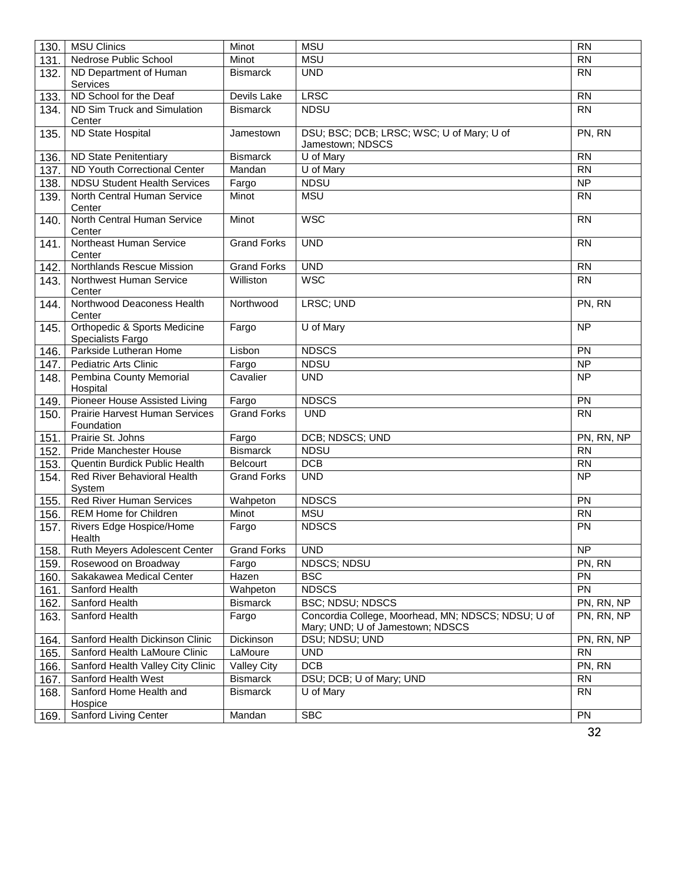| | | | | |
|---|---|---|---|---|
| 130. | MSU Clinics | Minot | MSU | RN |
| 131. | Nedrose Public School | Minot | MSU | RN |
| 132. | ND Department of Human Services | Bismarck | UND | RN |
| 133. | ND School for the Deaf | Devils Lake | LRSC | RN |
| 134. | ND Sim Truck and Simulation Center | Bismarck | NDSU | RN |
| 135. | ND State Hospital | Jamestown | DSU; BSC; DCB; LRSC; WSC; U of Mary; U of Jamestown; NDSCS | PN, RN |
| 136. | ND State Penitentiary | Bismarck | U of Mary | RN |
| 137. | ND Youth Correctional Center | Mandan | U of Mary | RN |
| 138. | NDSU Student Health Services | Fargo | NDSU | NP |
| 139. | North Central Human Service Center | Minot | MSU | RN |
| 140. | North Central Human Service Center | Minot | WSC | RN |
| 141. | Northeast Human Service Center | Grand Forks | UND | RN |
| 142. | Northlands Rescue Mission | Grand Forks | UND | RN |
| 143. | Northwest Human Service Center | Williston | WSC | RN |
| 144. | Northwood Deaconess Health Center | Northwood | LRSC; UND | PN, RN |
| 145. | Orthopedic & Sports Medicine Specialists Fargo | Fargo | U of Mary | NP |
| 146. | Parkside Lutheran Home | Lisbon | NDSCS | PN |
| 147. | Pediatric Arts Clinic | Fargo | NDSU | NP |
| 148. | Pembina County Memorial Hospital | Cavalier | UND | NP |
| 149. | Pioneer House Assisted Living | Fargo | NDSCS | PN |
| 150. | Prairie Harvest Human Services Foundation | Grand Forks | UND | RN |
| 151. | Prairie St. Johns | Fargo | DCB; NDSCS; UND | PN, RN, NP |
| 152. | Pride Manchester House | Bismarck | NDSU | RN |
| 153. | Quentin Burdick Public Health | Belcourt | DCB | RN |
| 154. | Red River Behavioral Health System | Grand Forks | UND | NP |
| 155. | Red River Human Services | Wahpeton | NDSCS | PN |
| 156. | REM Home for Children | Minot | MSU | RN |
| 157. | Rivers Edge Hospice/Home Health | Fargo | NDSCS | PN |
| 158. | Ruth Meyers Adolescent Center | Grand Forks | UND | NP |
| 159. | Rosewood on Broadway | Fargo | NDSCS; NDSU | PN, RN |
| 160. | Sakakawea Medical Center | Hazen | BSC | PN |
| 161. | Sanford Health | Wahpeton | NDSCS | PN |
| 162. | Sanford Health | Bismarck | BSC; NDSU; NDSCS | PN, RN, NP |
| 163. | Sanford Health | Fargo | Concordia College, Moorhead, MN; NDSCS; NDSU; U of Mary; UND; U of Jamestown; NDSCS | PN, RN, NP |
| 164. | Sanford Health Dickinson Clinic | Dickinson | DSU; NDSU; UND | PN, RN, NP |
| 165. | Sanford Health LaMoure Clinic | LaMoure | UND | RN |
| 166. | Sanford Health Valley City Clinic | Valley City | DCB | PN, RN |
| 167. | Sanford Health West | Bismarck | DSU; DCB; U of Mary; UND | RN |
| 168. | Sanford Home Health and Hospice | Bismarck | U of Mary | RN |
| 169. | Sanford Living Center | Mandan | SBC | PN |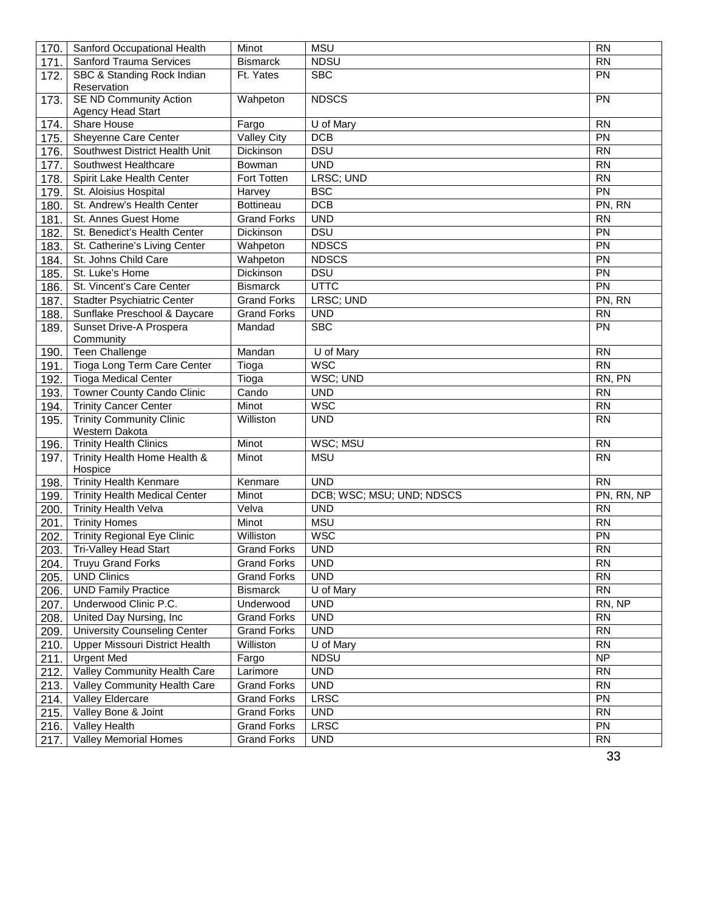| | | | | |
|---|---|---|---|---|
| 170. | Sanford Occupational Health | Minot | MSU | RN |
| 171. | Sanford Trauma Services | Bismarck | NDSU | RN |
| 172. | SBC & Standing Rock Indian Reservation | Ft. Yates | SBC | PN |
| 173. | SE ND Community Action Agency Head Start | Wahpeton | NDSCS | PN |
| 174. | Share House | Fargo | U of Mary | RN |
| 175. | Sheyenne Care Center | Valley City | DCB | PN |
| 176. | Southwest District Health Unit | Dickinson | DSU | RN |
| 177. | Southwest Healthcare | Bowman | UND | RN |
| 178. | Spirit Lake Health Center | Fort Totten | LRSC; UND | RN |
| 179. | St. Aloisius Hospital | Harvey | BSC | PN |
| 180. | St. Andrew's Health Center | Bottineau | DCB | PN, RN |
| 181. | St. Annes Guest Home | Grand Forks | UND | RN |
| 182. | St. Benedict's Health Center | Dickinson | DSU | PN |
| 183. | St. Catherine's Living Center | Wahpeton | NDSCS | PN |
| 184. | St. Johns Child Care | Wahpeton | NDSCS | PN |
| 185. | St. Luke's Home | Dickinson | DSU | PN |
| 186. | St. Vincent's Care Center | Bismarck | UTTC | PN |
| 187. | Stadter Psychiatric Center | Grand Forks | LRSC; UND | PN, RN |
| 188. | Sunflake Preschool & Daycare | Grand Forks | UND | RN |
| 189. | Sunset Drive-A Prospera Community | Mandad | SBC | PN |
| 190. | Teen Challenge | Mandan | U of Mary | RN |
| 191. | Tioga Long Term Care Center | Tioga | WSC | RN |
| 192. | Tioga Medical Center | Tioga | WSC; UND | RN, PN |
| 193. | Towner County Cando Clinic | Cando | UND | RN |
| 194. | Trinity Cancer Center | Minot | WSC | RN |
| 195. | Trinity Community Clinic Western Dakota | Williston | UND | RN |
| 196. | Trinity Health Clinics | Minot | WSC; MSU | RN |
| 197. | Trinity Health Home Health & Hospice | Minot | MSU | RN |
| 198. | Trinity Health Kenmare | Kenmare | UND | RN |
| 199. | Trinity Health Medical Center | Minot | DCB; WSC; MSU; UND; NDSCS | PN, RN, NP |
| 200. | Trinity Health Velva | Velva | UND | RN |
| 201. | Trinity Homes | Minot | MSU | RN |
| 202. | Trinity Regional Eye Clinic | Williston | WSC | PN |
| 203. | Tri-Valley Head Start | Grand Forks | UND | RN |
| 204. | Truyu Grand Forks | Grand Forks | UND | RN |
| 205. | UND Clinics | Grand Forks | UND | RN |
| 206. | UND Family Practice | Bismarck | U of Mary | RN |
| 207. | Underwood Clinic P.C. | Underwood | UND | RN, NP |
| 208. | United Day Nursing, Inc | Grand Forks | UND | RN |
| 209. | University Counseling Center | Grand Forks | UND | RN |
| 210. | Upper Missouri District Health | Williston | U of Mary | RN |
| 211. | Urgent Med | Fargo | NDSU | NP |
| 212. | Valley Community Health Care | Larimore | UND | RN |
| 213. | Valley Community Health Care | Grand Forks | UND | RN |
| 214. | Valley Eldercare | Grand Forks | LRSC | PN |
| 215. | Valley Bone & Joint | Grand Forks | UND | RN |
| 216. | Valley Health | Grand Forks | LRSC | PN |
| 217. | Valley Memorial Homes | Grand Forks | UND | RN |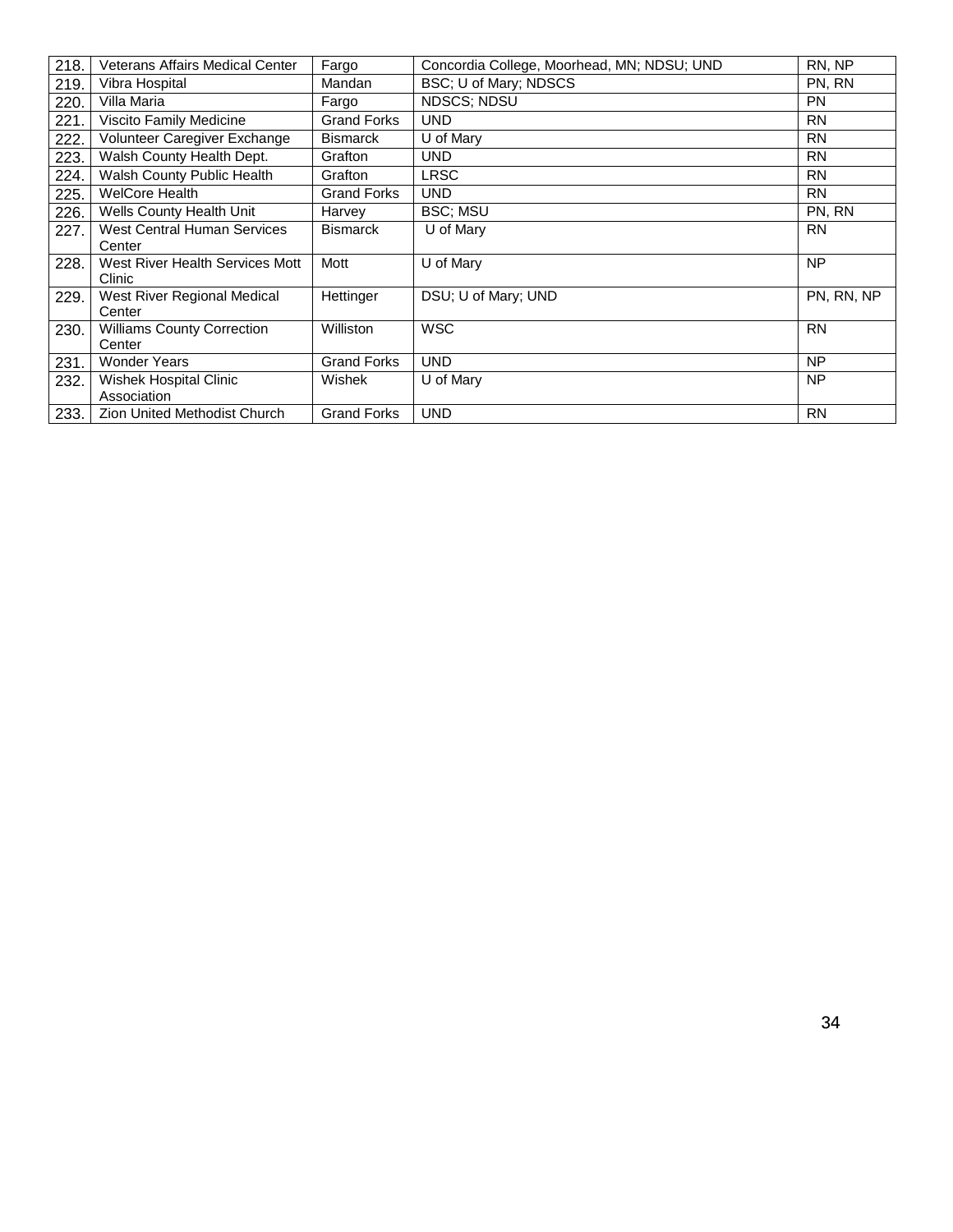| 218. | Veterans Affairs Medical Center | Fargo | Concordia College, Moorhead, MN; NDSU; UND | RN, NP |
|---|---|---|---|---|
| 219. | Vibra Hospital | Mandan | BSC; U of Mary; NDSCS | PN, RN |
| 220. | Villa Maria | Fargo | NDSCS; NDSU | PN |
| 221. | Viscito Family Medicine | Grand Forks | UND | RN |
| 222. | Volunteer Caregiver Exchange | Bismarck | U of Mary | RN |
| 223. | Walsh County Health Dept. | Grafton | UND | RN |
| 224. | Walsh County Public Health | Grafton | LRSC | RN |
| 225. | WelCore Health | Grand Forks | UND | RN |
| 226. | Wells County Health Unit | Harvey | BSC; MSU | PN, RN |
| 227. | West Central Human Services Center | Bismarck | U of Mary | RN |
| 228. | West River Health Services Mott Clinic | Mott | U of Mary | NP |
| 229. | West River Regional Medical Center | Hettinger | DSU; U of Mary; UND | PN, RN, NP |
| 230. | Williams County Correction Center | Williston | WSC | RN |
| 231. | Wonder Years | Grand Forks | UND | NP |
| 232. | Wishek Hospital Clinic Association | Wishek | U of Mary | NP |
| 233. | Zion United Methodist Church | Grand Forks | UND | RN |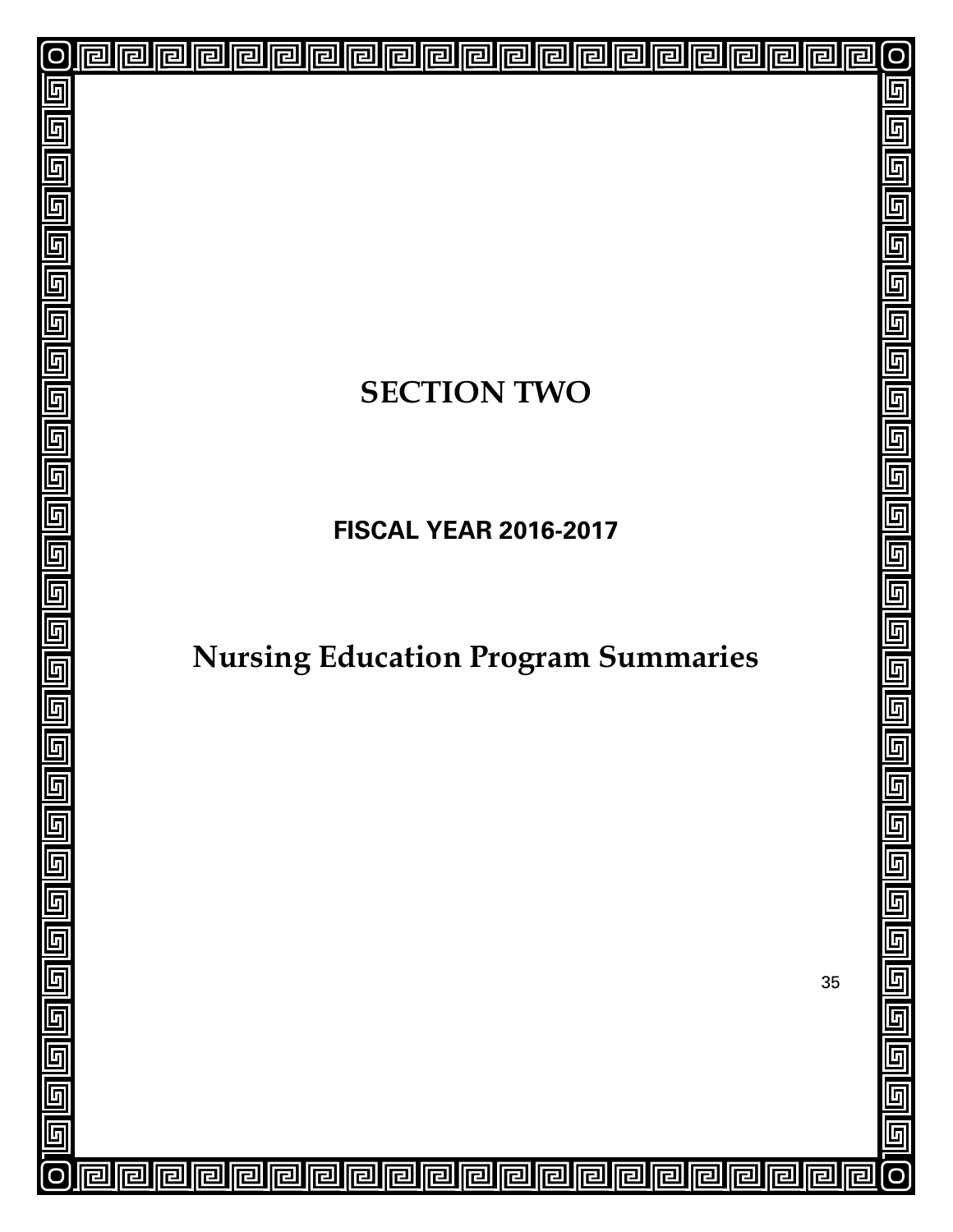# SECTION TWO

## FISCAL YEAR 2016-2017

# Nursing Education Program Summaries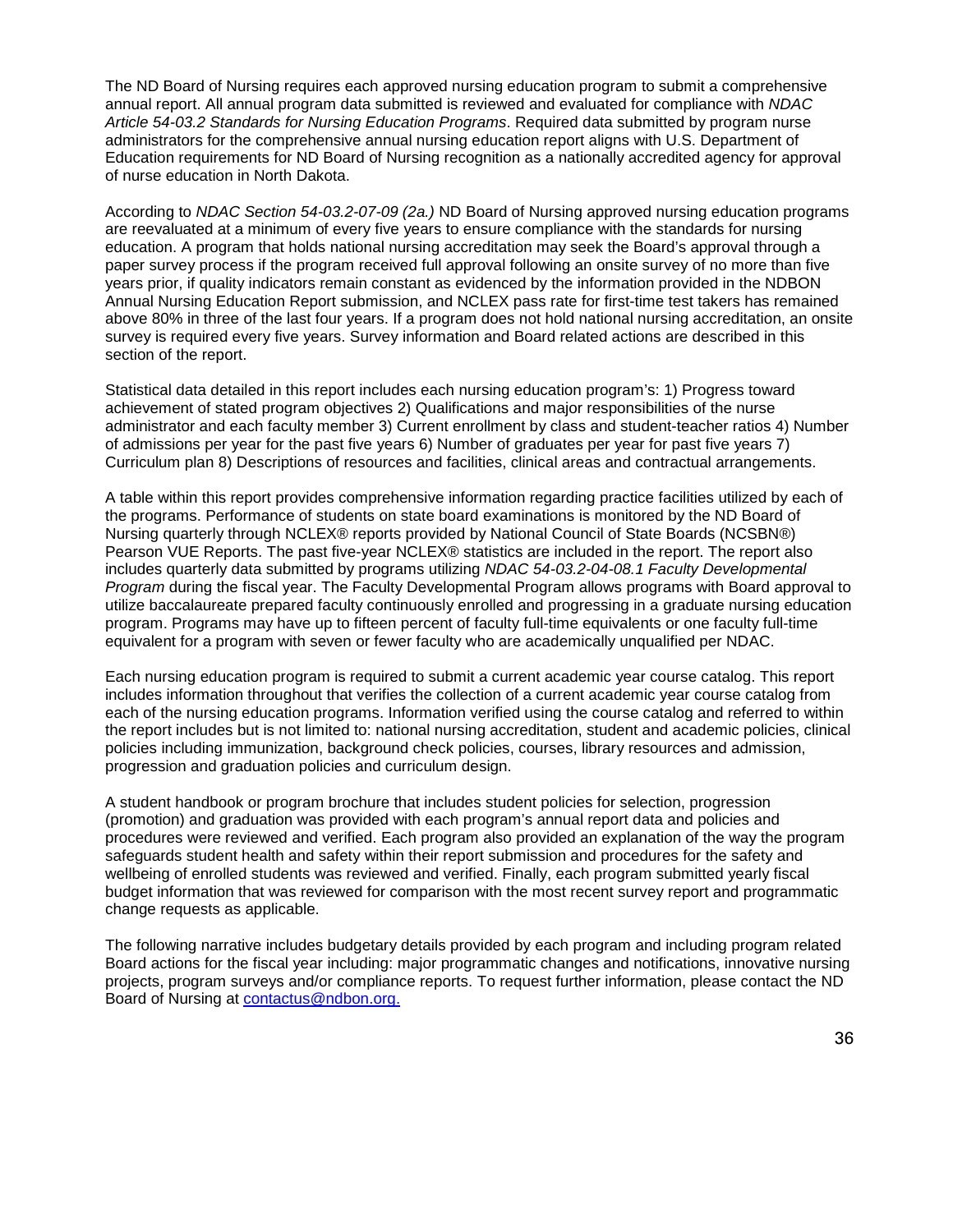The ND Board of Nursing requires each approved nursing education program to submit a comprehensive annual report. All annual program data submitted is reviewed and evaluated for compliance with *NDAC Article 54-03.2 Standards for Nursing Education Programs*. Required data submitted by program nurse administrators for the comprehensive annual nursing education report aligns with U.S. Department of Education requirements for ND Board of Nursing recognition as a nationally accredited agency for approval of nurse education in North Dakota.

According to *NDAC Section 54-03.2-07-09 (2a.)* ND Board of Nursing approved nursing education programs are reevaluated at a minimum of every five years to ensure compliance with the standards for nursing education. A program that holds national nursing accreditation may seek the Board's approval through a paper survey process if the program received full approval following an onsite survey of no more than five years prior, if quality indicators remain constant as evidenced by the information provided in the NDBON Annual Nursing Education Report submission, and NCLEX pass rate for first-time test takers has remained above 80% in three of the last four years. If a program does not hold national nursing accreditation, an onsite survey is required every five years. Survey information and Board related actions are described in this section of the report.

Statistical data detailed in this report includes each nursing education program's: 1) Progress toward achievement of stated program objectives 2) Qualifications and major responsibilities of the nurse administrator and each faculty member 3) Current enrollment by class and student-teacher ratios 4) Number of admissions per year for the past five years 6) Number of graduates per year for past five years 7) Curriculum plan 8) Descriptions of resources and facilities, clinical areas and contractual arrangements.

A table within this report provides comprehensive information regarding practice facilities utilized by each of the programs. Performance of students on state board examinations is monitored by the ND Board of Nursing quarterly through NCLEX® reports provided by National Council of State Boards (NCSBN®) Pearson VUE Reports. The past five-year NCLEX® statistics are included in the report. The report also includes quarterly data submitted by programs utilizing *NDAC 54-03.2-04-08.1 Faculty Developmental Program* during the fiscal year. The Faculty Developmental Program allows programs with Board approval to utilize baccalaureate prepared faculty continuously enrolled and progressing in a graduate nursing education program. Programs may have up to fifteen percent of faculty full-time equivalents or one faculty full-time equivalent for a program with seven or fewer faculty who are academically unqualified per NDAC.

Each nursing education program is required to submit a current academic year course catalog. This report includes information throughout that verifies the collection of a current academic year course catalog from each of the nursing education programs. Information verified using the course catalog and referred to within the report includes but is not limited to: national nursing accreditation, student and academic policies, clinical policies including immunization, background check policies, courses, library resources and admission, progression and graduation policies and curriculum design.

A student handbook or program brochure that includes student policies for selection, progression (promotion) and graduation was provided with each program's annual report data and policies and procedures were reviewed and verified. Each program also provided an explanation of the way the program safeguards student health and safety within their report submission and procedures for the safety and wellbeing of enrolled students was reviewed and verified. Finally, each program submitted yearly fiscal budget information that was reviewed for comparison with the most recent survey report and programmatic change requests as applicable.

The following narrative includes budgetary details provided by each program and including program related Board actions for the fiscal year including: major programmatic changes and notifications, innovative nursing projects, program surveys and/or compliance reports. To request further information, please contact the ND Board of Nursing at contactus@ndbon.org.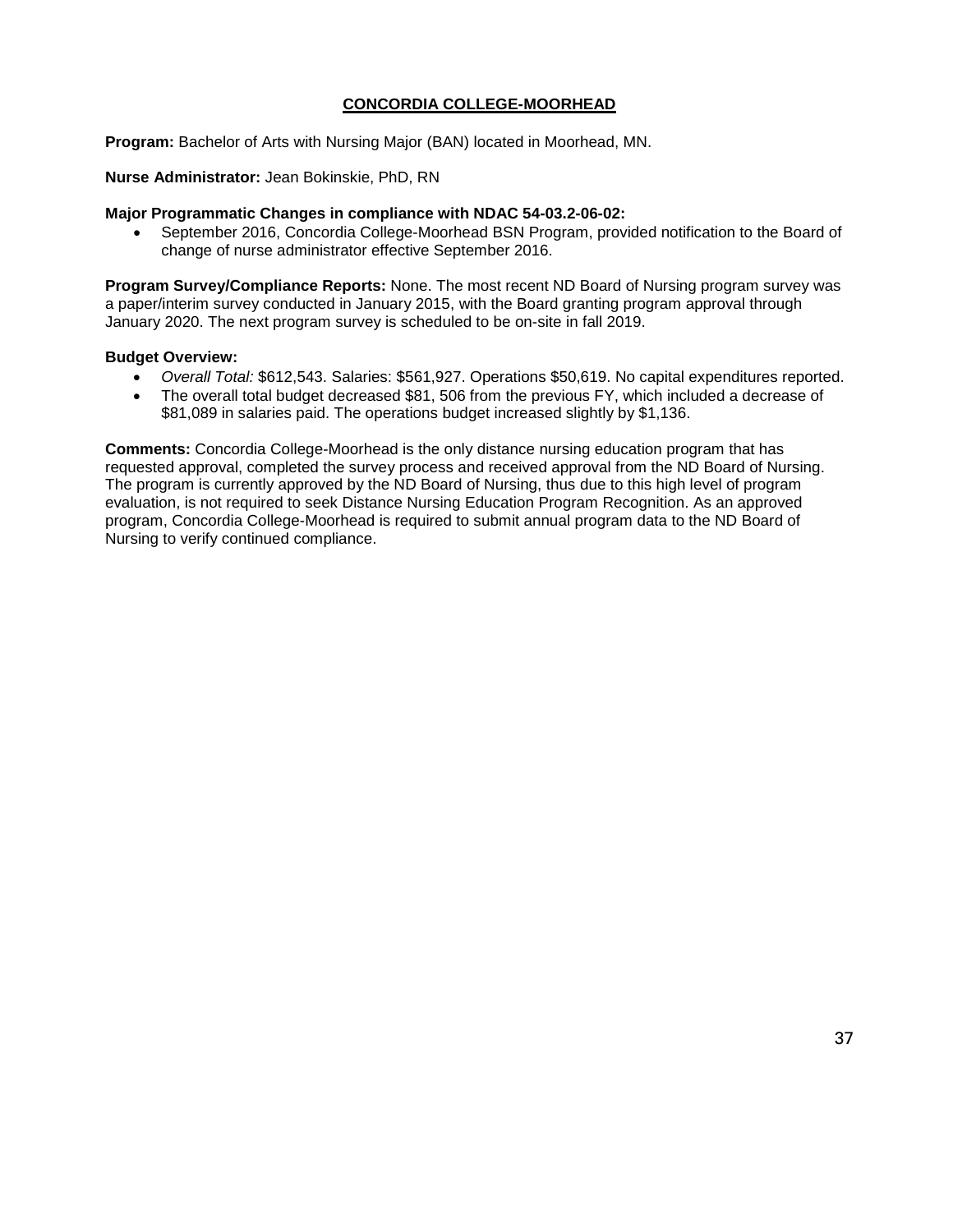## CONCORDIA COLLEGE-MOORHEAD

**Program:** Bachelor of Arts with Nursing Major (BAN) located in Moorhead, MN.

**Nurse Administrator:** Jean Bokinskie, PhD, RN

**Major Programmatic Changes in compliance with NDAC 54-03.2-06-02:**

- September 2016, Concordia College-Moorhead BSN Program, provided notification to the Board of change of nurse administrator effective September 2016.

**Program Survey/Compliance Reports:** None. The most recent ND Board of Nursing program survey was a paper/interim survey conducted in January 2015, with the Board granting program approval through January 2020. The next program survey is scheduled to be on-site in fall 2019.

**Budget Overview:**

- *Overall Total:* $612,543. Salaries: $561,927. Operations $50,619. No capital expenditures reported.
- The overall total budget decreased $81, 506 from the previous FY, which included a decrease of $81,089 in salaries paid. The operations budget increased slightly by $1,136.

**Comments:** Concordia College-Moorhead is the only distance nursing education program that has requested approval, completed the survey process and received approval from the ND Board of Nursing. The program is currently approved by the ND Board of Nursing, thus due to this high level of program evaluation, is not required to seek Distance Nursing Education Program Recognition. As an approved program, Concordia College-Moorhead is required to submit annual program data to the ND Board of Nursing to verify continued compliance.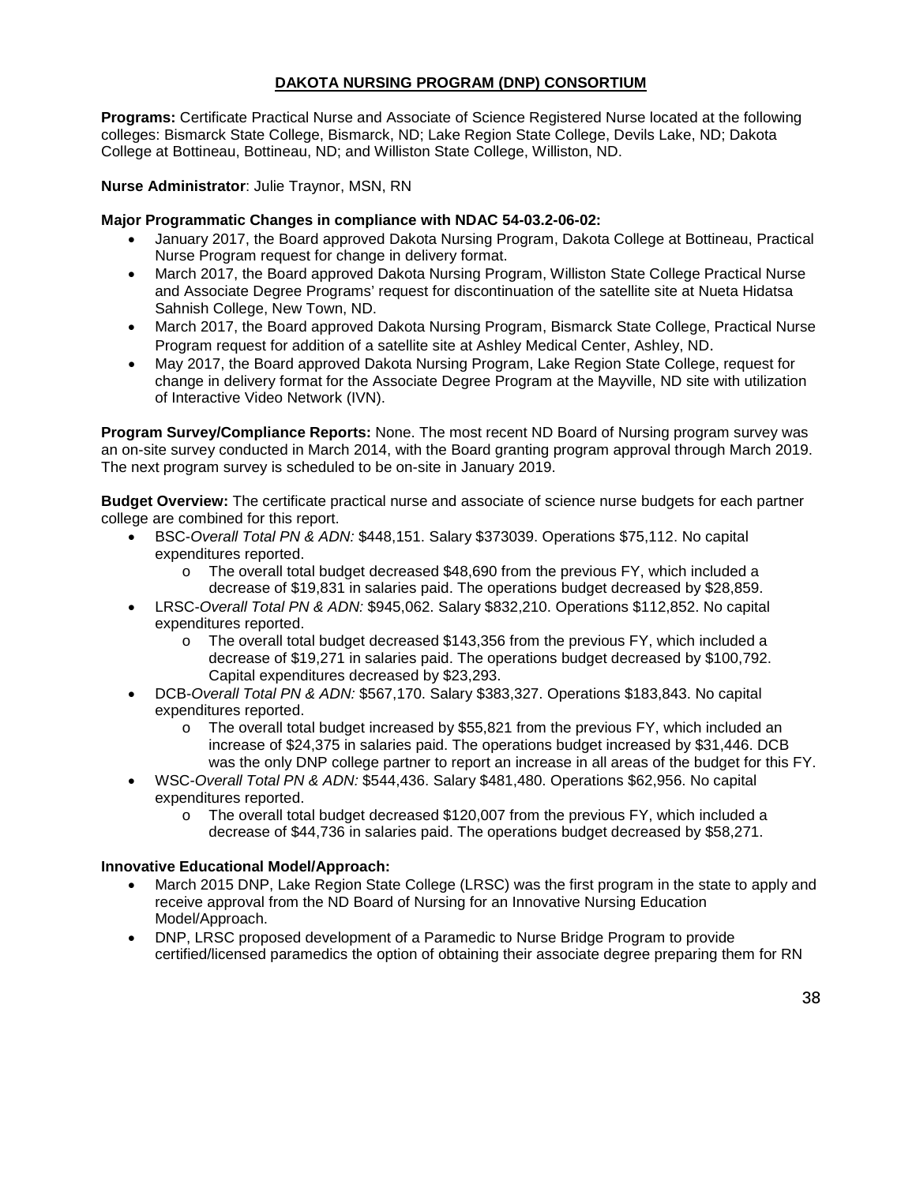# DAKOTA NURSING PROGRAM (DNP) CONSORTIUM

**Programs:** Certificate Practical Nurse and Associate of Science Registered Nurse located at the following colleges: Bismarck State College, Bismarck, ND; Lake Region State College, Devils Lake, ND; Dakota College at Bottineau, Bottineau, ND; and Williston State College, Williston, ND.

**Nurse Administrator**: Julie Traynor, MSN, RN

**Major Programmatic Changes in compliance with NDAC 54-03.2-06-02:**

- January 2017, the Board approved Dakota Nursing Program, Dakota College at Bottineau, Practical Nurse Program request for change in delivery format.
- March 2017, the Board approved Dakota Nursing Program, Williston State College Practical Nurse and Associate Degree Programs' request for discontinuation of the satellite site at Nueta Hidatsa Sahnish College, New Town, ND.
- March 2017, the Board approved Dakota Nursing Program, Bismarck State College, Practical Nurse Program request for addition of a satellite site at Ashley Medical Center, Ashley, ND.
- May 2017, the Board approved Dakota Nursing Program, Lake Region State College, request for change in delivery format for the Associate Degree Program at the Mayville, ND site with utilization of Interactive Video Network (IVN).

**Program Survey/Compliance Reports:** None. The most recent ND Board of Nursing program survey was an on-site survey conducted in March 2014, with the Board granting program approval through March 2019. The next program survey is scheduled to be on-site in January 2019.

**Budget Overview:** The certificate practical nurse and associate of science nurse budgets for each partner college are combined for this report.

- BSC-*Overall Total PN & ADN:* $448,151. Salary $373039. Operations $75,112. No capital expenditures reported.
  - The overall total budget decreased $48,690 from the previous FY, which included a decrease of $19,831 in salaries paid. The operations budget decreased by $28,859.
- LRSC-*Overall Total PN & ADN:* $945,062. Salary $832,210. Operations $112,852. No capital expenditures reported.
  - The overall total budget decreased $143,356 from the previous FY, which included a decrease of $19,271 in salaries paid. The operations budget decreased by $100,792. Capital expenditures decreased by $23,293.
- DCB-*Overall Total PN & ADN:* $567,170. Salary $383,327. Operations $183,843. No capital expenditures reported.
  - The overall total budget increased by $55,821 from the previous FY, which included an increase of $24,375 in salaries paid. The operations budget increased by $31,446. DCB was the only DNP college partner to report an increase in all areas of the budget for this FY.
- WSC-*Overall Total PN & ADN:* $544,436. Salary $481,480. Operations $62,956. No capital expenditures reported.
  - The overall total budget decreased $120,007 from the previous FY, which included a decrease of $44,736 in salaries paid. The operations budget decreased by $58,271.

**Innovative Educational Model/Approach:**

- March 2015 DNP, Lake Region State College (LRSC) was the first program in the state to apply and receive approval from the ND Board of Nursing for an Innovative Nursing Education Model/Approach.
- DNP, LRSC proposed development of a Paramedic to Nurse Bridge Program to provide certified/licensed paramedics the option of obtaining their associate degree preparing them for RN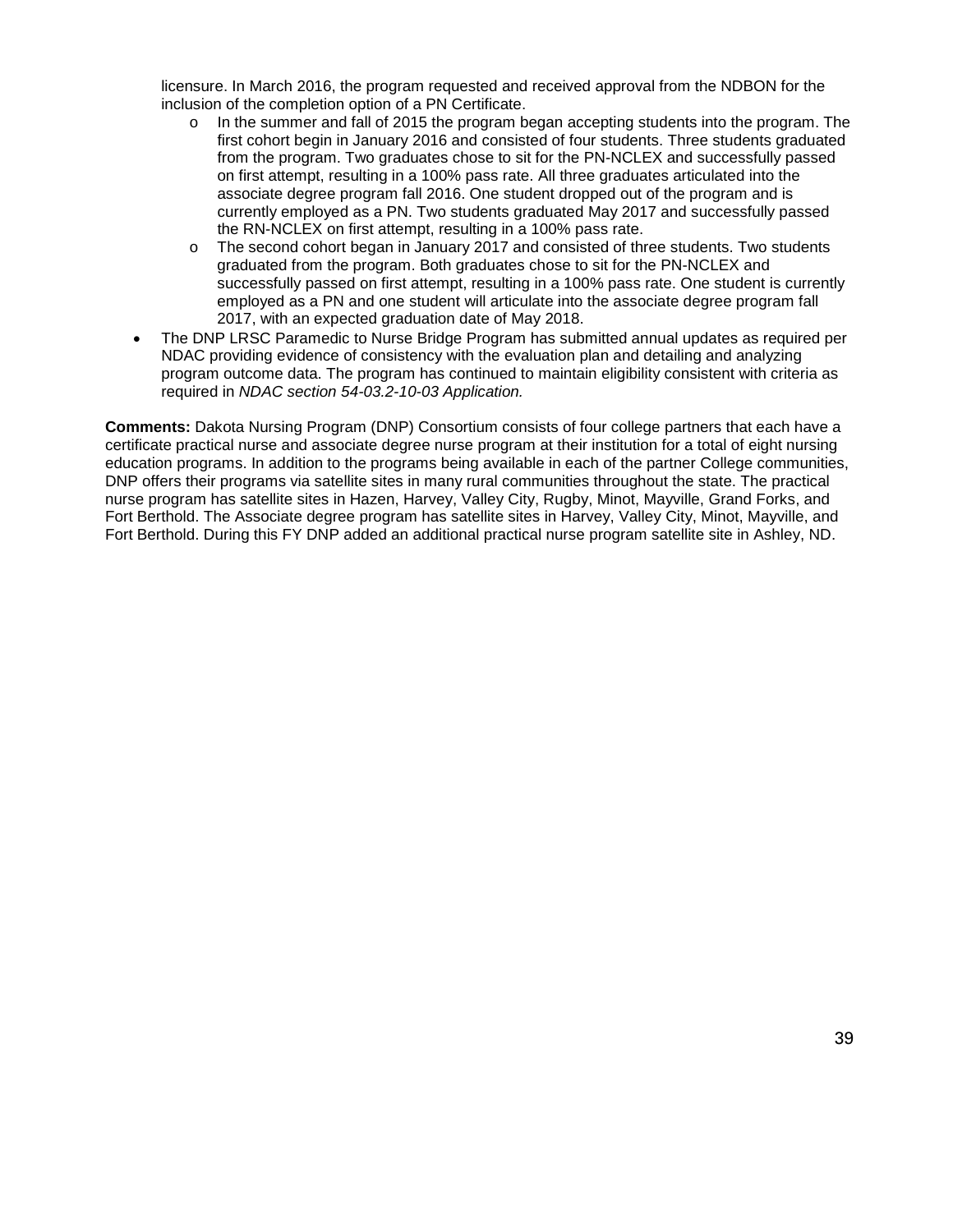licensure. In March 2016, the program requested and received approval from the NDBON for the inclusion of the completion option of a PN Certificate.

- In the summer and fall of 2015 the program began accepting students into the program. The first cohort begin in January 2016 and consisted of four students. Three students graduated from the program. Two graduates chose to sit for the PN-NCLEX and successfully passed on first attempt, resulting in a 100% pass rate. All three graduates articulated into the associate degree program fall 2016. One student dropped out of the program and is currently employed as a PN. Two students graduated May 2017 and successfully passed the RN-NCLEX on first attempt, resulting in a 100% pass rate.
- The second cohort began in January 2017 and consisted of three students. Two students graduated from the program. Both graduates chose to sit for the PN-NCLEX and successfully passed on first attempt, resulting in a 100% pass rate. One student is currently employed as a PN and one student will articulate into the associate degree program fall 2017, with an expected graduation date of May 2018.

- The DNP LRSC Paramedic to Nurse Bridge Program has submitted annual updates as required per NDAC providing evidence of consistency with the evaluation plan and detailing and analyzing program outcome data. The program has continued to maintain eligibility consistent with criteria as required in *NDAC section 54-03.2-10-03 Application.*

**Comments:** Dakota Nursing Program (DNP) Consortium consists of four college partners that each have a certificate practical nurse and associate degree nurse program at their institution for a total of eight nursing education programs. In addition to the programs being available in each of the partner College communities, DNP offers their programs via satellite sites in many rural communities throughout the state. The practical nurse program has satellite sites in Hazen, Harvey, Valley City, Rugby, Minot, Mayville, Grand Forks, and Fort Berthold. The Associate degree program has satellite sites in Harvey, Valley City, Minot, Mayville, and Fort Berthold. During this FY DNP added an additional practical nurse program satellite site in Ashley, ND.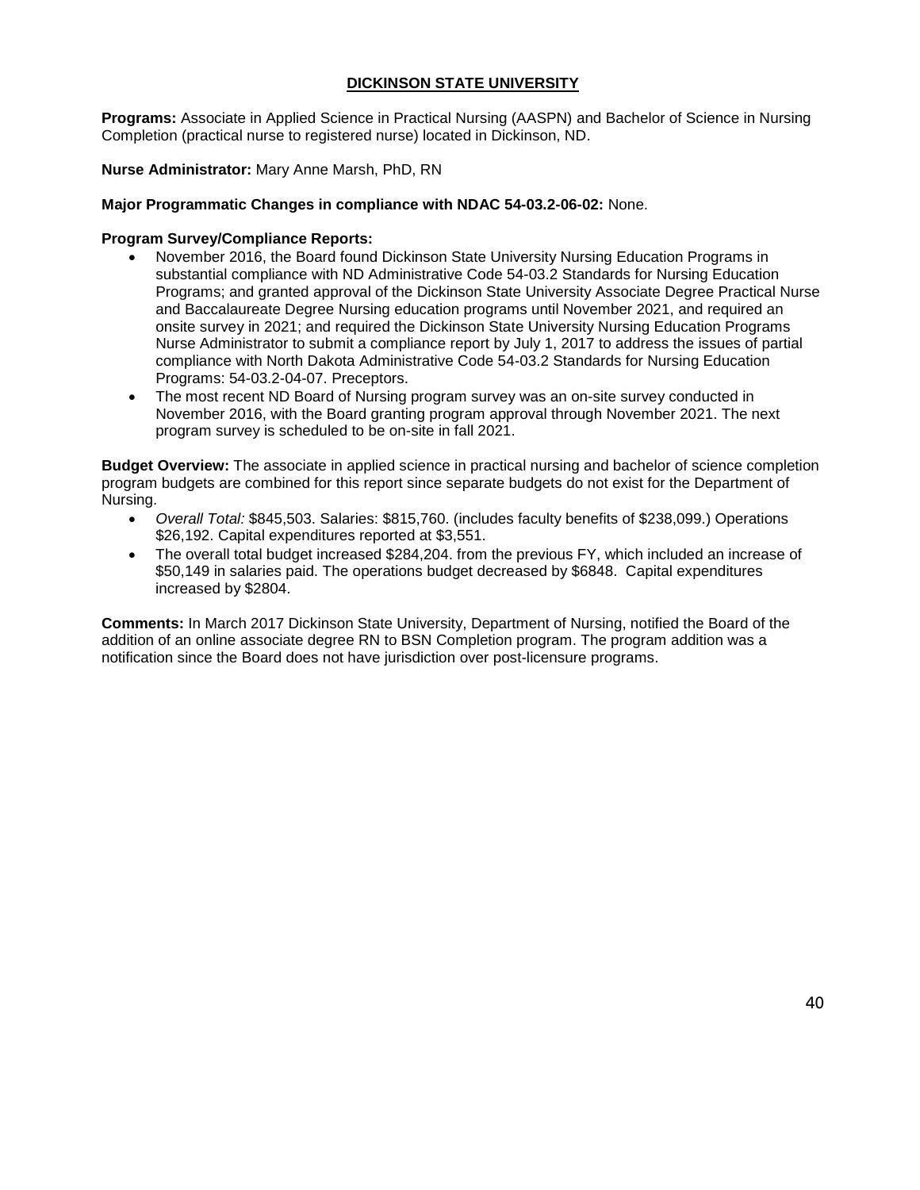## DICKINSON STATE UNIVERSITY

**Programs:** Associate in Applied Science in Practical Nursing (AASPN) and Bachelor of Science in Nursing Completion (practical nurse to registered nurse) located in Dickinson, ND.

**Nurse Administrator:** Mary Anne Marsh, PhD, RN

**Major Programmatic Changes in compliance with NDAC 54-03.2-06-02:** None.

**Program Survey/Compliance Reports:**

- November 2016, the Board found Dickinson State University Nursing Education Programs in substantial compliance with ND Administrative Code 54-03.2 Standards for Nursing Education Programs; and granted approval of the Dickinson State University Associate Degree Practical Nurse and Baccalaureate Degree Nursing education programs until November 2021, and required an onsite survey in 2021; and required the Dickinson State University Nursing Education Programs Nurse Administrator to submit a compliance report by July 1, 2017 to address the issues of partial compliance with North Dakota Administrative Code 54-03.2 Standards for Nursing Education Programs: 54-03.2-04-07. Preceptors.
- The most recent ND Board of Nursing program survey was an on-site survey conducted in November 2016, with the Board granting program approval through November 2021. The next program survey is scheduled to be on-site in fall 2021.

**Budget Overview:** The associate in applied science in practical nursing and bachelor of science completion program budgets are combined for this report since separate budgets do not exist for the Department of Nursing.

- *Overall Total:* $845,503. Salaries: $815,760. (includes faculty benefits of $238,099.) Operations $26,192. Capital expenditures reported at $3,551.
- The overall total budget increased $284,204. from the previous FY, which included an increase of $50,149 in salaries paid. The operations budget decreased by $6848. Capital expenditures increased by $2804.

**Comments:** In March 2017 Dickinson State University, Department of Nursing, notified the Board of the addition of an online associate degree RN to BSN Completion program. The program addition was a notification since the Board does not have jurisdiction over post-licensure programs.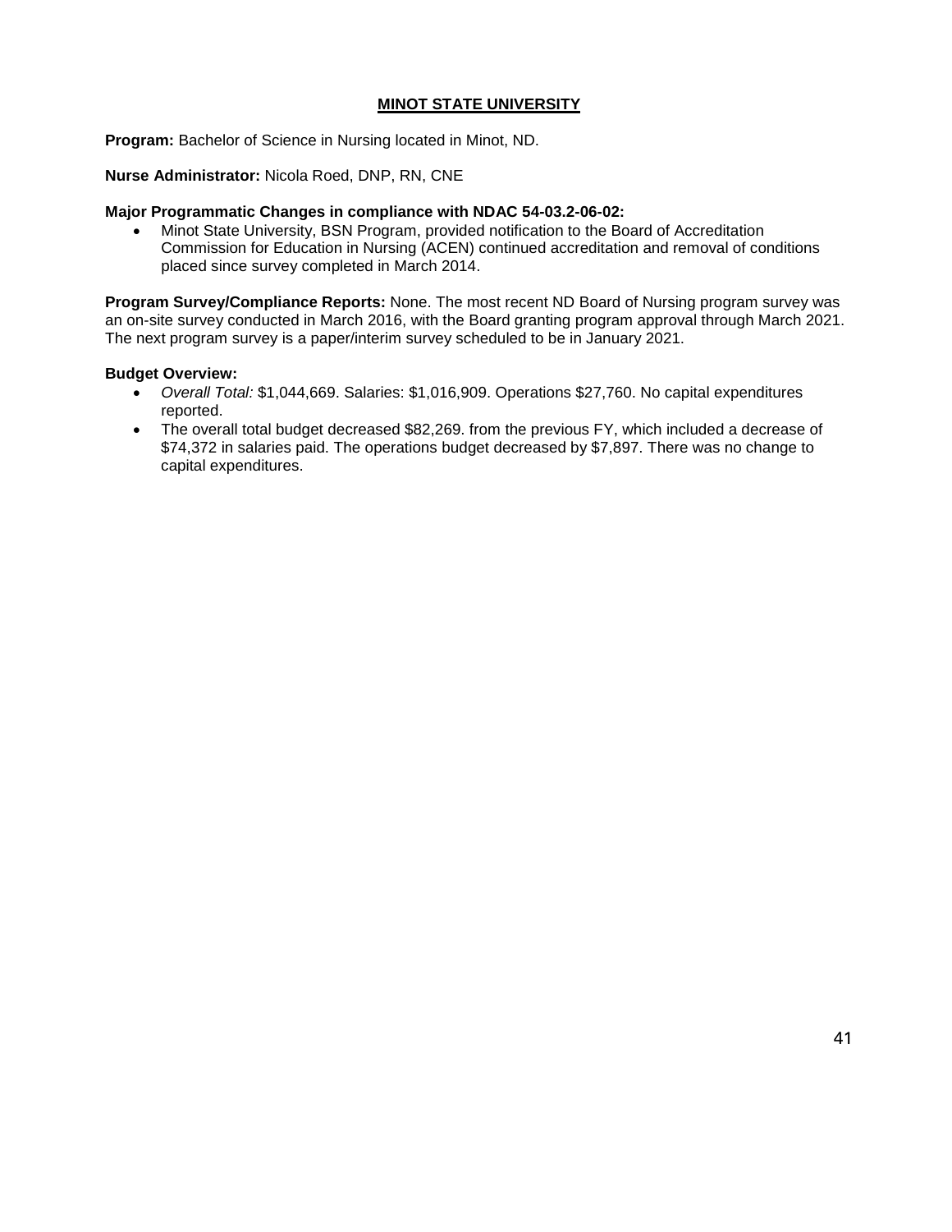## MINOT STATE UNIVERSITY

**Program:** Bachelor of Science in Nursing located in Minot, ND.

**Nurse Administrator:** Nicola Roed, DNP, RN, CNE

**Major Programmatic Changes in compliance with NDAC 54-03.2-06-02:**

- Minot State University, BSN Program, provided notification to the Board of Accreditation Commission for Education in Nursing (ACEN) continued accreditation and removal of conditions placed since survey completed in March 2014.

**Program Survey/Compliance Reports:** None. The most recent ND Board of Nursing program survey was an on-site survey conducted in March 2016, with the Board granting program approval through March 2021. The next program survey is a paper/interim survey scheduled to be in January 2021.

**Budget Overview:**

- *Overall Total:* $1,044,669. Salaries: $1,016,909. Operations $27,760. No capital expenditures reported.
- The overall total budget decreased $82,269. from the previous FY, which included a decrease of $74,372 in salaries paid. The operations budget decreased by $7,897. There was no change to capital expenditures.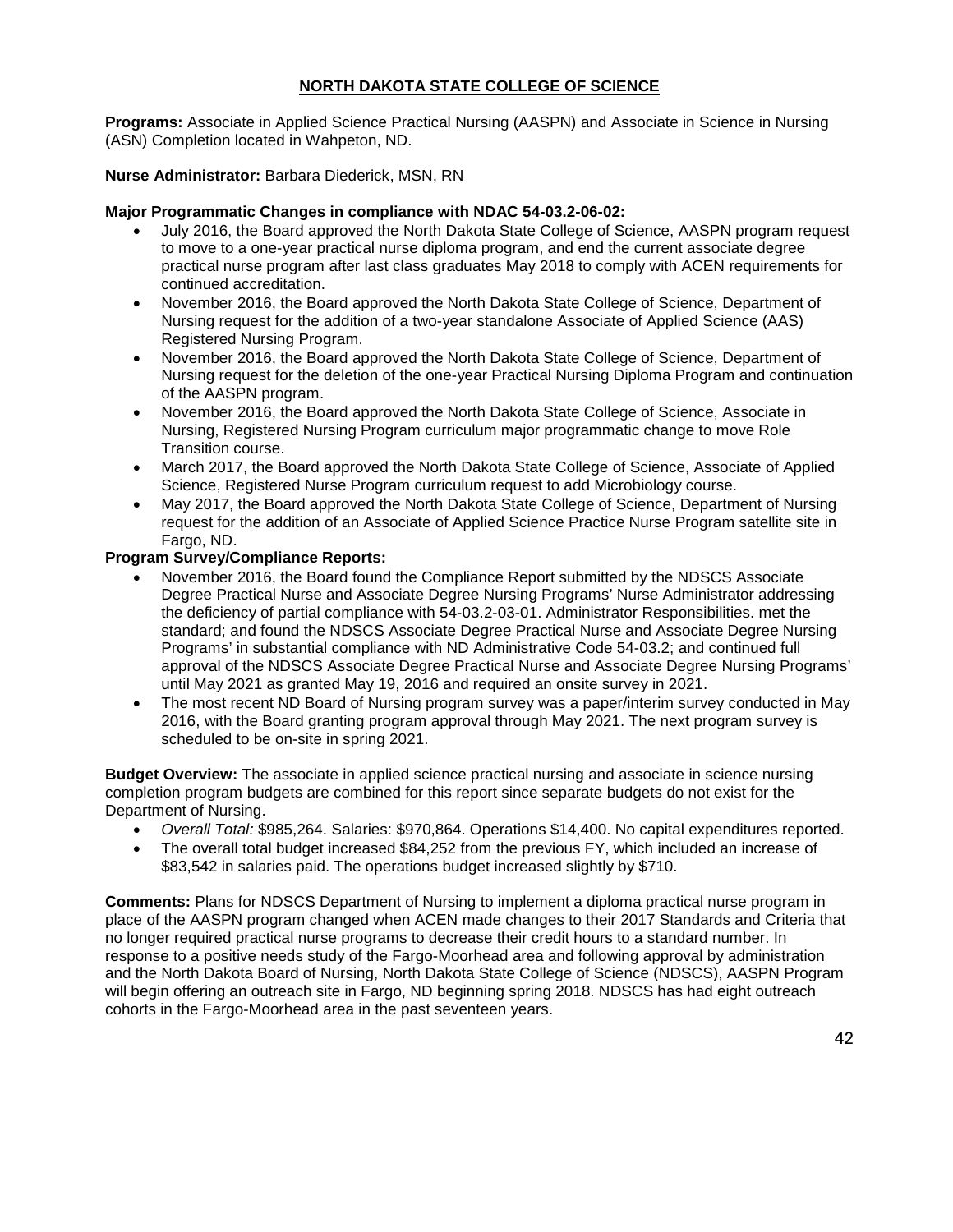## NORTH DAKOTA STATE COLLEGE OF SCIENCE

**Programs:** Associate in Applied Science Practical Nursing (AASPN) and Associate in Science in Nursing (ASN) Completion located in Wahpeton, ND.

**Nurse Administrator:** Barbara Diederick, MSN, RN

**Major Programmatic Changes in compliance with NDAC 54-03.2-06-02:**

- July 2016, the Board approved the North Dakota State College of Science, AASPN program request to move to a one-year practical nurse diploma program, and end the current associate degree practical nurse program after last class graduates May 2018 to comply with ACEN requirements for continued accreditation.
- November 2016, the Board approved the North Dakota State College of Science, Department of Nursing request for the addition of a two-year standalone Associate of Applied Science (AAS) Registered Nursing Program.
- November 2016, the Board approved the North Dakota State College of Science, Department of Nursing request for the deletion of the one-year Practical Nursing Diploma Program and continuation of the AASPN program.
- November 2016, the Board approved the North Dakota State College of Science, Associate in Nursing, Registered Nursing Program curriculum major programmatic change to move Role Transition course.
- March 2017, the Board approved the North Dakota State College of Science, Associate of Applied Science, Registered Nurse Program curriculum request to add Microbiology course.
- May 2017, the Board approved the North Dakota State College of Science, Department of Nursing request for the addition of an Associate of Applied Science Practice Nurse Program satellite site in Fargo, ND.

**Program Survey/Compliance Reports:**

- November 2016, the Board found the Compliance Report submitted by the NDSCS Associate Degree Practical Nurse and Associate Degree Nursing Programs' Nurse Administrator addressing the deficiency of partial compliance with 54-03.2-03-01. Administrator Responsibilities. met the standard; and found the NDSCS Associate Degree Practical Nurse and Associate Degree Nursing Programs' in substantial compliance with ND Administrative Code 54-03.2; and continued full approval of the NDSCS Associate Degree Practical Nurse and Associate Degree Nursing Programs' until May 2021 as granted May 19, 2016 and required an onsite survey in 2021.
- The most recent ND Board of Nursing program survey was a paper/interim survey conducted in May 2016, with the Board granting program approval through May 2021. The next program survey is scheduled to be on-site in spring 2021.

**Budget Overview:** The associate in applied science practical nursing and associate in science nursing completion program budgets are combined for this report since separate budgets do not exist for the Department of Nursing.

- *Overall Total:* $985,264. Salaries: $970,864. Operations $14,400. No capital expenditures reported.
- The overall total budget increased $84,252 from the previous FY, which included an increase of $83,542 in salaries paid. The operations budget increased slightly by $710.

**Comments:** Plans for NDSCS Department of Nursing to implement a diploma practical nurse program in place of the AASPN program changed when ACEN made changes to their 2017 Standards and Criteria that no longer required practical nurse programs to decrease their credit hours to a standard number. In response to a positive needs study of the Fargo-Moorhead area and following approval by administration and the North Dakota Board of Nursing, North Dakota State College of Science (NDSCS), AASPN Program will begin offering an outreach site in Fargo, ND beginning spring 2018. NDSCS has had eight outreach cohorts in the Fargo-Moorhead area in the past seventeen years.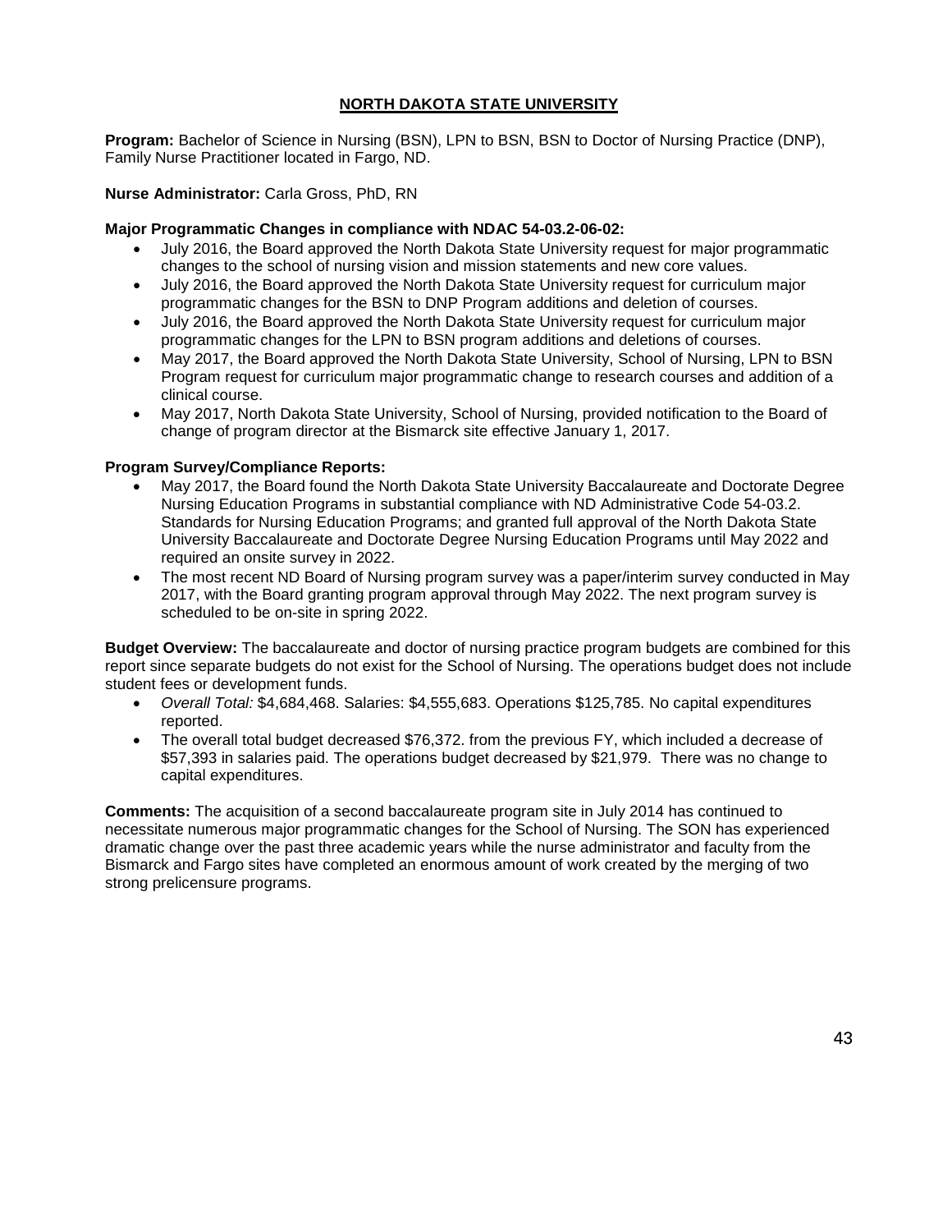## NORTH DAKOTA STATE UNIVERSITY

**Program:** Bachelor of Science in Nursing (BSN), LPN to BSN, BSN to Doctor of Nursing Practice (DNP), Family Nurse Practitioner located in Fargo, ND.

**Nurse Administrator:** Carla Gross, PhD, RN

**Major Programmatic Changes in compliance with NDAC 54-03.2-06-02:**

- July 2016, the Board approved the North Dakota State University request for major programmatic changes to the school of nursing vision and mission statements and new core values.
- July 2016, the Board approved the North Dakota State University request for curriculum major programmatic changes for the BSN to DNP Program additions and deletion of courses.
- July 2016, the Board approved the North Dakota State University request for curriculum major programmatic changes for the LPN to BSN program additions and deletions of courses.
- May 2017, the Board approved the North Dakota State University, School of Nursing, LPN to BSN Program request for curriculum major programmatic change to research courses and addition of a clinical course.
- May 2017, North Dakota State University, School of Nursing, provided notification to the Board of change of program director at the Bismarck site effective January 1, 2017.

**Program Survey/Compliance Reports:**

- May 2017, the Board found the North Dakota State University Baccalaureate and Doctorate Degree Nursing Education Programs in substantial compliance with ND Administrative Code 54-03.2. Standards for Nursing Education Programs; and granted full approval of the North Dakota State University Baccalaureate and Doctorate Degree Nursing Education Programs until May 2022 and required an onsite survey in 2022.
- The most recent ND Board of Nursing program survey was a paper/interim survey conducted in May 2017, with the Board granting program approval through May 2022. The next program survey is scheduled to be on-site in spring 2022.

**Budget Overview:** The baccalaureate and doctor of nursing practice program budgets are combined for this report since separate budgets do not exist for the School of Nursing. The operations budget does not include student fees or development funds.

- *Overall Total:* $4,684,468. Salaries: $4,555,683. Operations $125,785. No capital expenditures reported.
- The overall total budget decreased $76,372. from the previous FY, which included a decrease of $57,393 in salaries paid. The operations budget decreased by $21,979. There was no change to capital expenditures.

**Comments:** The acquisition of a second baccalaureate program site in July 2014 has continued to necessitate numerous major programmatic changes for the School of Nursing. The SON has experienced dramatic change over the past three academic years while the nurse administrator and faculty from the Bismarck and Fargo sites have completed an enormous amount of work created by the merging of two strong prelicensure programs.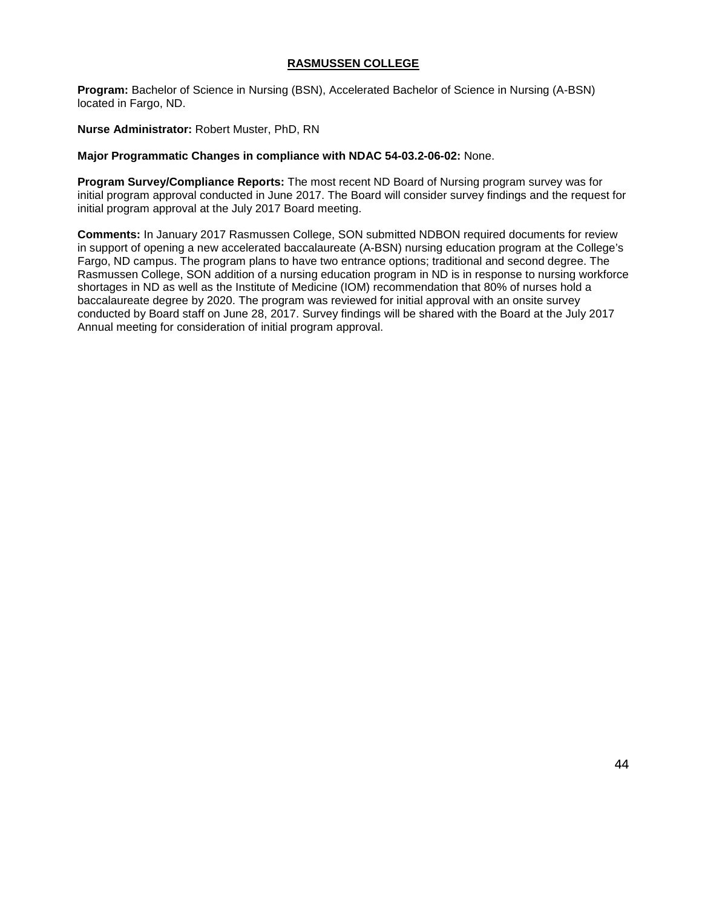## RASMUSSEN COLLEGE

**Program:** Bachelor of Science in Nursing (BSN), Accelerated Bachelor of Science in Nursing (A-BSN) located in Fargo, ND.

**Nurse Administrator:** Robert Muster, PhD, RN

**Major Programmatic Changes in compliance with NDAC 54-03.2-06-02:** None.

**Program Survey/Compliance Reports:** The most recent ND Board of Nursing program survey was for initial program approval conducted in June 2017. The Board will consider survey findings and the request for initial program approval at the July 2017 Board meeting.

**Comments:** In January 2017 Rasmussen College, SON submitted NDBON required documents for review in support of opening a new accelerated baccalaureate (A-BSN) nursing education program at the College's Fargo, ND campus. The program plans to have two entrance options; traditional and second degree. The Rasmussen College, SON addition of a nursing education program in ND is in response to nursing workforce shortages in ND as well as the Institute of Medicine (IOM) recommendation that 80% of nurses hold a baccalaureate degree by 2020. The program was reviewed for initial approval with an onsite survey conducted by Board staff on June 28, 2017. Survey findings will be shared with the Board at the July 2017 Annual meeting for consideration of initial program approval.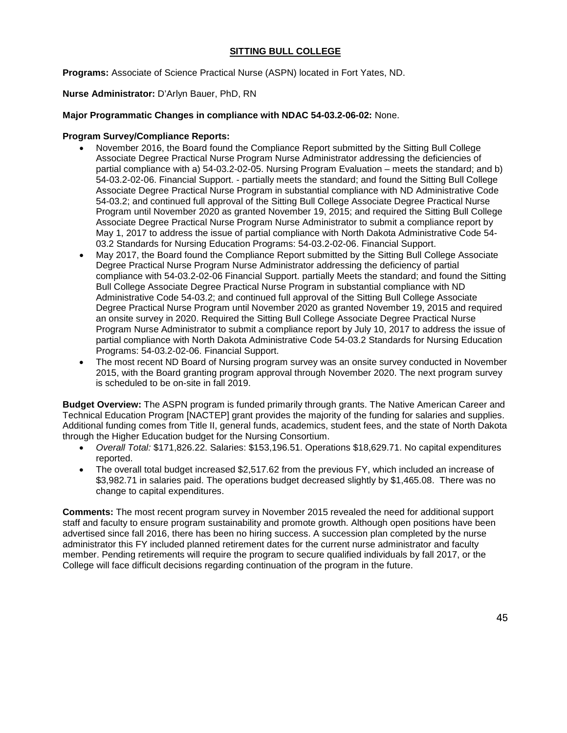## SITTING BULL COLLEGE

**Programs:** Associate of Science Practical Nurse (ASPN) located in Fort Yates, ND.

**Nurse Administrator:** D'Arlyn Bauer, PhD, RN

**Major Programmatic Changes in compliance with NDAC 54-03.2-06-02:** None.

**Program Survey/Compliance Reports:**

- November 2016, the Board found the Compliance Report submitted by the Sitting Bull College Associate Degree Practical Nurse Program Nurse Administrator addressing the deficiencies of partial compliance with a) 54-03.2-02-05. Nursing Program Evaluation – meets the standard; and b) 54-03.2-02-06. Financial Support. - partially meets the standard; and found the Sitting Bull College Associate Degree Practical Nurse Program in substantial compliance with ND Administrative Code 54-03.2; and continued full approval of the Sitting Bull College Associate Degree Practical Nurse Program until November 2020 as granted November 19, 2015; and required the Sitting Bull College Associate Degree Practical Nurse Program Nurse Administrator to submit a compliance report by May 1, 2017 to address the issue of partial compliance with North Dakota Administrative Code 54-03.2 Standards for Nursing Education Programs: 54-03.2-02-06. Financial Support.
- May 2017, the Board found the Compliance Report submitted by the Sitting Bull College Associate Degree Practical Nurse Program Nurse Administrator addressing the deficiency of partial compliance with 54-03.2-02-06 Financial Support. partially Meets the standard; and found the Sitting Bull College Associate Degree Practical Nurse Program in substantial compliance with ND Administrative Code 54-03.2; and continued full approval of the Sitting Bull College Associate Degree Practical Nurse Program until November 2020 as granted November 19, 2015 and required an onsite survey in 2020. Required the Sitting Bull College Associate Degree Practical Nurse Program Nurse Administrator to submit a compliance report by July 10, 2017 to address the issue of partial compliance with North Dakota Administrative Code 54-03.2 Standards for Nursing Education Programs: 54-03.2-02-06. Financial Support.
- The most recent ND Board of Nursing program survey was an onsite survey conducted in November 2015, with the Board granting program approval through November 2020. The next program survey is scheduled to be on-site in fall 2019.

**Budget Overview:** The ASPN program is funded primarily through grants. The Native American Career and Technical Education Program [NACTEP] grant provides the majority of the funding for salaries and supplies. Additional funding comes from Title II, general funds, academics, student fees, and the state of North Dakota through the Higher Education budget for the Nursing Consortium.

- *Overall Total:* $171,826.22. Salaries: $153,196.51. Operations $18,629.71. No capital expenditures reported.
- The overall total budget increased $2,517.62 from the previous FY, which included an increase of $3,982.71 in salaries paid. The operations budget decreased slightly by $1,465.08. There was no change to capital expenditures.

**Comments:** The most recent program survey in November 2015 revealed the need for additional support staff and faculty to ensure program sustainability and promote growth. Although open positions have been advertised since fall 2016, there has been no hiring success. A succession plan completed by the nurse administrator this FY included planned retirement dates for the current nurse administrator and faculty member. Pending retirements will require the program to secure qualified individuals by fall 2017, or the College will face difficult decisions regarding continuation of the program in the future.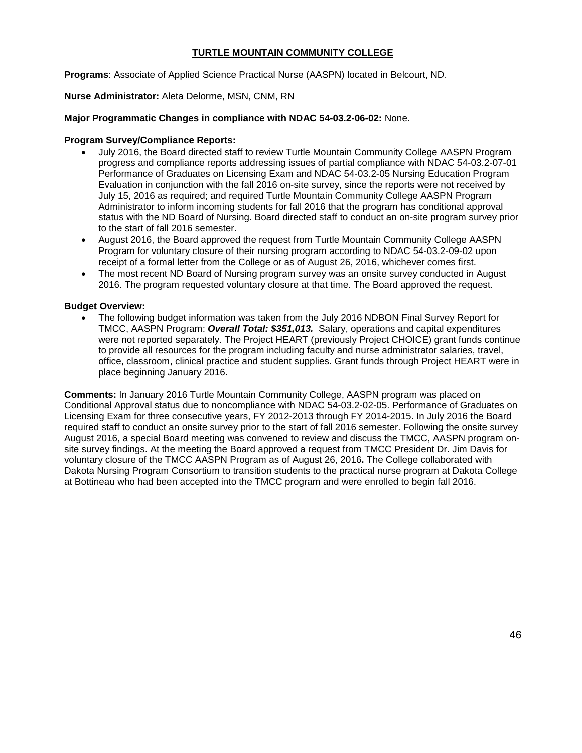## TURTLE MOUNTAIN COMMUNITY COLLEGE

**Programs**: Associate of Applied Science Practical Nurse (AASPN) located in Belcourt, ND.

**Nurse Administrator:** Aleta Delorme, MSN, CNM, RN

**Major Programmatic Changes in compliance with NDAC 54-03.2-06-02:** None.

**Program Survey/Compliance Reports:**

- July 2016, the Board directed staff to review Turtle Mountain Community College AASPN Program progress and compliance reports addressing issues of partial compliance with NDAC 54-03.2-07-01 Performance of Graduates on Licensing Exam and NDAC 54-03.2-05 Nursing Education Program Evaluation in conjunction with the fall 2016 on-site survey, since the reports were not received by July 15, 2016 as required; and required Turtle Mountain Community College AASPN Program Administrator to inform incoming students for fall 2016 that the program has conditional approval status with the ND Board of Nursing. Board directed staff to conduct an on-site program survey prior to the start of fall 2016 semester.
- August 2016, the Board approved the request from Turtle Mountain Community College AASPN Program for voluntary closure of their nursing program according to NDAC 54-03.2-09-02 upon receipt of a formal letter from the College or as of August 26, 2016, whichever comes first.
- The most recent ND Board of Nursing program survey was an onsite survey conducted in August 2016. The program requested voluntary closure at that time. The Board approved the request.

**Budget Overview:**

- The following budget information was taken from the July 2016 NDBON Final Survey Report for TMCC, AASPN Program: ***Overall Total: $351,013.*** Salary, operations and capital expenditures were not reported separately. The Project HEART (previously Project CHOICE) grant funds continue to provide all resources for the program including faculty and nurse administrator salaries, travel, office, classroom, clinical practice and student supplies. Grant funds through Project HEART were in place beginning January 2016.

**Comments:** In January 2016 Turtle Mountain Community College, AASPN program was placed on Conditional Approval status due to noncompliance with NDAC 54-03.2-02-05. Performance of Graduates on Licensing Exam for three consecutive years, FY 2012-2013 through FY 2014-2015. In July 2016 the Board required staff to conduct an onsite survey prior to the start of fall 2016 semester. Following the onsite survey August 2016, a special Board meeting was convened to review and discuss the TMCC, AASPN program on-site survey findings. At the meeting the Board approved a request from TMCC President Dr. Jim Davis for voluntary closure of the TMCC AASPN Program as of August 26, 2016**.** The College collaborated with Dakota Nursing Program Consortium to transition students to the practical nurse program at Dakota College at Bottineau who had been accepted into the TMCC program and were enrolled to begin fall 2016.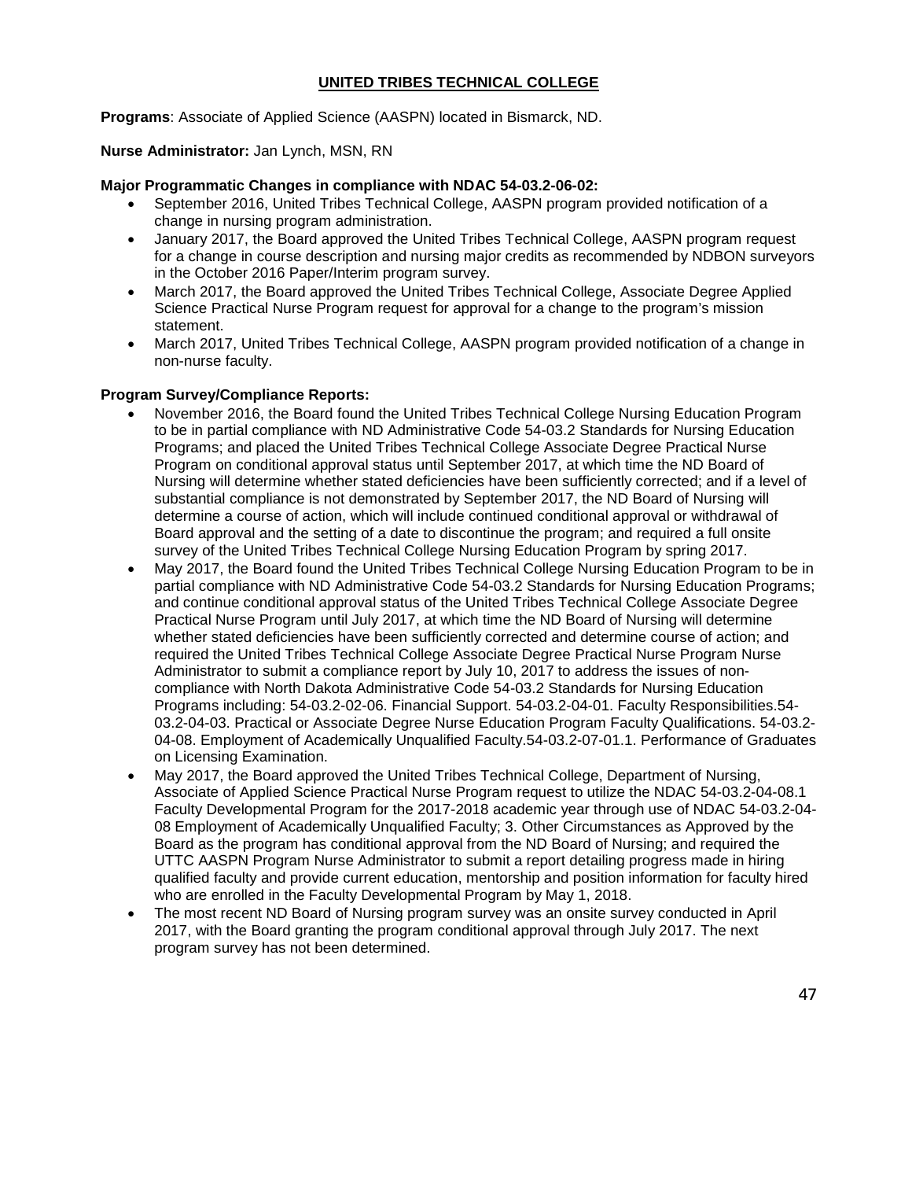# UNITED TRIBES TECHNICAL COLLEGE

**Programs**: Associate of Applied Science (AASPN) located in Bismarck, ND.

**Nurse Administrator:** Jan Lynch, MSN, RN

**Major Programmatic Changes in compliance with NDAC 54-03.2-06-02:**

- September 2016, United Tribes Technical College, AASPN program provided notification of a change in nursing program administration.
- January 2017, the Board approved the United Tribes Technical College, AASPN program request for a change in course description and nursing major credits as recommended by NDBON surveyors in the October 2016 Paper/Interim program survey.
- March 2017, the Board approved the United Tribes Technical College, Associate Degree Applied Science Practical Nurse Program request for approval for a change to the program's mission statement.
- March 2017, United Tribes Technical College, AASPN program provided notification of a change in non-nurse faculty.

**Program Survey/Compliance Reports:**

- November 2016, the Board found the United Tribes Technical College Nursing Education Program to be in partial compliance with ND Administrative Code 54-03.2 Standards for Nursing Education Programs; and placed the United Tribes Technical College Associate Degree Practical Nurse Program on conditional approval status until September 2017, at which time the ND Board of Nursing will determine whether stated deficiencies have been sufficiently corrected; and if a level of substantial compliance is not demonstrated by September 2017, the ND Board of Nursing will determine a course of action, which will include continued conditional approval or withdrawal of Board approval and the setting of a date to discontinue the program; and required a full onsite survey of the United Tribes Technical College Nursing Education Program by spring 2017.
- May 2017, the Board found the United Tribes Technical College Nursing Education Program to be in partial compliance with ND Administrative Code 54-03.2 Standards for Nursing Education Programs; and continue conditional approval status of the United Tribes Technical College Associate Degree Practical Nurse Program until July 2017, at which time the ND Board of Nursing will determine whether stated deficiencies have been sufficiently corrected and determine course of action; and required the United Tribes Technical College Associate Degree Practical Nurse Program Nurse Administrator to submit a compliance report by July 10, 2017 to address the issues of non-compliance with North Dakota Administrative Code 54-03.2 Standards for Nursing Education Programs including: 54-03.2-02-06. Financial Support. 54-03.2-04-01. Faculty Responsibilities.54-03.2-04-03. Practical or Associate Degree Nurse Education Program Faculty Qualifications. 54-03.2-04-08. Employment of Academically Unqualified Faculty.54-03.2-07-01.1. Performance of Graduates on Licensing Examination.
- May 2017, the Board approved the United Tribes Technical College, Department of Nursing, Associate of Applied Science Practical Nurse Program request to utilize the NDAC 54-03.2-04-08.1 Faculty Developmental Program for the 2017-2018 academic year through use of NDAC 54-03.2-04-08 Employment of Academically Unqualified Faculty; 3. Other Circumstances as Approved by the Board as the program has conditional approval from the ND Board of Nursing; and required the UTTC AASPN Program Nurse Administrator to submit a report detailing progress made in hiring qualified faculty and provide current education, mentorship and position information for faculty hired who are enrolled in the Faculty Developmental Program by May 1, 2018.
- The most recent ND Board of Nursing program survey was an onsite survey conducted in April 2017, with the Board granting the program conditional approval through July 2017. The next program survey has not been determined.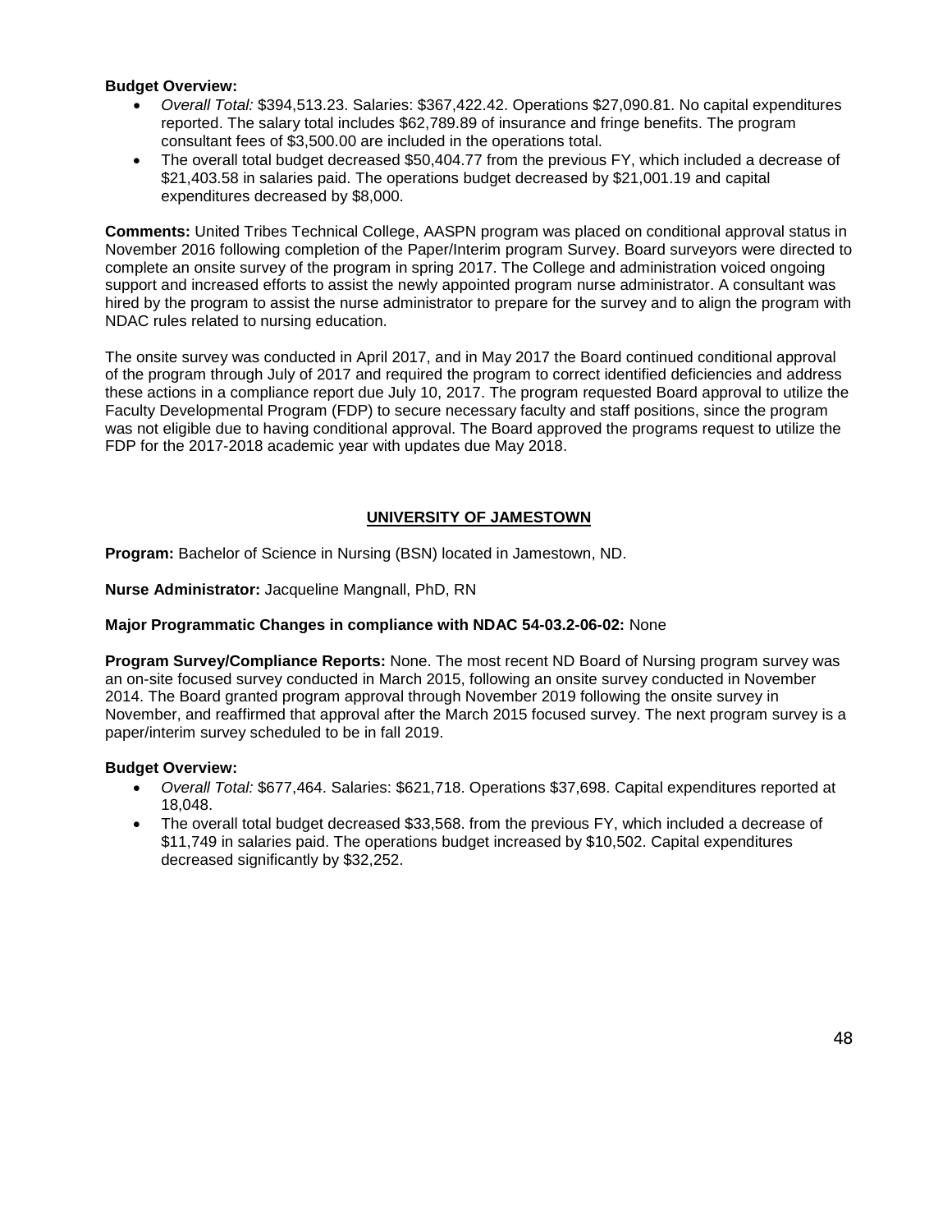**Budget Overview:**

- *Overall Total:* $394,513.23. Salaries: $367,422.42. Operations $27,090.81. No capital expenditures reported. The salary total includes $62,789.89 of insurance and fringe benefits. The program consultant fees of $3,500.00 are included in the operations total.
- The overall total budget decreased $50,404.77 from the previous FY, which included a decrease of $21,403.58 in salaries paid. The operations budget decreased by $21,001.19 and capital expenditures decreased by $8,000.

**Comments:** United Tribes Technical College, AASPN program was placed on conditional approval status in November 2016 following completion of the Paper/Interim program Survey. Board surveyors were directed to complete an onsite survey of the program in spring 2017. The College and administration voiced ongoing support and increased efforts to assist the newly appointed program nurse administrator. A consultant was hired by the program to assist the nurse administrator to prepare for the survey and to align the program with NDAC rules related to nursing education.

The onsite survey was conducted in April 2017, and in May 2017 the Board continued conditional approval of the program through July of 2017 and required the program to correct identified deficiencies and address these actions in a compliance report due July 10, 2017. The program requested Board approval to utilize the Faculty Developmental Program (FDP) to secure necessary faculty and staff positions, since the program was not eligible due to having conditional approval. The Board approved the programs request to utilize the FDP for the 2017-2018 academic year with updates due May 2018.

## UNIVERSITY OF JAMESTOWN

**Program:** Bachelor of Science in Nursing (BSN) located in Jamestown, ND.

**Nurse Administrator:** Jacqueline Mangnall, PhD, RN

**Major Programmatic Changes in compliance with NDAC 54-03.2-06-02:** None

**Program Survey/Compliance Reports:** None. The most recent ND Board of Nursing program survey was an on-site focused survey conducted in March 2015, following an onsite survey conducted in November 2014. The Board granted program approval through November 2019 following the onsite survey in November, and reaffirmed that approval after the March 2015 focused survey. The next program survey is a paper/interim survey scheduled to be in fall 2019.

**Budget Overview:**

- *Overall Total:* $677,464. Salaries: $621,718. Operations $37,698. Capital expenditures reported at 18,048.
- The overall total budget decreased $33,568. from the previous FY, which included a decrease of $11,749 in salaries paid. The operations budget increased by $10,502. Capital expenditures decreased significantly by $32,252.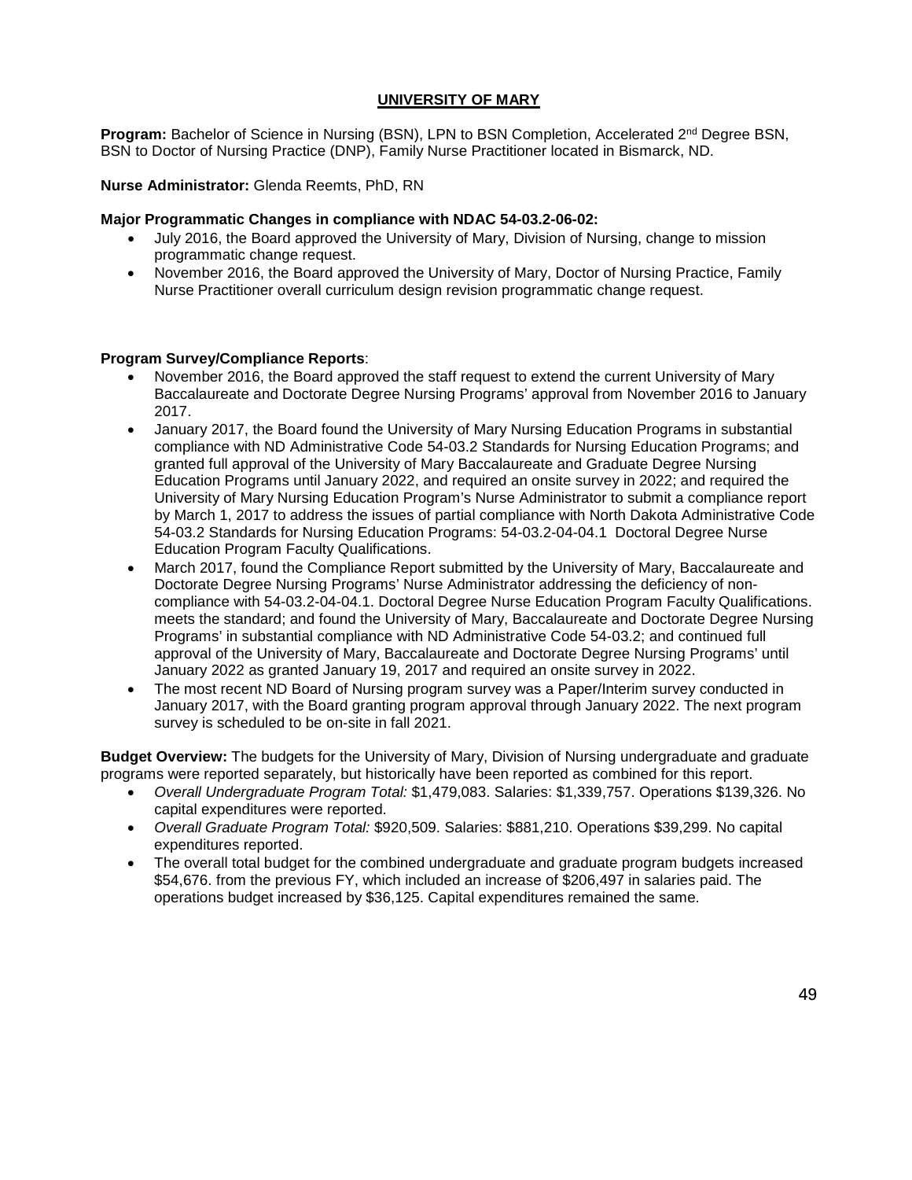## UNIVERSITY OF MARY

**Program:** Bachelor of Science in Nursing (BSN), LPN to BSN Completion, Accelerated 2nd Degree BSN, BSN to Doctor of Nursing Practice (DNP), Family Nurse Practitioner located in Bismarck, ND.

**Nurse Administrator:** Glenda Reemts, PhD, RN

**Major Programmatic Changes in compliance with NDAC 54-03.2-06-02:**

- July 2016, the Board approved the University of Mary, Division of Nursing, change to mission programmatic change request.
- November 2016, the Board approved the University of Mary, Doctor of Nursing Practice, Family Nurse Practitioner overall curriculum design revision programmatic change request.

**Program Survey/Compliance Reports**:

- November 2016, the Board approved the staff request to extend the current University of Mary Baccalaureate and Doctorate Degree Nursing Programs' approval from November 2016 to January 2017.
- January 2017, the Board found the University of Mary Nursing Education Programs in substantial compliance with ND Administrative Code 54-03.2 Standards for Nursing Education Programs; and granted full approval of the University of Mary Baccalaureate and Graduate Degree Nursing Education Programs until January 2022, and required an onsite survey in 2022; and required the University of Mary Nursing Education Program's Nurse Administrator to submit a compliance report by March 1, 2017 to address the issues of partial compliance with North Dakota Administrative Code 54-03.2 Standards for Nursing Education Programs: 54-03.2-04-04.1 Doctoral Degree Nurse Education Program Faculty Qualifications.
- March 2017, found the Compliance Report submitted by the University of Mary, Baccalaureate and Doctorate Degree Nursing Programs' Nurse Administrator addressing the deficiency of non-compliance with 54-03.2-04-04.1. Doctoral Degree Nurse Education Program Faculty Qualifications. meets the standard; and found the University of Mary, Baccalaureate and Doctorate Degree Nursing Programs' in substantial compliance with ND Administrative Code 54-03.2; and continued full approval of the University of Mary, Baccalaureate and Doctorate Degree Nursing Programs' until January 2022 as granted January 19, 2017 and required an onsite survey in 2022.
- The most recent ND Board of Nursing program survey was a Paper/Interim survey conducted in January 2017, with the Board granting program approval through January 2022. The next program survey is scheduled to be on-site in fall 2021.

**Budget Overview:** The budgets for the University of Mary, Division of Nursing undergraduate and graduate programs were reported separately, but historically have been reported as combined for this report.

- *Overall Undergraduate Program Total:* $1,479,083. Salaries: $1,339,757. Operations $139,326. No capital expenditures were reported.
- *Overall Graduate Program Total:* $920,509. Salaries: $881,210. Operations $39,299. No capital expenditures reported.
- The overall total budget for the combined undergraduate and graduate program budgets increased $54,676. from the previous FY, which included an increase of $206,497 in salaries paid. The operations budget increased by $36,125. Capital expenditures remained the same.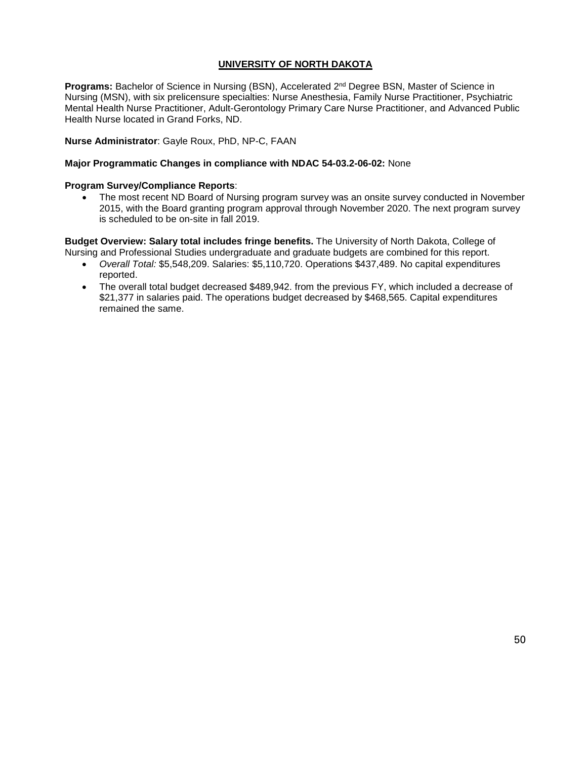## UNIVERSITY OF NORTH DAKOTA

**Programs:** Bachelor of Science in Nursing (BSN), Accelerated 2nd Degree BSN, Master of Science in Nursing (MSN), with six prelicensure specialties: Nurse Anesthesia, Family Nurse Practitioner, Psychiatric Mental Health Nurse Practitioner, Adult-Gerontology Primary Care Nurse Practitioner, and Advanced Public Health Nurse located in Grand Forks, ND.

**Nurse Administrator**: Gayle Roux, PhD, NP-C, FAAN

**Major Programmatic Changes in compliance with NDAC 54-03.2-06-02:** None

**Program Survey/Compliance Reports**:

- The most recent ND Board of Nursing program survey was an onsite survey conducted in November 2015, with the Board granting program approval through November 2020. The next program survey is scheduled to be on-site in fall 2019.

**Budget Overview: Salary total includes fringe benefits.** The University of North Dakota, College of Nursing and Professional Studies undergraduate and graduate budgets are combined for this report.

- *Overall Total:* $5,548,209. Salaries: $5,110,720. Operations $437,489. No capital expenditures reported.
- The overall total budget decreased $489,942. from the previous FY, which included a decrease of $21,377 in salaries paid. The operations budget decreased by $468,565. Capital expenditures remained the same.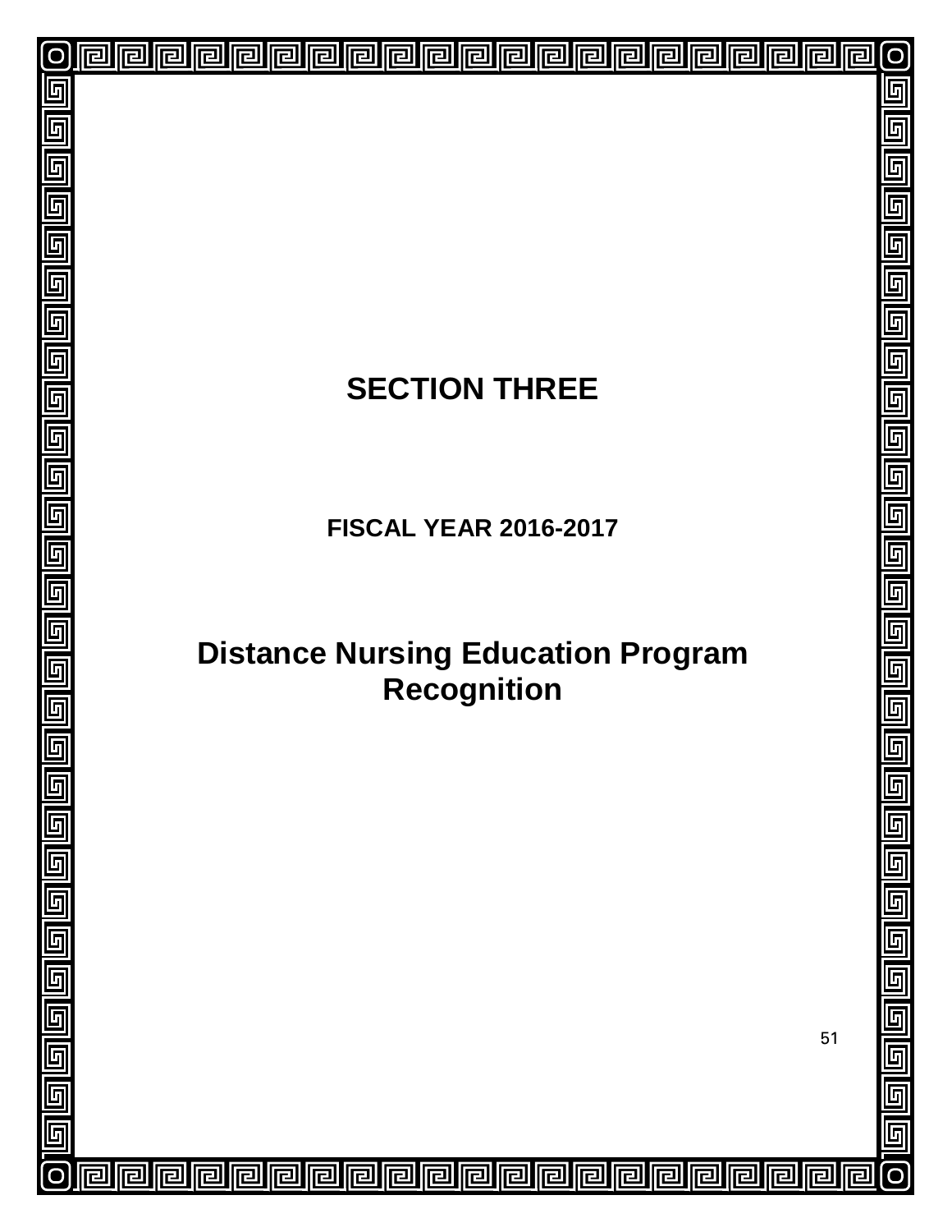# SECTION THREE

## FISCAL YEAR 2016-2017

# Distance Nursing Education Program Recognition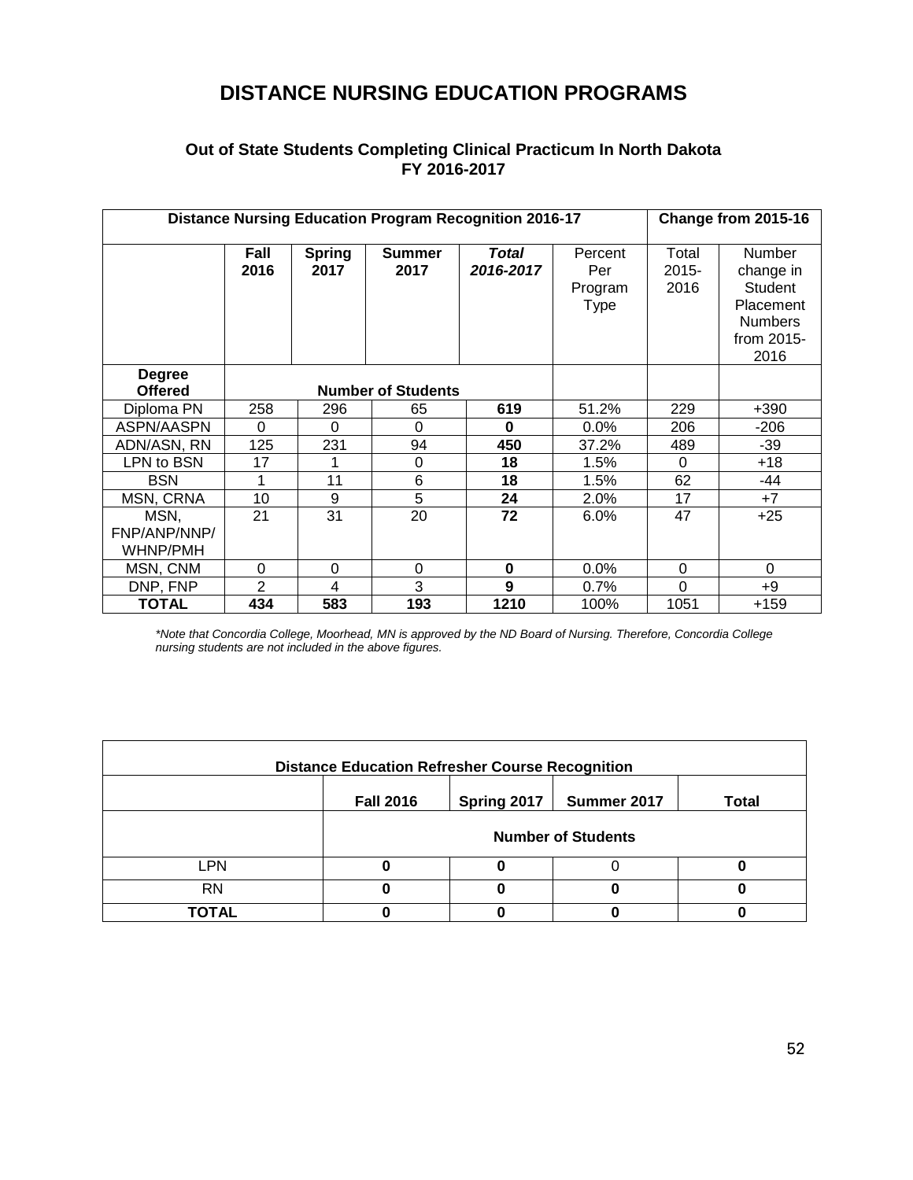# DISTANCE NURSING EDUCATION PROGRAMS

### Out of State Students Completing Clinical Practicum In North Dakota FY 2016-2017

| Distance Nursing Education Program Recognition 2016-17 | | | | | | Change from 2015-16 | |
|---|---|---|---|---|---|---|---|
| | **Fall 2016** | **Spring 2017** | **Summer 2017** | ***Total 2016-2017*** | Percent Per Program Type | Total 2015-2016 | Number change in Student Placement Numbers from 2015-2016 |
| **Degree Offered** | **Number of Students** | | | | | | |
| Diploma PN | 258 | 296 | 65 | **619** | 51.2% | 229 | +390 |
| ASPN/AASPN | 0 | 0 | 0 | **0** | 0.0% | 206 | -206 |
| ADN/ASN, RN | 125 | 231 | 94 | **450** | 37.2% | 489 | -39 |
| LPN to BSN | 17 | 1 | 0 | **18** | 1.5% | 0 | +18 |
| BSN | 1 | 11 | 6 | **18** | 1.5% | 62 | -44 |
| MSN, CRNA | 10 | 9 | 5 | **24** | 2.0% | 17 | +7 |
| MSN, FNP/ANP/NNP/ WHNP/PMH | 21 | 31 | 20 | **72** | 6.0% | 47 | +25 |
| MSN, CNM | 0 | 0 | 0 | **0** | 0.0% | 0 | 0 |
| DNP, FNP | 2 | 4 | 3 | **9** | 0.7% | 0 | +9 |
| **TOTAL** | **434** | **583** | **193** | **1210** | 100% | 1051 | +159 |

*\*Note that Concordia College, Moorhead, MN is approved by the ND Board of Nursing. Therefore, Concordia College nursing students are not included in the above figures.*

| Distance Education Refresher Course Recognition | | | | |
|---|---|---|---|---|
| | **Fall 2016** | **Spring 2017** | **Summer 2017** | **Total** |
| | **Number of Students** | | | |
| LPN | **0** | **0** | 0 | **0** |
| RN | **0** | **0** | **0** | **0** |
| **TOTAL** | **0** | **0** | **0** | **0** |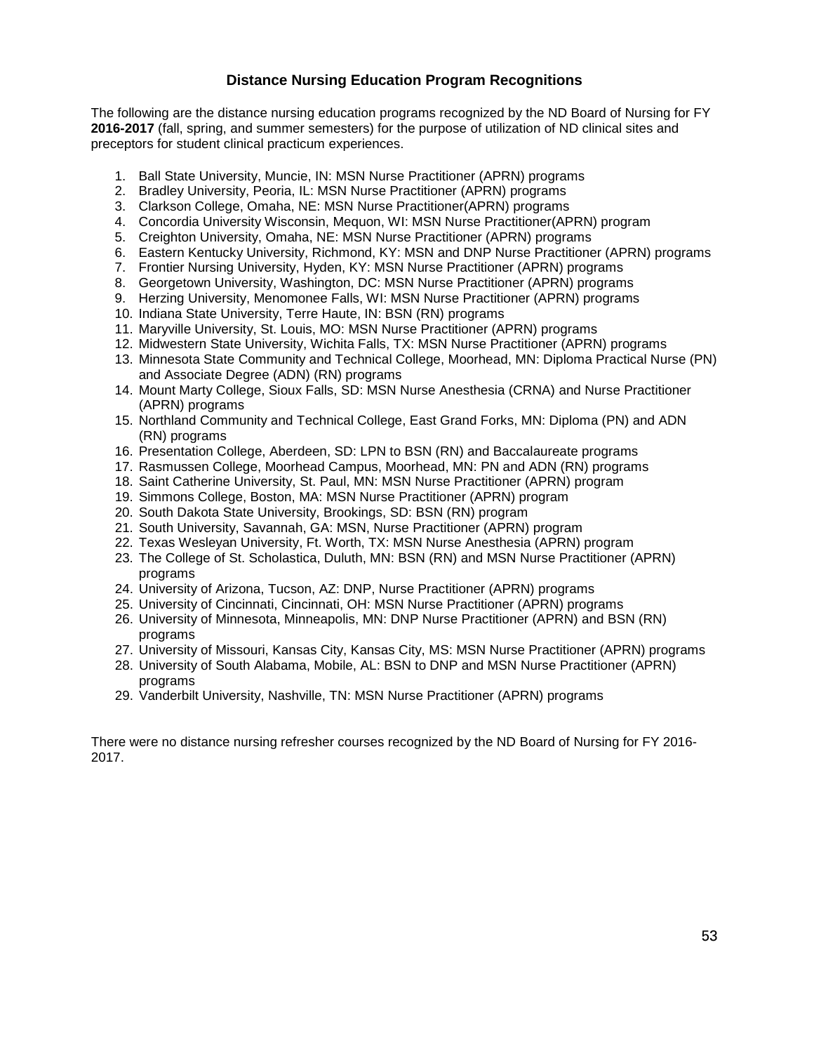# Distance Nursing Education Program Recognitions

The following are the distance nursing education programs recognized by the ND Board of Nursing for FY **2016-2017** (fall, spring, and summer semesters) for the purpose of utilization of ND clinical sites and preceptors for student clinical practicum experiences.

1. Ball State University, Muncie, IN: MSN Nurse Practitioner (APRN) programs
2. Bradley University, Peoria, IL: MSN Nurse Practitioner (APRN) programs
3. Clarkson College, Omaha, NE: MSN Nurse Practitioner(APRN) programs
4. Concordia University Wisconsin, Mequon, WI: MSN Nurse Practitioner(APRN) program
5. Creighton University, Omaha, NE: MSN Nurse Practitioner (APRN) programs
6. Eastern Kentucky University, Richmond, KY: MSN and DNP Nurse Practitioner (APRN) programs
7. Frontier Nursing University, Hyden, KY: MSN Nurse Practitioner (APRN) programs
8. Georgetown University, Washington, DC: MSN Nurse Practitioner (APRN) programs
9. Herzing University, Menomonee Falls, WI: MSN Nurse Practitioner (APRN) programs
10. Indiana State University, Terre Haute, IN: BSN (RN) programs
11. Maryville University, St. Louis, MO: MSN Nurse Practitioner (APRN) programs
12. Midwestern State University, Wichita Falls, TX: MSN Nurse Practitioner (APRN) programs
13. Minnesota State Community and Technical College, Moorhead, MN: Diploma Practical Nurse (PN) and Associate Degree (ADN) (RN) programs
14. Mount Marty College, Sioux Falls, SD: MSN Nurse Anesthesia (CRNA) and Nurse Practitioner (APRN) programs
15. Northland Community and Technical College, East Grand Forks, MN: Diploma (PN) and ADN (RN) programs
16. Presentation College, Aberdeen, SD: LPN to BSN (RN) and Baccalaureate programs
17. Rasmussen College, Moorhead Campus, Moorhead, MN: PN and ADN (RN) programs
18. Saint Catherine University, St. Paul, MN: MSN Nurse Practitioner (APRN) program
19. Simmons College, Boston, MA: MSN Nurse Practitioner (APRN) program
20. South Dakota State University, Brookings, SD: BSN (RN) program
21. South University, Savannah, GA: MSN, Nurse Practitioner (APRN) program
22. Texas Wesleyan University, Ft. Worth, TX: MSN Nurse Anesthesia (APRN) program
23. The College of St. Scholastica, Duluth, MN: BSN (RN) and MSN Nurse Practitioner (APRN) programs
24. University of Arizona, Tucson, AZ: DNP, Nurse Practitioner (APRN) programs
25. University of Cincinnati, Cincinnati, OH: MSN Nurse Practitioner (APRN) programs
26. University of Minnesota, Minneapolis, MN: DNP Nurse Practitioner (APRN) and BSN (RN) programs
27. University of Missouri, Kansas City, Kansas City, MS: MSN Nurse Practitioner (APRN) programs
28. University of South Alabama, Mobile, AL: BSN to DNP and MSN Nurse Practitioner (APRN) programs
29. Vanderbilt University, Nashville, TN: MSN Nurse Practitioner (APRN) programs

There were no distance nursing refresher courses recognized by the ND Board of Nursing for FY 2016-2017.